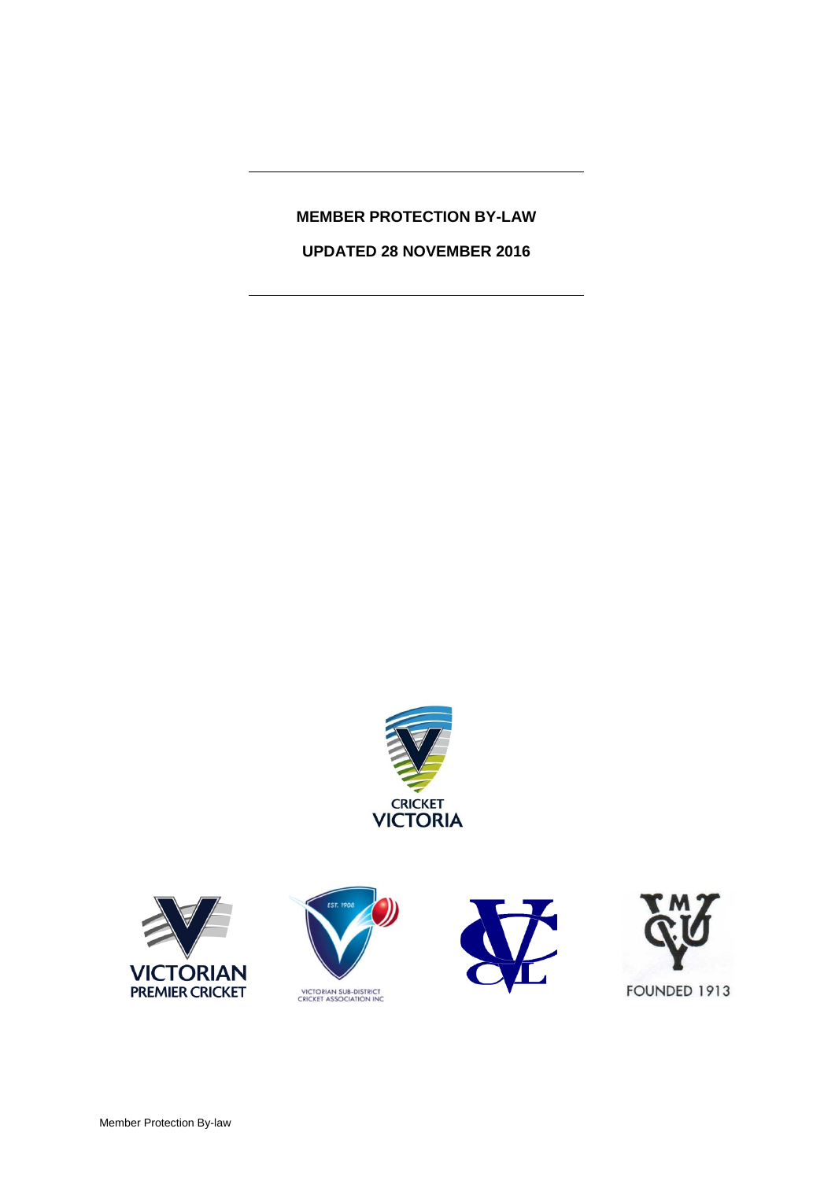# MEMBER PROTECTION BY-LAW

## UPDATED 28 NOVEMBER 2016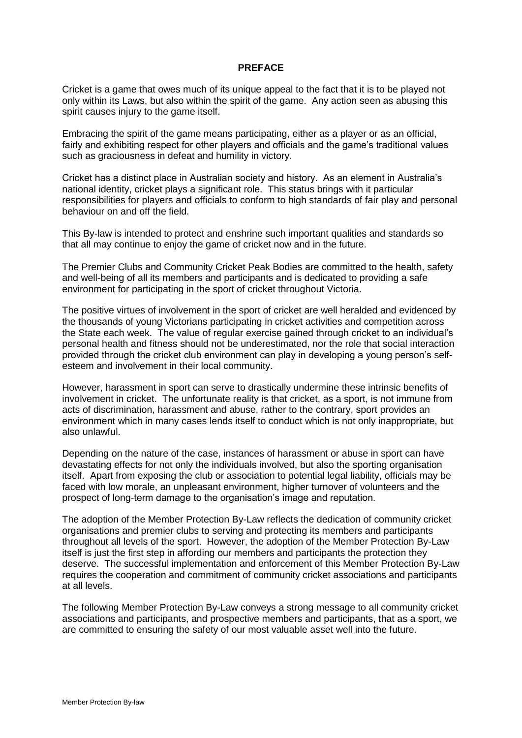## PREFACE

Cricket is a game that owes much of its unique appeal to the fact that it is to be played not only within its Laws, but also within the spirit of the game. Any action seen as abusing this spirit causes injury to the game itself.

Embracing the spirit of the game means participating, either as a player or as an official, fairly and exhibiting respect for other players and officials and the game's traditional values such as graciousness in defeat and humility in victory.

Cricket has a distinct place in Australian society and history. As an element in Australia's national identity, cricket plays a significant role. This status brings with it particular responsibilities for players and officials to conform to high standards of fair play and personal behaviour on and off the field.

This By-law is intended to protect and enshrine such important qualities and standards so that all may continue to enjoy the game of cricket now and in the future.

The Premier Clubs and Community Cricket Peak Bodies are committed to the health, safety and well-being of all its members and participants and is dedicated to providing a safe environment for participating in the sport of cricket throughout Victoria.

The positive virtues of involvement in the sport of cricket are well heralded and evidenced by the thousands of young Victorians participating in cricket activities and competition across the State each week. The value of regular exercise gained through cricket to an individual's personal health and fitness should not be underestimated, nor the role that social interaction provided through the cricket club environment can play in developing a young person's self-esteem and involvement in their local community.

However, harassment in sport can serve to drastically undermine these intrinsic benefits of involvement in cricket. The unfortunate reality is that cricket, as a sport, is not immune from acts of discrimination, harassment and abuse, rather to the contrary, sport provides an environment which in many cases lends itself to conduct which is not only inappropriate, but also unlawful.

Depending on the nature of the case, instances of harassment or abuse in sport can have devastating effects for not only the individuals involved, but also the sporting organisation itself. Apart from exposing the club or association to potential legal liability, officials may be faced with low morale, an unpleasant environment, higher turnover of volunteers and the prospect of long-term damage to the organisation's image and reputation.

The adoption of the Member Protection By-Law reflects the dedication of community cricket organisations and premier clubs to serving and protecting its members and participants throughout all levels of the sport. However, the adoption of the Member Protection By-Law itself is just the first step in affording our members and participants the protection they deserve. The successful implementation and enforcement of this Member Protection By-Law requires the cooperation and commitment of community cricket associations and participants at all levels.

The following Member Protection By-Law conveys a strong message to all community cricket associations and participants, and prospective members and participants, that as a sport, we are committed to ensuring the safety of our most valuable asset well into the future.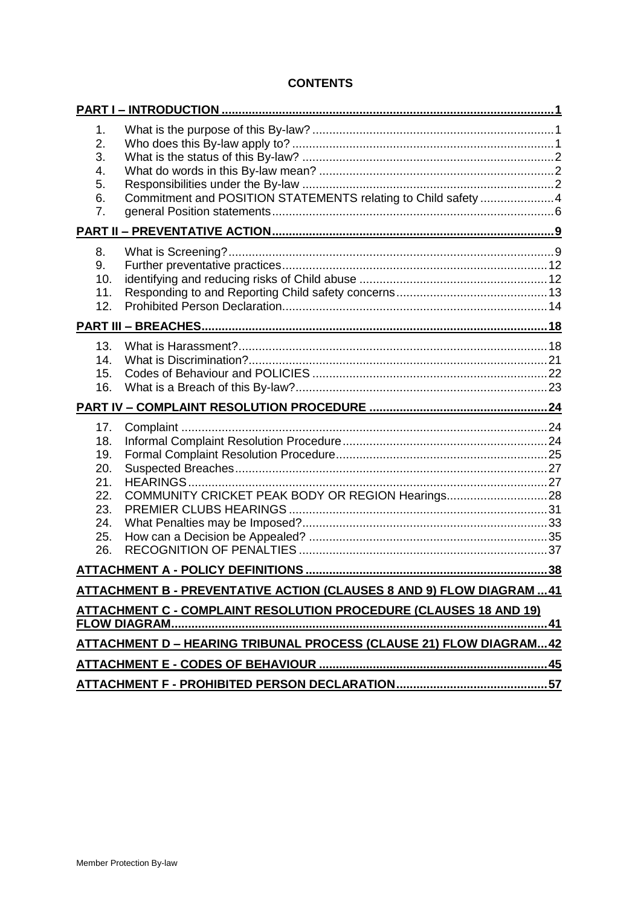# CONTENTS

**PART I – INTRODUCTION** ..... 1

1. What is the purpose of this By-law? ..... 1
2. Who does this By-law apply to? ..... 1
3. What is the status of this By-law? ..... 2
4. What do words in this By-law mean? ..... 2
5. Responsibilities under the By-law ..... 2
6. Commitment and POSITION STATEMENTS relating to Child safety ..... 4
7. general Position statements ..... 6

**PART II – PREVENTATIVE ACTION** ..... 9

8. What is Screening? ..... 9
9. Further preventative practices ..... 12
10. identifying and reducing risks of Child abuse ..... 12
11. Responding to and Reporting Child safety concerns ..... 13
12. Prohibited Person Declaration ..... 14

**PART III – BREACHES** ..... 18

13. What is Harassment? ..... 18
14. What is Discrimination? ..... 21
15. Codes of Behaviour and POLICIES ..... 22
16. What is a Breach of this By-law? ..... 23

**PART IV – COMPLAINT RESOLUTION PROCEDURE** ..... 24

17. Complaint ..... 24
18. Informal Complaint Resolution Procedure ..... 24
19. Formal Complaint Resolution Procedure ..... 25
20. Suspected Breaches ..... 27
21. HEARINGS ..... 27
22. COMMUNITY CRICKET PEAK BODY OR REGION Hearings ..... 28
23. PREMIER CLUBS HEARINGS ..... 31
24. What Penalties may be Imposed? ..... 33
25. How can a Decision be Appealed? ..... 35
26. RECOGNITION OF PENALTIES ..... 37

**ATTACHMENT A - POLICY DEFINITIONS** ..... 38

**ATTACHMENT B - PREVENTATIVE ACTION (CLAUSES 8 AND 9) FLOW DIAGRAM** ..... 41

**ATTACHMENT C - COMPLAINT RESOLUTION PROCEDURE (CLAUSES 18 AND 19) FLOW DIAGRAM** ..... 41

**ATTACHMENT D – HEARING TRIBUNAL PROCESS (CLAUSE 21) FLOW DIAGRAM** ..... 42

**ATTACHMENT E - CODES OF BEHAVIOUR** ..... 45

**ATTACHMENT F - PROHIBITED PERSON DECLARATION** ..... 57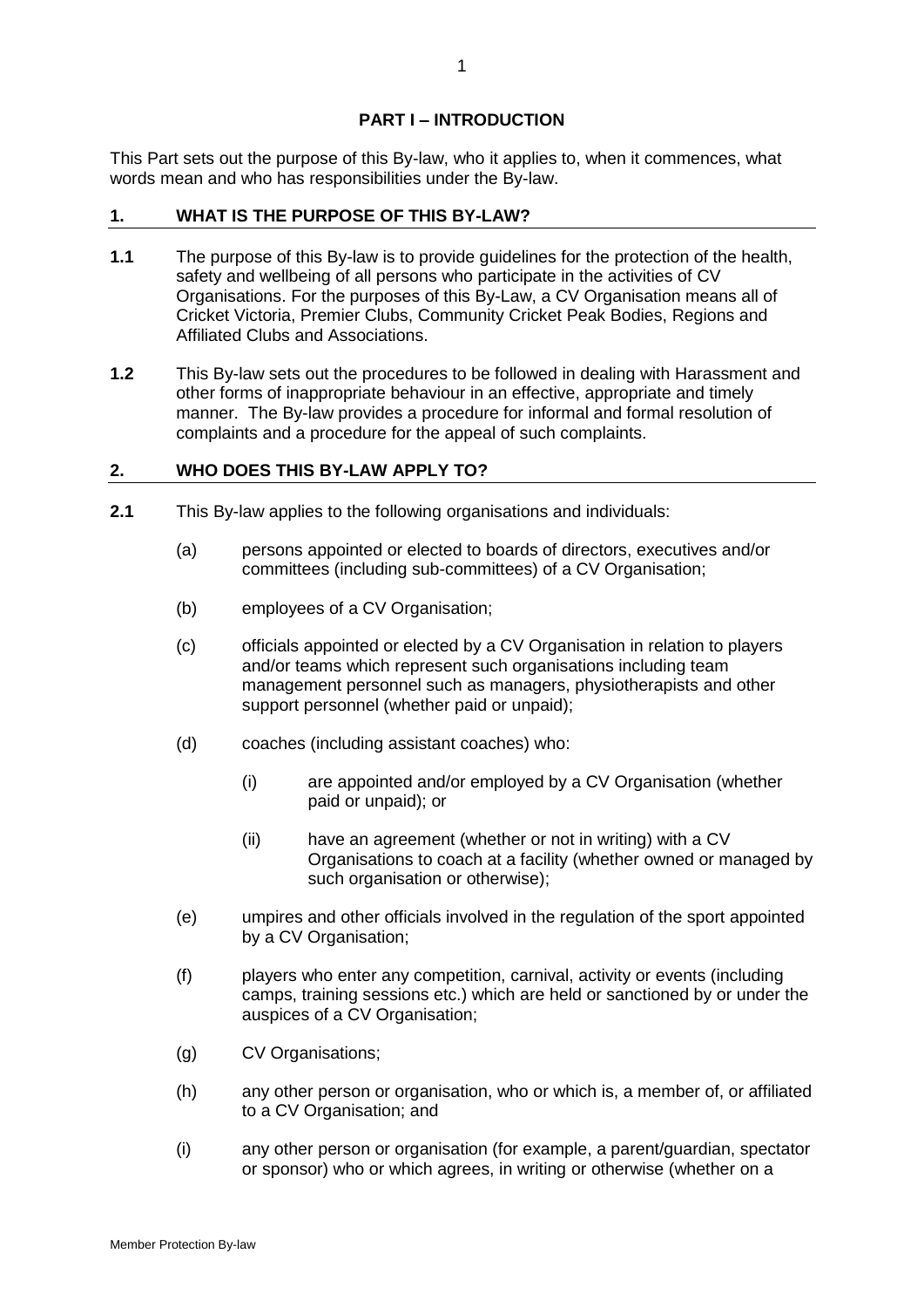## PART I – INTRODUCTION

This Part sets out the purpose of this By-law, who it applies to, when it commences, what words mean and who has responsibilities under the By-law.

### 1. WHAT IS THE PURPOSE OF THIS BY-LAW?

**1.1** The purpose of this By-law is to provide guidelines for the protection of the health, safety and wellbeing of all persons who participate in the activities of CV Organisations. For the purposes of this By-Law, a CV Organisation means all of Cricket Victoria, Premier Clubs, Community Cricket Peak Bodies, Regions and Affiliated Clubs and Associations.

**1.2** This By-law sets out the procedures to be followed in dealing with Harassment and other forms of inappropriate behaviour in an effective, appropriate and timely manner. The By-law provides a procedure for informal and formal resolution of complaints and a procedure for the appeal of such complaints.

### 2. WHO DOES THIS BY-LAW APPLY TO?

**2.1** This By-law applies to the following organisations and individuals:

(a) persons appointed or elected to boards of directors, executives and/or committees (including sub-committees) of a CV Organisation;

(b) employees of a CV Organisation;

(c) officials appointed or elected by a CV Organisation in relation to players and/or teams which represent such organisations including team management personnel such as managers, physiotherapists and other support personnel (whether paid or unpaid);

(d) coaches (including assistant coaches) who:

   (i) are appointed and/or employed by a CV Organisation (whether paid or unpaid); or

   (ii) have an agreement (whether or not in writing) with a CV Organisations to coach at a facility (whether owned or managed by such organisation or otherwise);

(e) umpires and other officials involved in the regulation of the sport appointed by a CV Organisation;

(f) players who enter any competition, carnival, activity or events (including camps, training sessions etc.) which are held or sanctioned by or under the auspices of a CV Organisation;

(g) CV Organisations;

(h) any other person or organisation, who or which is, a member of, or affiliated to a CV Organisation; and

(i) any other person or organisation (for example, a parent/guardian, spectator or sponsor) who or which agrees, in writing or otherwise (whether on a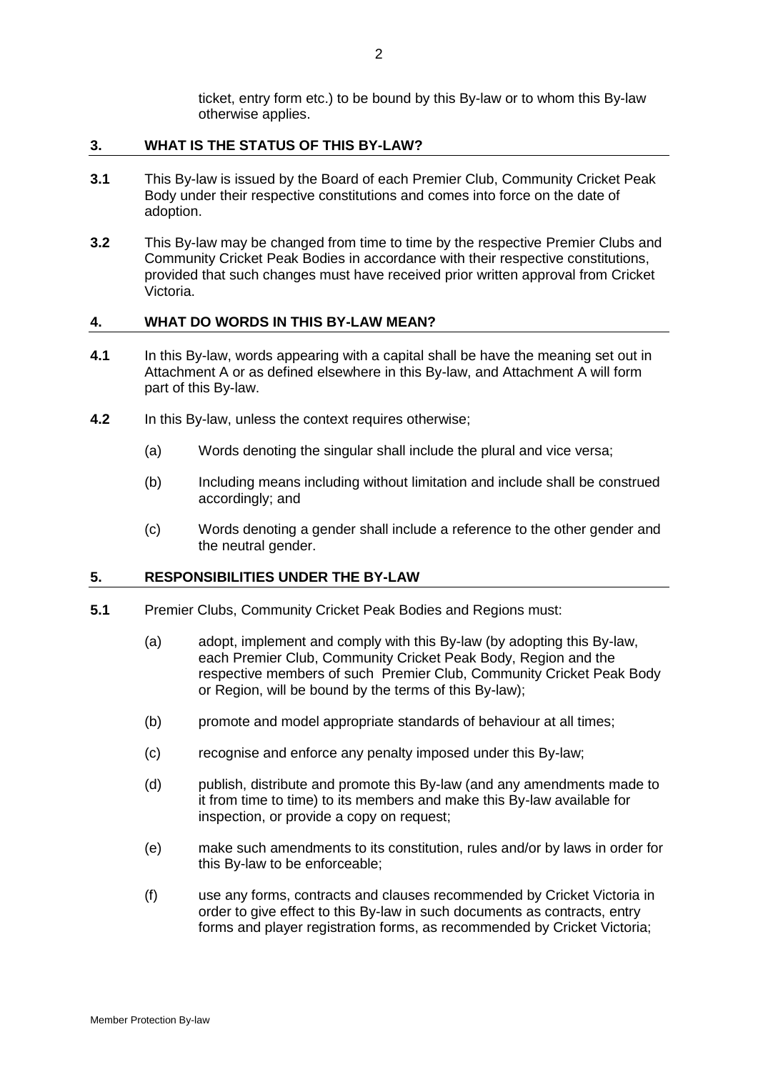ticket, entry form etc.) to be bound by this By-law or to whom this By-law otherwise applies.

## 3. WHAT IS THE STATUS OF THIS BY-LAW?

**3.1** This By-law is issued by the Board of each Premier Club, Community Cricket Peak Body under their respective constitutions and comes into force on the date of adoption.

**3.2** This By-law may be changed from time to time by the respective Premier Clubs and Community Cricket Peak Bodies in accordance with their respective constitutions, provided that such changes must have received prior written approval from Cricket Victoria.

## 4. WHAT DO WORDS IN THIS BY-LAW MEAN?

**4.1** In this By-law, words appearing with a capital shall be have the meaning set out in Attachment A or as defined elsewhere in this By-law, and Attachment A will form part of this By-law.

**4.2** In this By-law, unless the context requires otherwise;

(a) Words denoting the singular shall include the plural and vice versa;

(b) Including means including without limitation and include shall be construed accordingly; and

(c) Words denoting a gender shall include a reference to the other gender and the neutral gender.

## 5. RESPONSIBILITIES UNDER THE BY-LAW

**5.1** Premier Clubs, Community Cricket Peak Bodies and Regions must:

(a) adopt, implement and comply with this By-law (by adopting this By-law, each Premier Club, Community Cricket Peak Body, Region and the respective members of such Premier Club, Community Cricket Peak Body or Region, will be bound by the terms of this By-law);

(b) promote and model appropriate standards of behaviour at all times;

(c) recognise and enforce any penalty imposed under this By-law;

(d) publish, distribute and promote this By-law (and any amendments made to it from time to time) to its members and make this By-law available for inspection, or provide a copy on request;

(e) make such amendments to its constitution, rules and/or by laws in order for this By-law to be enforceable;

(f) use any forms, contracts and clauses recommended by Cricket Victoria in order to give effect to this By-law in such documents as contracts, entry forms and player registration forms, as recommended by Cricket Victoria;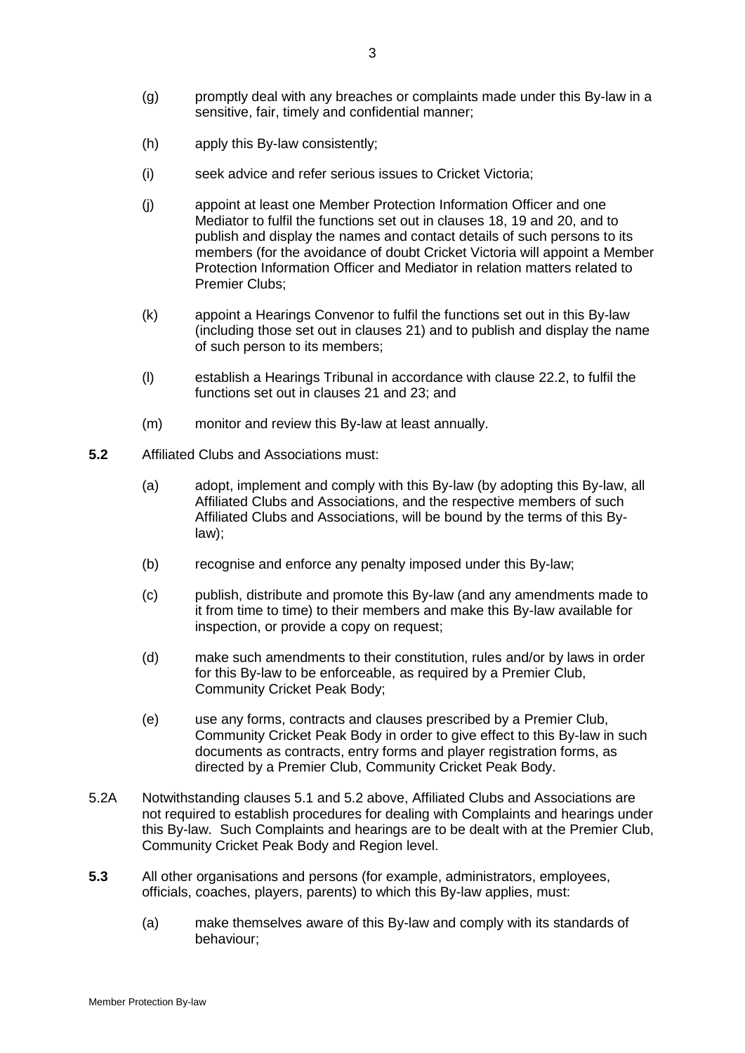(g) promptly deal with any breaches or complaints made under this By-law in a sensitive, fair, timely and confidential manner;

(h) apply this By-law consistently;

(i) seek advice and refer serious issues to Cricket Victoria;

(j) appoint at least one Member Protection Information Officer and one Mediator to fulfil the functions set out in clauses 18, 19 and 20, and to publish and display the names and contact details of such persons to its members (for the avoidance of doubt Cricket Victoria will appoint a Member Protection Information Officer and Mediator in relation matters related to Premier Clubs;

(k) appoint a Hearings Convenor to fulfil the functions set out in this By-law (including those set out in clauses 21) and to publish and display the name of such person to its members;

(l) establish a Hearings Tribunal in accordance with clause 22.2, to fulfil the functions set out in clauses 21 and 23; and

(m) monitor and review this By-law at least annually.

**5.2** Affiliated Clubs and Associations must:

(a) adopt, implement and comply with this By-law (by adopting this By-law, all Affiliated Clubs and Associations, and the respective members of such Affiliated Clubs and Associations, will be bound by the terms of this By-law);

(b) recognise and enforce any penalty imposed under this By-law;

(c) publish, distribute and promote this By-law (and any amendments made to it from time to time) to their members and make this By-law available for inspection, or provide a copy on request;

(d) make such amendments to their constitution, rules and/or by laws in order for this By-law to be enforceable, as required by a Premier Club, Community Cricket Peak Body;

(e) use any forms, contracts and clauses prescribed by a Premier Club, Community Cricket Peak Body in order to give effect to this By-law in such documents as contracts, entry forms and player registration forms, as directed by a Premier Club, Community Cricket Peak Body.

5.2A Notwithstanding clauses 5.1 and 5.2 above, Affiliated Clubs and Associations are not required to establish procedures for dealing with Complaints and hearings under this By-law. Such Complaints and hearings are to be dealt with at the Premier Club, Community Cricket Peak Body and Region level.

**5.3** All other organisations and persons (for example, administrators, employees, officials, coaches, players, parents) to which this By-law applies, must:

(a) make themselves aware of this By-law and comply with its standards of behaviour;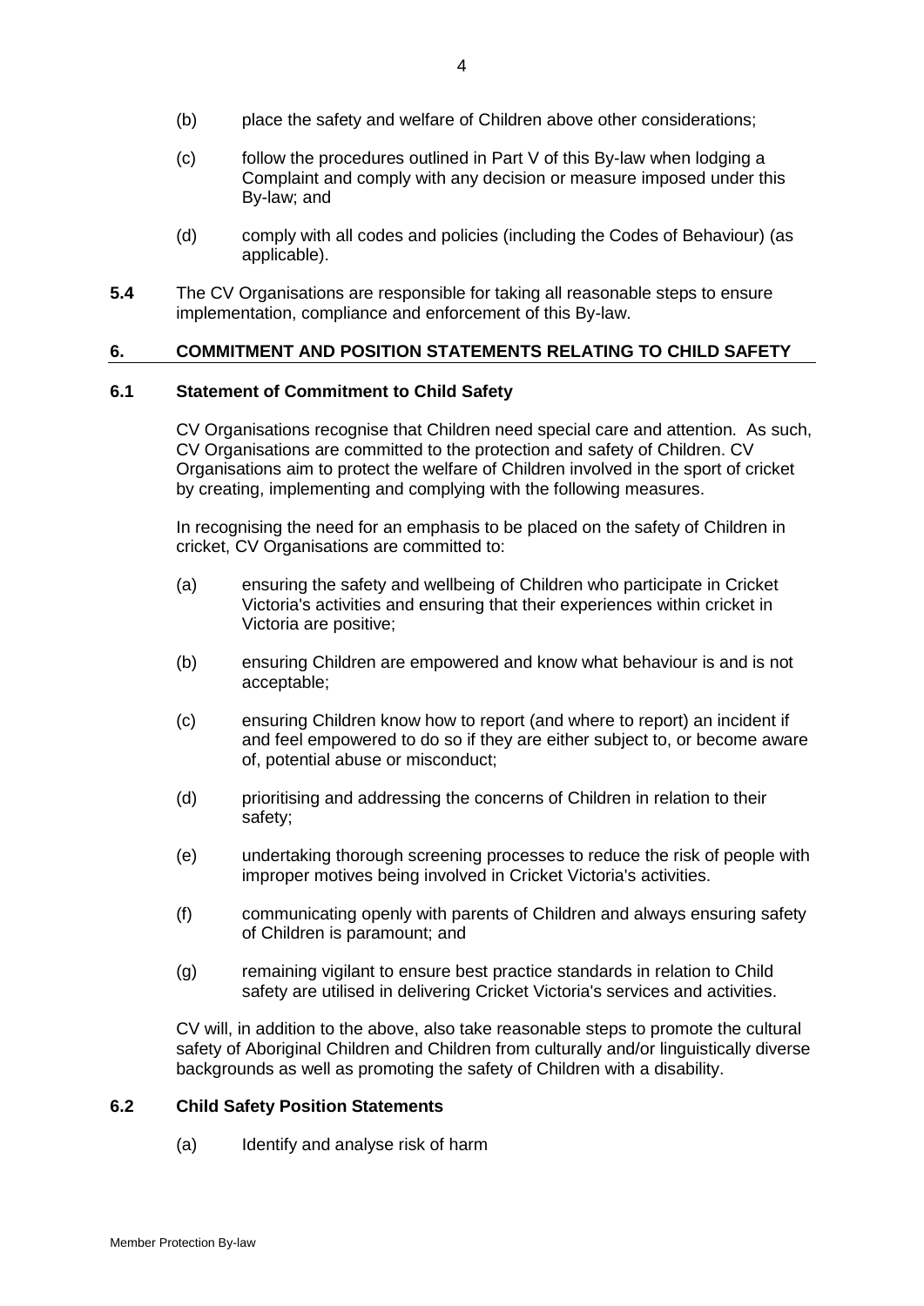(b) place the safety and welfare of Children above other considerations;

(c) follow the procedures outlined in Part V of this By-law when lodging a Complaint and comply with any decision or measure imposed under this By-law; and

(d) comply with all codes and policies (including the Codes of Behaviour) (as applicable).

**5.4** The CV Organisations are responsible for taking all reasonable steps to ensure implementation, compliance and enforcement of this By-law.

## 6. COMMITMENT AND POSITION STATEMENTS RELATING TO CHILD SAFETY

### 6.1 Statement of Commitment to Child Safety

CV Organisations recognise that Children need special care and attention. As such, CV Organisations are committed to the protection and safety of Children. CV Organisations aim to protect the welfare of Children involved in the sport of cricket by creating, implementing and complying with the following measures.

In recognising the need for an emphasis to be placed on the safety of Children in cricket, CV Organisations are committed to:

(a) ensuring the safety and wellbeing of Children who participate in Cricket Victoria's activities and ensuring that their experiences within cricket in Victoria are positive;

(b) ensuring Children are empowered and know what behaviour is and is not acceptable;

(c) ensuring Children know how to report (and where to report) an incident if and feel empowered to do so if they are either subject to, or become aware of, potential abuse or misconduct;

(d) prioritising and addressing the concerns of Children in relation to their safety;

(e) undertaking thorough screening processes to reduce the risk of people with improper motives being involved in Cricket Victoria's activities.

(f) communicating openly with parents of Children and always ensuring safety of Children is paramount; and

(g) remaining vigilant to ensure best practice standards in relation to Child safety are utilised in delivering Cricket Victoria's services and activities.

CV will, in addition to the above, also take reasonable steps to promote the cultural safety of Aboriginal Children and Children from culturally and/or linguistically diverse backgrounds as well as promoting the safety of Children with a disability.

### 6.2 Child Safety Position Statements

(a) Identify and analyse risk of harm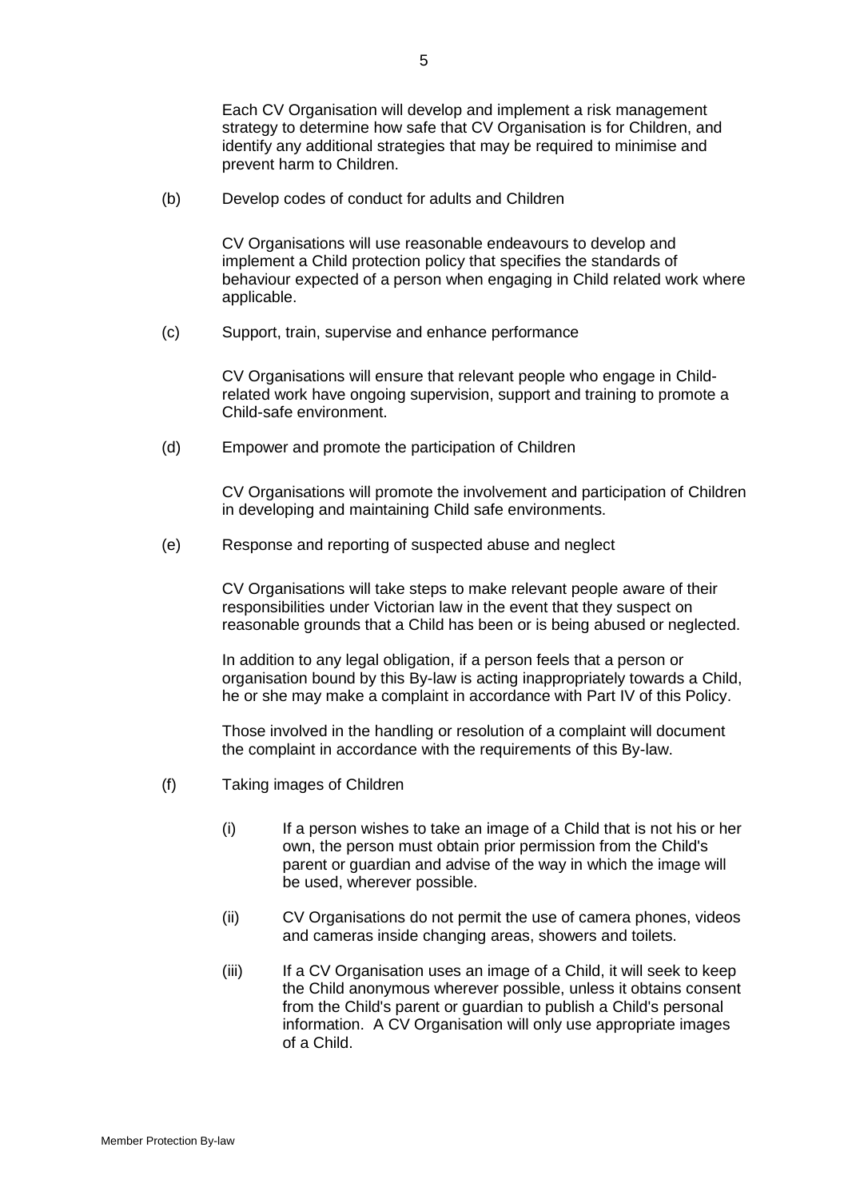Each CV Organisation will develop and implement a risk management strategy to determine how safe that CV Organisation is for Children, and identify any additional strategies that may be required to minimise and prevent harm to Children.

(b) Develop codes of conduct for adults and Children

CV Organisations will use reasonable endeavours to develop and implement a Child protection policy that specifies the standards of behaviour expected of a person when engaging in Child related work where applicable.

(c) Support, train, supervise and enhance performance

CV Organisations will ensure that relevant people who engage in Child-related work have ongoing supervision, support and training to promote a Child-safe environment.

(d) Empower and promote the participation of Children

CV Organisations will promote the involvement and participation of Children in developing and maintaining Child safe environments.

(e) Response and reporting of suspected abuse and neglect

CV Organisations will take steps to make relevant people aware of their responsibilities under Victorian law in the event that they suspect on reasonable grounds that a Child has been or is being abused or neglected.

In addition to any legal obligation, if a person feels that a person or organisation bound by this By-law is acting inappropriately towards a Child, he or she may make a complaint in accordance with Part IV of this Policy.

Those involved in the handling or resolution of a complaint will document the complaint in accordance with the requirements of this By-law.

(f) Taking images of Children

(i) If a person wishes to take an image of a Child that is not his or her own, the person must obtain prior permission from the Child's parent or guardian and advise of the way in which the image will be used, wherever possible.

(ii) CV Organisations do not permit the use of camera phones, videos and cameras inside changing areas, showers and toilets.

(iii) If a CV Organisation uses an image of a Child, it will seek to keep the Child anonymous wherever possible, unless it obtains consent from the Child's parent or guardian to publish a Child's personal information. A CV Organisation will only use appropriate images of a Child.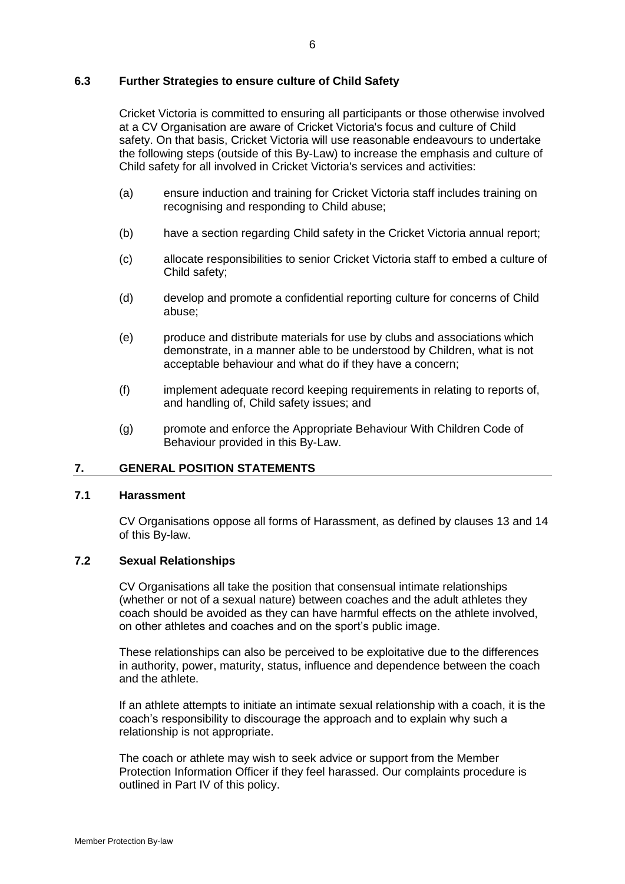### 6.3 Further Strategies to ensure culture of Child Safety

Cricket Victoria is committed to ensuring all participants or those otherwise involved at a CV Organisation are aware of Cricket Victoria's focus and culture of Child safety. On that basis, Cricket Victoria will use reasonable endeavours to undertake the following steps (outside of this By-Law) to increase the emphasis and culture of Child safety for all involved in Cricket Victoria's services and activities:

(a) ensure induction and training for Cricket Victoria staff includes training on recognising and responding to Child abuse;

(b) have a section regarding Child safety in the Cricket Victoria annual report;

(c) allocate responsibilities to senior Cricket Victoria staff to embed a culture of Child safety;

(d) develop and promote a confidential reporting culture for concerns of Child abuse;

(e) produce and distribute materials for use by clubs and associations which demonstrate, in a manner able to be understood by Children, what is not acceptable behaviour and what do if they have a concern;

(f) implement adequate record keeping requirements in relating to reports of, and handling of, Child safety issues; and

(g) promote and enforce the Appropriate Behaviour With Children Code of Behaviour provided in this By-Law.

## 7. GENERAL POSITION STATEMENTS

### 7.1 Harassment

CV Organisations oppose all forms of Harassment, as defined by clauses 13 and 14 of this By-law.

### 7.2 Sexual Relationships

CV Organisations all take the position that consensual intimate relationships (whether or not of a sexual nature) between coaches and the adult athletes they coach should be avoided as they can have harmful effects on the athlete involved, on other athletes and coaches and on the sport's public image.

These relationships can also be perceived to be exploitative due to the differences in authority, power, maturity, status, influence and dependence between the coach and the athlete.

If an athlete attempts to initiate an intimate sexual relationship with a coach, it is the coach's responsibility to discourage the approach and to explain why such a relationship is not appropriate.

The coach or athlete may wish to seek advice or support from the Member Protection Information Officer if they feel harassed. Our complaints procedure is outlined in Part IV of this policy.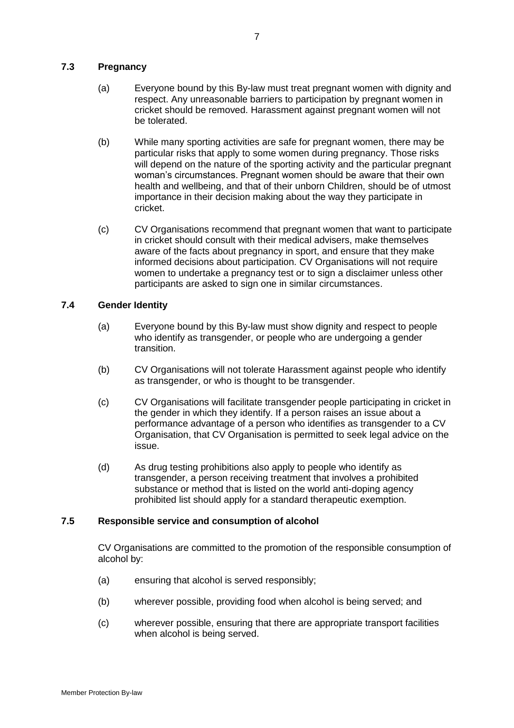### 7.3 Pregnancy

(a) Everyone bound by this By-law must treat pregnant women with dignity and respect. Any unreasonable barriers to participation by pregnant women in cricket should be removed. Harassment against pregnant women will not be tolerated.

(b) While many sporting activities are safe for pregnant women, there may be particular risks that apply to some women during pregnancy. Those risks will depend on the nature of the sporting activity and the particular pregnant woman's circumstances. Pregnant women should be aware that their own health and wellbeing, and that of their unborn Children, should be of utmost importance in their decision making about the way they participate in cricket.

(c) CV Organisations recommend that pregnant women that want to participate in cricket should consult with their medical advisers, make themselves aware of the facts about pregnancy in sport, and ensure that they make informed decisions about participation. CV Organisations will not require women to undertake a pregnancy test or to sign a disclaimer unless other participants are asked to sign one in similar circumstances.

### 7.4 Gender Identity

(a) Everyone bound by this By-law must show dignity and respect to people who identify as transgender, or people who are undergoing a gender transition.

(b) CV Organisations will not tolerate Harassment against people who identify as transgender, or who is thought to be transgender.

(c) CV Organisations will facilitate transgender people participating in cricket in the gender in which they identify. If a person raises an issue about a performance advantage of a person who identifies as transgender to a CV Organisation, that CV Organisation is permitted to seek legal advice on the issue.

(d) As drug testing prohibitions also apply to people who identify as transgender, a person receiving treatment that involves a prohibited substance or method that is listed on the world anti-doping agency prohibited list should apply for a standard therapeutic exemption.

### 7.5 Responsible service and consumption of alcohol

CV Organisations are committed to the promotion of the responsible consumption of alcohol by:

(a) ensuring that alcohol is served responsibly;

(b) wherever possible, providing food when alcohol is being served; and

(c) wherever possible, ensuring that there are appropriate transport facilities when alcohol is being served.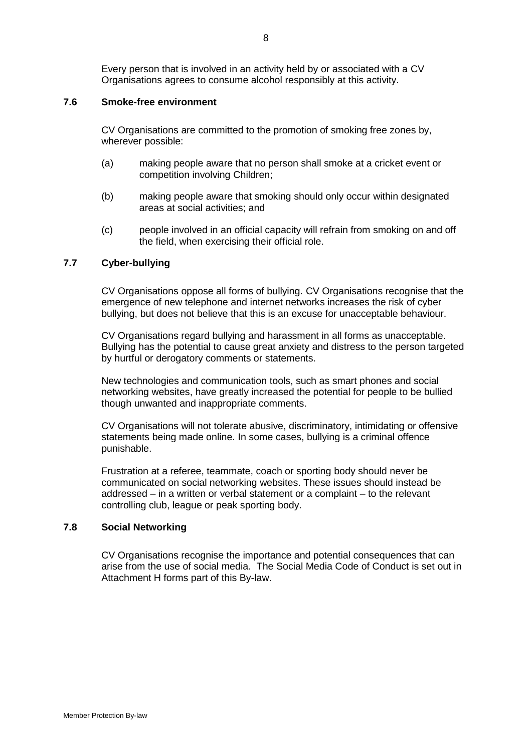Every person that is involved in an activity held by or associated with a CV Organisations agrees to consume alcohol responsibly at this activity.

### 7.6 Smoke-free environment

CV Organisations are committed to the promotion of smoking free zones by, wherever possible:

(a) making people aware that no person shall smoke at a cricket event or competition involving Children;

(b) making people aware that smoking should only occur within designated areas at social activities; and

(c) people involved in an official capacity will refrain from smoking on and off the field, when exercising their official role.

### 7.7 Cyber-bullying

CV Organisations oppose all forms of bullying. CV Organisations recognise that the emergence of new telephone and internet networks increases the risk of cyber bullying, but does not believe that this is an excuse for unacceptable behaviour.

CV Organisations regard bullying and harassment in all forms as unacceptable. Bullying has the potential to cause great anxiety and distress to the person targeted by hurtful or derogatory comments or statements.

New technologies and communication tools, such as smart phones and social networking websites, have greatly increased the potential for people to be bullied though unwanted and inappropriate comments.

CV Organisations will not tolerate abusive, discriminatory, intimidating or offensive statements being made online. In some cases, bullying is a criminal offence punishable.

Frustration at a referee, teammate, coach or sporting body should never be communicated on social networking websites. These issues should instead be addressed – in a written or verbal statement or a complaint – to the relevant controlling club, league or peak sporting body.

### 7.8 Social Networking

CV Organisations recognise the importance and potential consequences that can arise from the use of social media. The Social Media Code of Conduct is set out in Attachment H forms part of this By-law.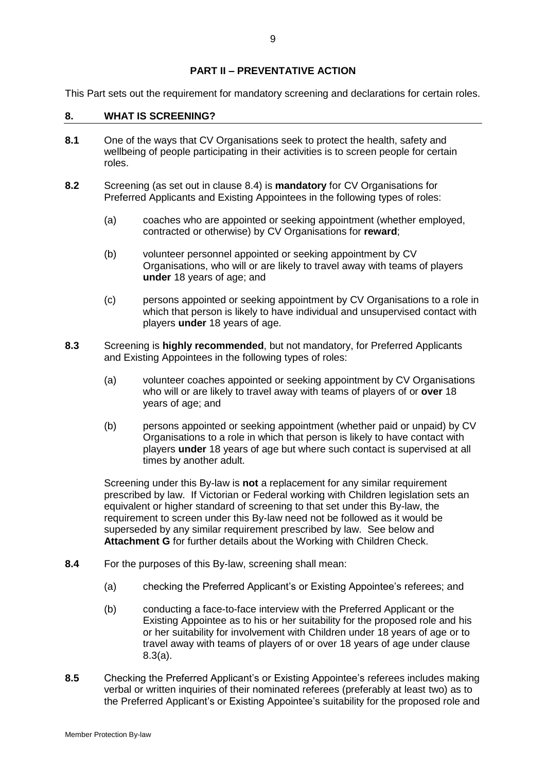## PART II – PREVENTATIVE ACTION

This Part sets out the requirement for mandatory screening and declarations for certain roles.

### 8. WHAT IS SCREENING?

**8.1** One of the ways that CV Organisations seek to protect the health, safety and wellbeing of people participating in their activities is to screen people for certain roles.

**8.2** Screening (as set out in clause 8.4) is **mandatory** for CV Organisations for Preferred Applicants and Existing Appointees in the following types of roles:

(a) coaches who are appointed or seeking appointment (whether employed, contracted or otherwise) by CV Organisations for **reward**;

(b) volunteer personnel appointed or seeking appointment by CV Organisations, who will or are likely to travel away with teams of players **under** 18 years of age; and

(c) persons appointed or seeking appointment by CV Organisations to a role in which that person is likely to have individual and unsupervised contact with players **under** 18 years of age.

**8.3** Screening is **highly recommended**, but not mandatory, for Preferred Applicants and Existing Appointees in the following types of roles:

(a) volunteer coaches appointed or seeking appointment by CV Organisations who will or are likely to travel away with teams of players of or **over** 18 years of age; and

(b) persons appointed or seeking appointment (whether paid or unpaid) by CV Organisations to a role in which that person is likely to have contact with players **under** 18 years of age but where such contact is supervised at all times by another adult.

Screening under this By-law is **not** a replacement for any similar requirement prescribed by law. If Victorian or Federal working with Children legislation sets an equivalent or higher standard of screening to that set under this By-law, the requirement to screen under this By-law need not be followed as it would be superseded by any similar requirement prescribed by law. See below and **Attachment G** for further details about the Working with Children Check.

**8.4** For the purposes of this By-law, screening shall mean:

(a) checking the Preferred Applicant's or Existing Appointee's referees; and

(b) conducting a face-to-face interview with the Preferred Applicant or the Existing Appointee as to his or her suitability for the proposed role and his or her suitability for involvement with Children under 18 years of age or to travel away with teams of players of or over 18 years of age under clause 8.3(a).

**8.5** Checking the Preferred Applicant's or Existing Appointee's referees includes making verbal or written inquiries of their nominated referees (preferably at least two) as to the Preferred Applicant's or Existing Appointee's suitability for the proposed role and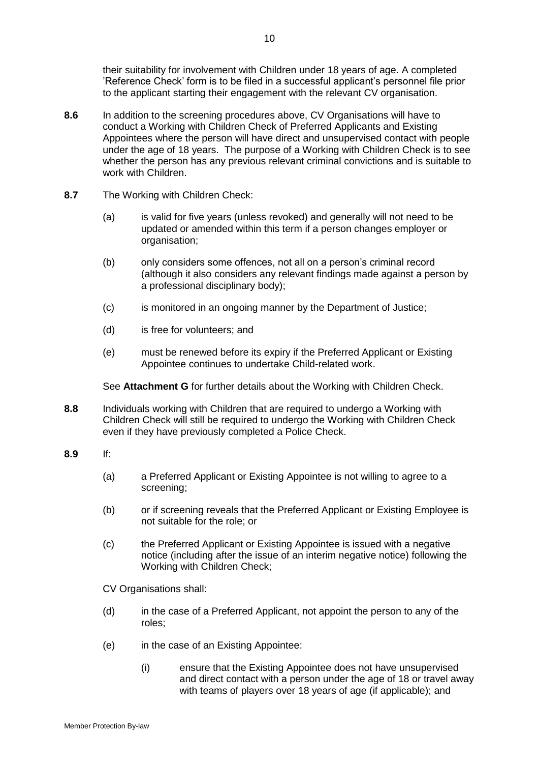their suitability for involvement with Children under 18 years of age. A completed 'Reference Check' form is to be filed in a successful applicant's personnel file prior to the applicant starting their engagement with the relevant CV organisation.

**8.6** In addition to the screening procedures above, CV Organisations will have to conduct a Working with Children Check of Preferred Applicants and Existing Appointees where the person will have direct and unsupervised contact with people under the age of 18 years. The purpose of a Working with Children Check is to see whether the person has any previous relevant criminal convictions and is suitable to work with Children.

**8.7** The Working with Children Check:

(a) is valid for five years (unless revoked) and generally will not need to be updated or amended within this term if a person changes employer or organisation;

(b) only considers some offences, not all on a person's criminal record (although it also considers any relevant findings made against a person by a professional disciplinary body);

(c) is monitored in an ongoing manner by the Department of Justice;

(d) is free for volunteers; and

(e) must be renewed before its expiry if the Preferred Applicant or Existing Appointee continues to undertake Child-related work.

See **Attachment G** for further details about the Working with Children Check.

**8.8** Individuals working with Children that are required to undergo a Working with Children Check will still be required to undergo the Working with Children Check even if they have previously completed a Police Check.

**8.9** If:

(a) a Preferred Applicant or Existing Appointee is not willing to agree to a screening;

(b) or if screening reveals that the Preferred Applicant or Existing Employee is not suitable for the role; or

(c) the Preferred Applicant or Existing Appointee is issued with a negative notice (including after the issue of an interim negative notice) following the Working with Children Check;

CV Organisations shall:

(d) in the case of a Preferred Applicant, not appoint the person to any of the roles;

(e) in the case of an Existing Appointee:

(i) ensure that the Existing Appointee does not have unsupervised and direct contact with a person under the age of 18 or travel away with teams of players over 18 years of age (if applicable); and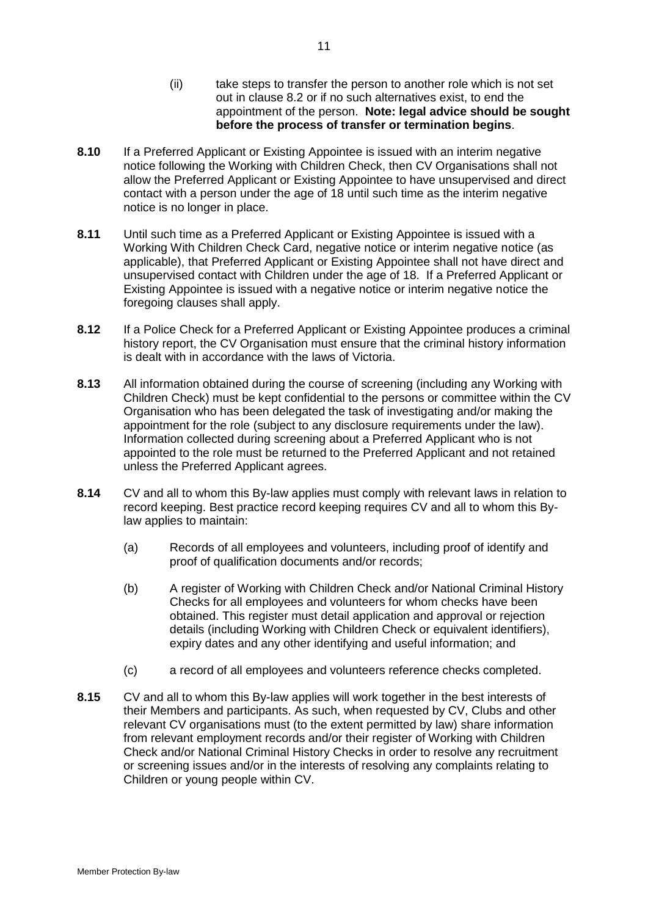(ii) take steps to transfer the person to another role which is not set out in clause 8.2 or if no such alternatives exist, to end the appointment of the person. **Note: legal advice should be sought before the process of transfer or termination begins**.

**8.10** If a Preferred Applicant or Existing Appointee is issued with an interim negative notice following the Working with Children Check, then CV Organisations shall not allow the Preferred Applicant or Existing Appointee to have unsupervised and direct contact with a person under the age of 18 until such time as the interim negative notice is no longer in place.

**8.11** Until such time as a Preferred Applicant or Existing Appointee is issued with a Working With Children Check Card, negative notice or interim negative notice (as applicable), that Preferred Applicant or Existing Appointee shall not have direct and unsupervised contact with Children under the age of 18. If a Preferred Applicant or Existing Appointee is issued with a negative notice or interim negative notice the foregoing clauses shall apply.

**8.12** If a Police Check for a Preferred Applicant or Existing Appointee produces a criminal history report, the CV Organisation must ensure that the criminal history information is dealt with in accordance with the laws of Victoria.

**8.13** All information obtained during the course of screening (including any Working with Children Check) must be kept confidential to the persons or committee within the CV Organisation who has been delegated the task of investigating and/or making the appointment for the role (subject to any disclosure requirements under the law). Information collected during screening about a Preferred Applicant who is not appointed to the role must be returned to the Preferred Applicant and not retained unless the Preferred Applicant agrees.

**8.14** CV and all to whom this By-law applies must comply with relevant laws in relation to record keeping. Best practice record keeping requires CV and all to whom this By-law applies to maintain:

(a) Records of all employees and volunteers, including proof of identify and proof of qualification documents and/or records;

(b) A register of Working with Children Check and/or National Criminal History Checks for all employees and volunteers for whom checks have been obtained. This register must detail application and approval or rejection details (including Working with Children Check or equivalent identifiers), expiry dates and any other identifying and useful information; and

(c) a record of all employees and volunteers reference checks completed.

**8.15** CV and all to whom this By-law applies will work together in the best interests of their Members and participants. As such, when requested by CV, Clubs and other relevant CV organisations must (to the extent permitted by law) share information from relevant employment records and/or their register of Working with Children Check and/or National Criminal History Checks in order to resolve any recruitment or screening issues and/or in the interests of resolving any complaints relating to Children or young people within CV.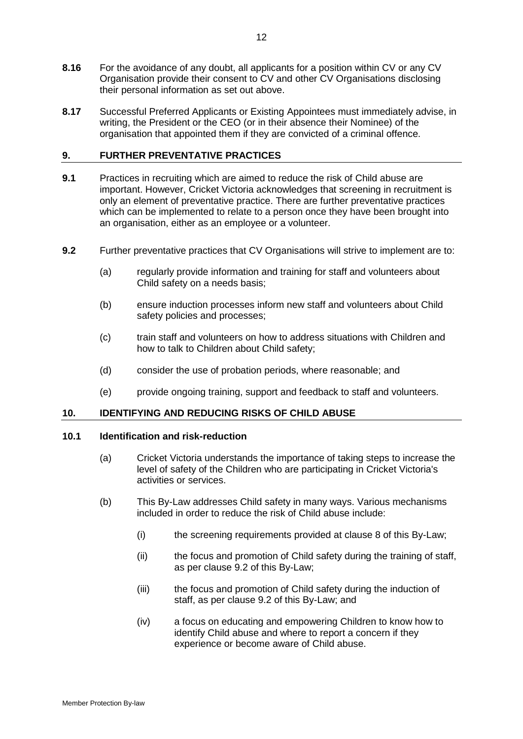**8.16** For the avoidance of any doubt, all applicants for a position within CV or any CV Organisation provide their consent to CV and other CV Organisations disclosing their personal information as set out above.

**8.17** Successful Preferred Applicants or Existing Appointees must immediately advise, in writing, the President or the CEO (or in their absence their Nominee) of the organisation that appointed them if they are convicted of a criminal offence.

## 9. FURTHER PREVENTATIVE PRACTICES

**9.1** Practices in recruiting which are aimed to reduce the risk of Child abuse are important. However, Cricket Victoria acknowledges that screening in recruitment is only an element of preventative practice. There are further preventative practices which can be implemented to relate to a person once they have been brought into an organisation, either as an employee or a volunteer.

**9.2** Further preventative practices that CV Organisations will strive to implement are to:

(a) regularly provide information and training for staff and volunteers about Child safety on a needs basis;

(b) ensure induction processes inform new staff and volunteers about Child safety policies and processes;

(c) train staff and volunteers on how to address situations with Children and how to talk to Children about Child safety;

(d) consider the use of probation periods, where reasonable; and

(e) provide ongoing training, support and feedback to staff and volunteers.

## 10. IDENTIFYING AND REDUCING RISKS OF CHILD ABUSE

### 10.1 Identification and risk-reduction

(a) Cricket Victoria understands the importance of taking steps to increase the level of safety of the Children who are participating in Cricket Victoria's activities or services.

(b) This By-Law addresses Child safety in many ways. Various mechanisms included in order to reduce the risk of Child abuse include:

(i) the screening requirements provided at clause 8 of this By-Law;

(ii) the focus and promotion of Child safety during the training of staff, as per clause 9.2 of this By-Law;

(iii) the focus and promotion of Child safety during the induction of staff, as per clause 9.2 of this By-Law; and

(iv) a focus on educating and empowering Children to know how to identify Child abuse and where to report a concern if they experience or become aware of Child abuse.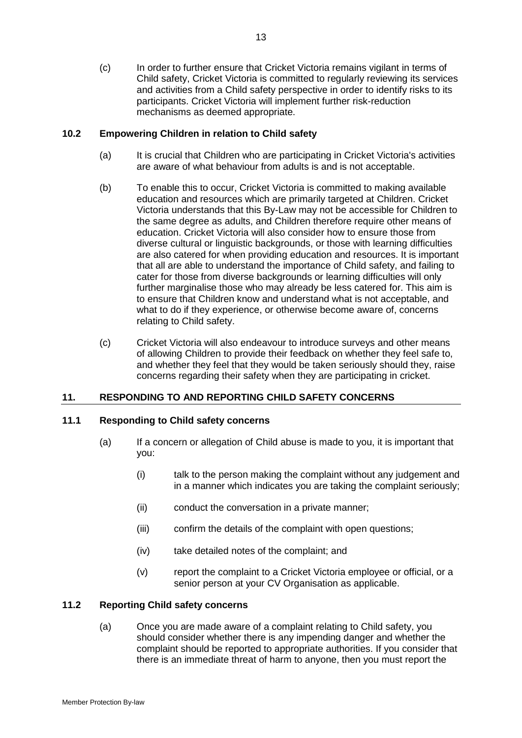(c) In order to further ensure that Cricket Victoria remains vigilant in terms of Child safety, Cricket Victoria is committed to regularly reviewing its services and activities from a Child safety perspective in order to identify risks to its participants. Cricket Victoria will implement further risk-reduction mechanisms as deemed appropriate.

### 10.2 Empowering Children in relation to Child safety

(a) It is crucial that Children who are participating in Cricket Victoria's activities are aware of what behaviour from adults is and is not acceptable.

(b) To enable this to occur, Cricket Victoria is committed to making available education and resources which are primarily targeted at Children. Cricket Victoria understands that this By-Law may not be accessible for Children to the same degree as adults, and Children therefore require other means of education. Cricket Victoria will also consider how to ensure those from diverse cultural or linguistic backgrounds, or those with learning difficulties are also catered for when providing education and resources. It is important that all are able to understand the importance of Child safety, and failing to cater for those from diverse backgrounds or learning difficulties will only further marginalise those who may already be less catered for. This aim is to ensure that Children know and understand what is not acceptable, and what to do if they experience, or otherwise become aware of, concerns relating to Child safety.

(c) Cricket Victoria will also endeavour to introduce surveys and other means of allowing Children to provide their feedback on whether they feel safe to, and whether they feel that they would be taken seriously should they, raise concerns regarding their safety when they are participating in cricket.

## 11. RESPONDING TO AND REPORTING CHILD SAFETY CONCERNS

### 11.1 Responding to Child safety concerns

(a) If a concern or allegation of Child abuse is made to you, it is important that you:

(i) talk to the person making the complaint without any judgement and in a manner which indicates you are taking the complaint seriously;

(ii) conduct the conversation in a private manner;

(iii) confirm the details of the complaint with open questions;

(iv) take detailed notes of the complaint; and

(v) report the complaint to a Cricket Victoria employee or official, or a senior person at your CV Organisation as applicable.

### 11.2 Reporting Child safety concerns

(a) Once you are made aware of a complaint relating to Child safety, you should consider whether there is any impending danger and whether the complaint should be reported to appropriate authorities. If you consider that there is an immediate threat of harm to anyone, then you must report the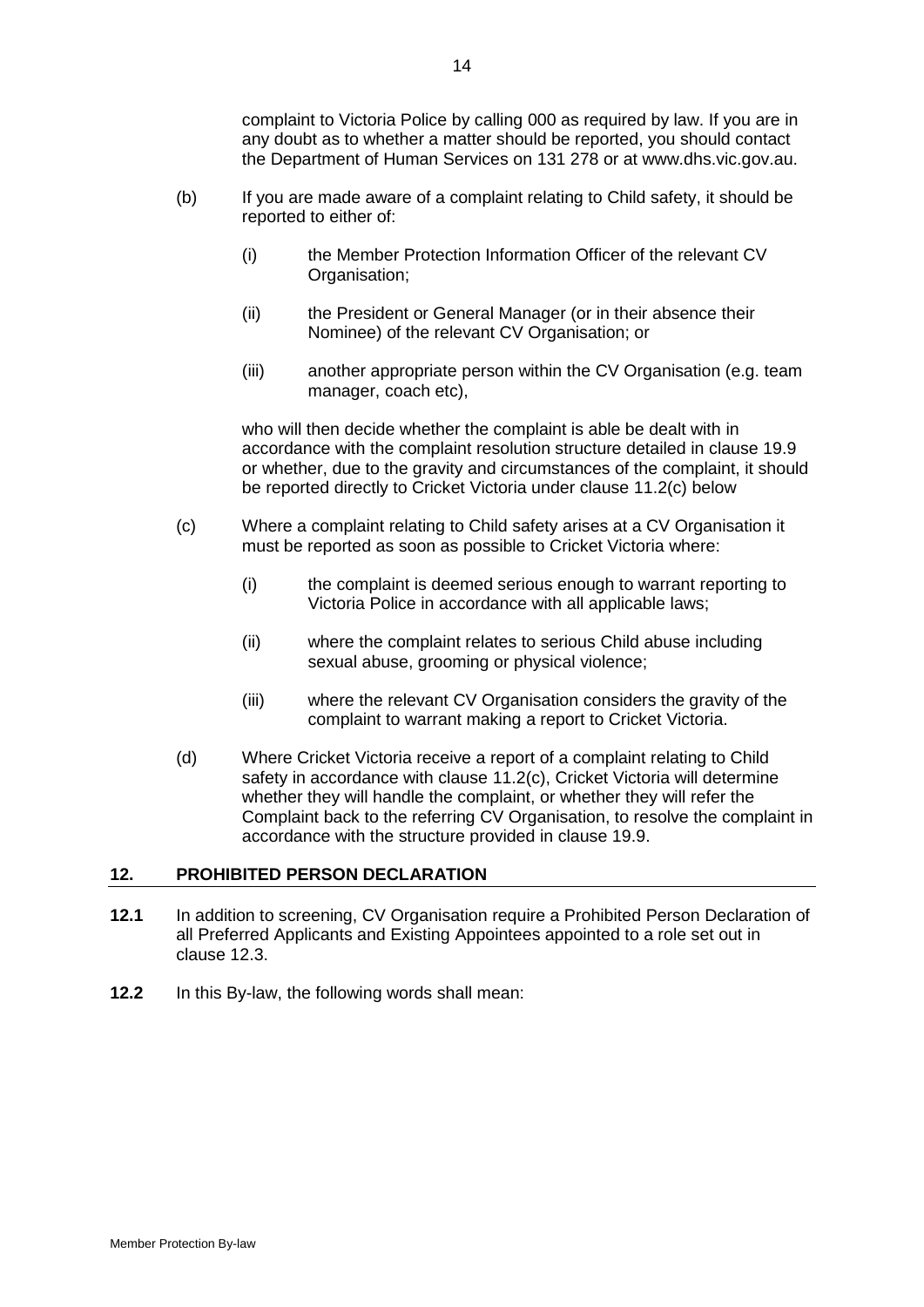complaint to Victoria Police by calling 000 as required by law. If you are in any doubt as to whether a matter should be reported, you should contact the Department of Human Services on 131 278 or at www.dhs.vic.gov.au.

(b) If you are made aware of a complaint relating to Child safety, it should be reported to either of:

(i) the Member Protection Information Officer of the relevant CV Organisation;

(ii) the President or General Manager (or in their absence their Nominee) of the relevant CV Organisation; or

(iii) another appropriate person within the CV Organisation (e.g. team manager, coach etc),

who will then decide whether the complaint is able be dealt with in accordance with the complaint resolution structure detailed in clause 19.9 or whether, due to the gravity and circumstances of the complaint, it should be reported directly to Cricket Victoria under clause 11.2(c) below

(c) Where a complaint relating to Child safety arises at a CV Organisation it must be reported as soon as possible to Cricket Victoria where:

(i) the complaint is deemed serious enough to warrant reporting to Victoria Police in accordance with all applicable laws;

(ii) where the complaint relates to serious Child abuse including sexual abuse, grooming or physical violence;

(iii) where the relevant CV Organisation considers the gravity of the complaint to warrant making a report to Cricket Victoria.

(d) Where Cricket Victoria receive a report of a complaint relating to Child safety in accordance with clause 11.2(c), Cricket Victoria will determine whether they will handle the complaint, or whether they will refer the Complaint back to the referring CV Organisation, to resolve the complaint in accordance with the structure provided in clause 19.9.

## 12. PROHIBITED PERSON DECLARATION

**12.1** In addition to screening, CV Organisation require a Prohibited Person Declaration of all Preferred Applicants and Existing Appointees appointed to a role set out in clause 12.3.

**12.2** In this By-law, the following words shall mean: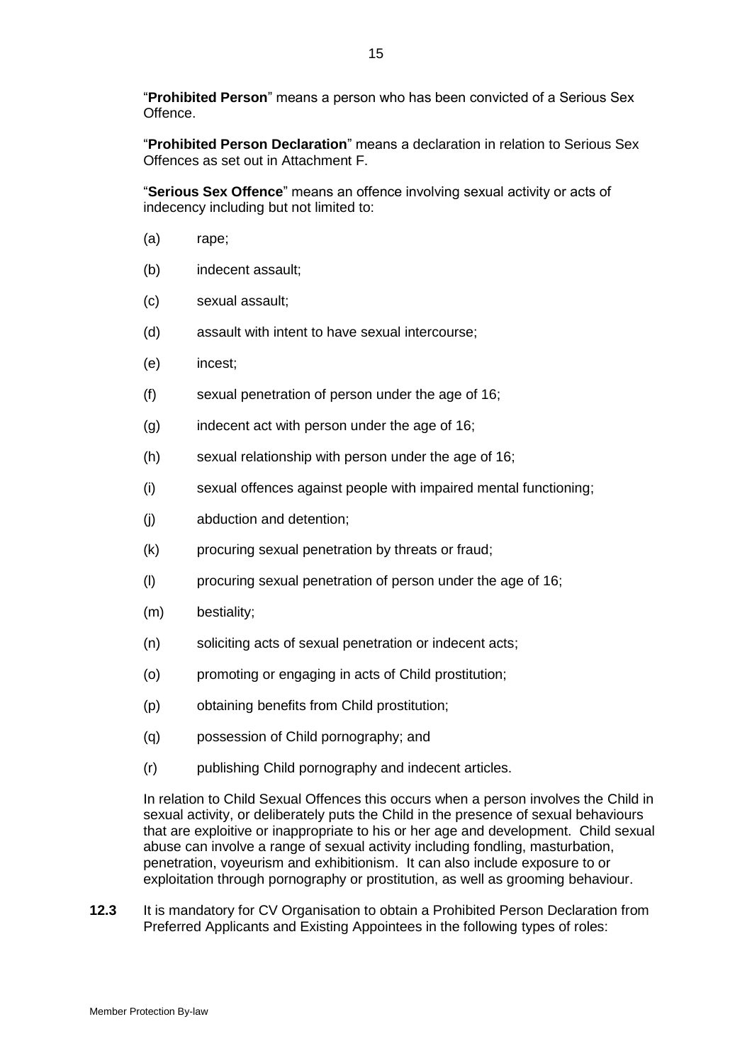"**Prohibited Person**" means a person who has been convicted of a Serious Sex Offence.

"**Prohibited Person Declaration**" means a declaration in relation to Serious Sex Offences as set out in Attachment F.

"**Serious Sex Offence**" means an offence involving sexual activity or acts of indecency including but not limited to:

(a) rape;

(b) indecent assault;

(c) sexual assault;

(d) assault with intent to have sexual intercourse;

(e) incest;

(f) sexual penetration of person under the age of 16;

(g) indecent act with person under the age of 16;

(h) sexual relationship with person under the age of 16;

(i) sexual offences against people with impaired mental functioning;

(j) abduction and detention;

(k) procuring sexual penetration by threats or fraud;

(l) procuring sexual penetration of person under the age of 16;

(m) bestiality;

(n) soliciting acts of sexual penetration or indecent acts;

(o) promoting or engaging in acts of Child prostitution;

(p) obtaining benefits from Child prostitution;

(q) possession of Child pornography; and

(r) publishing Child pornography and indecent articles.

In relation to Child Sexual Offences this occurs when a person involves the Child in sexual activity, or deliberately puts the Child in the presence of sexual behaviours that are exploitive or inappropriate to his or her age and development. Child sexual abuse can involve a range of sexual activity including fondling, masturbation, penetration, voyeurism and exhibitionism. It can also include exposure to or exploitation through pornography or prostitution, as well as grooming behaviour.

**12.3** It is mandatory for CV Organisation to obtain a Prohibited Person Declaration from Preferred Applicants and Existing Appointees in the following types of roles: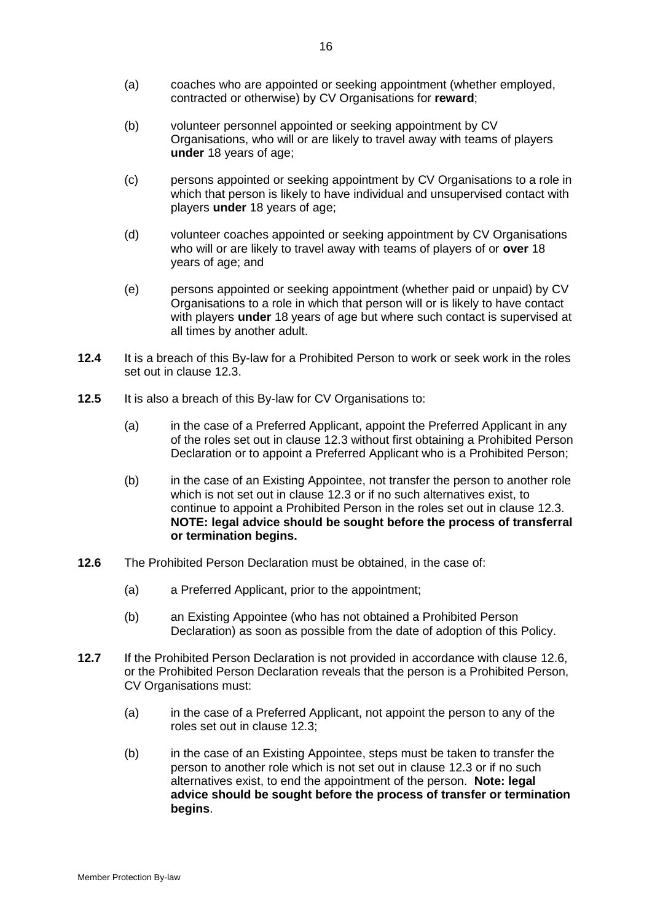(a) coaches who are appointed or seeking appointment (whether employed, contracted or otherwise) by CV Organisations for **reward**;

(b) volunteer personnel appointed or seeking appointment by CV Organisations, who will or are likely to travel away with teams of players **under** 18 years of age;

(c) persons appointed or seeking appointment by CV Organisations to a role in which that person is likely to have individual and unsupervised contact with players **under** 18 years of age;

(d) volunteer coaches appointed or seeking appointment by CV Organisations who will or are likely to travel away with teams of players of or **over** 18 years of age; and

(e) persons appointed or seeking appointment (whether paid or unpaid) by CV Organisations to a role in which that person will or is likely to have contact with players **under** 18 years of age but where such contact is supervised at all times by another adult.

**12.4** It is a breach of this By-law for a Prohibited Person to work or seek work in the roles set out in clause 12.3.

**12.5** It is also a breach of this By-law for CV Organisations to:

(a) in the case of a Preferred Applicant, appoint the Preferred Applicant in any of the roles set out in clause 12.3 without first obtaining a Prohibited Person Declaration or to appoint a Preferred Applicant who is a Prohibited Person;

(b) in the case of an Existing Appointee, not transfer the person to another role which is not set out in clause 12.3 or if no such alternatives exist, to continue to appoint a Prohibited Person in the roles set out in clause 12.3. **NOTE: legal advice should be sought before the process of transferral or termination begins.**

**12.6** The Prohibited Person Declaration must be obtained, in the case of:

(a) a Preferred Applicant, prior to the appointment;

(b) an Existing Appointee (who has not obtained a Prohibited Person Declaration) as soon as possible from the date of adoption of this Policy.

**12.7** If the Prohibited Person Declaration is not provided in accordance with clause 12.6, or the Prohibited Person Declaration reveals that the person is a Prohibited Person, CV Organisations must:

(a) in the case of a Preferred Applicant, not appoint the person to any of the roles set out in clause 12.3;

(b) in the case of an Existing Appointee, steps must be taken to transfer the person to another role which is not set out in clause 12.3 or if no such alternatives exist, to end the appointment of the person. **Note: legal advice should be sought before the process of transfer or termination begins**.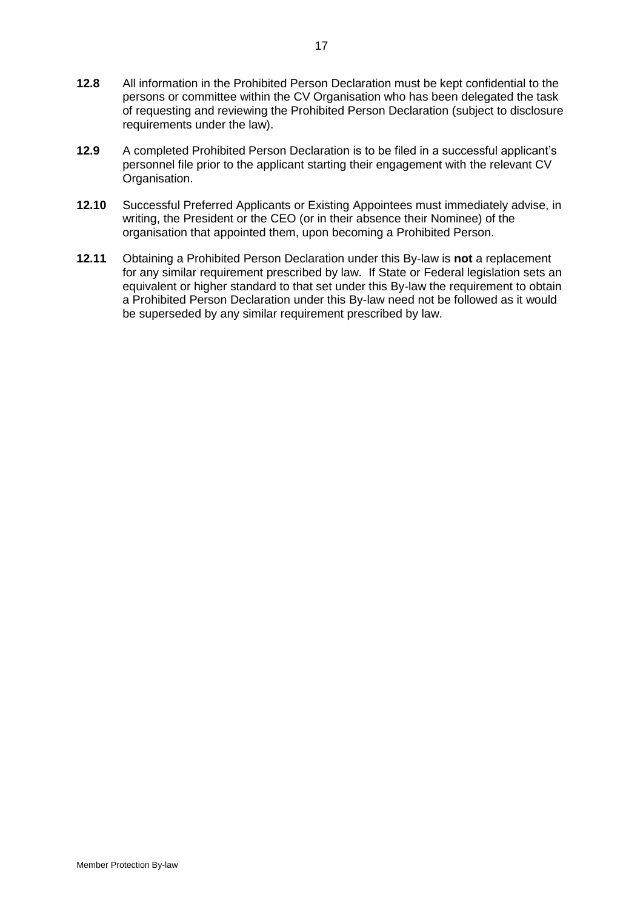**12.8** All information in the Prohibited Person Declaration must be kept confidential to the persons or committee within the CV Organisation who has been delegated the task of requesting and reviewing the Prohibited Person Declaration (subject to disclosure requirements under the law).

**12.9** A completed Prohibited Person Declaration is to be filed in a successful applicant's personnel file prior to the applicant starting their engagement with the relevant CV Organisation.

**12.10** Successful Preferred Applicants or Existing Appointees must immediately advise, in writing, the President or the CEO (or in their absence their Nominee) of the organisation that appointed them, upon becoming a Prohibited Person.

**12.11** Obtaining a Prohibited Person Declaration under this By-law is **not** a replacement for any similar requirement prescribed by law. If State or Federal legislation sets an equivalent or higher standard to that set under this By-law the requirement to obtain a Prohibited Person Declaration under this By-law need not be followed as it would be superseded by any similar requirement prescribed by law.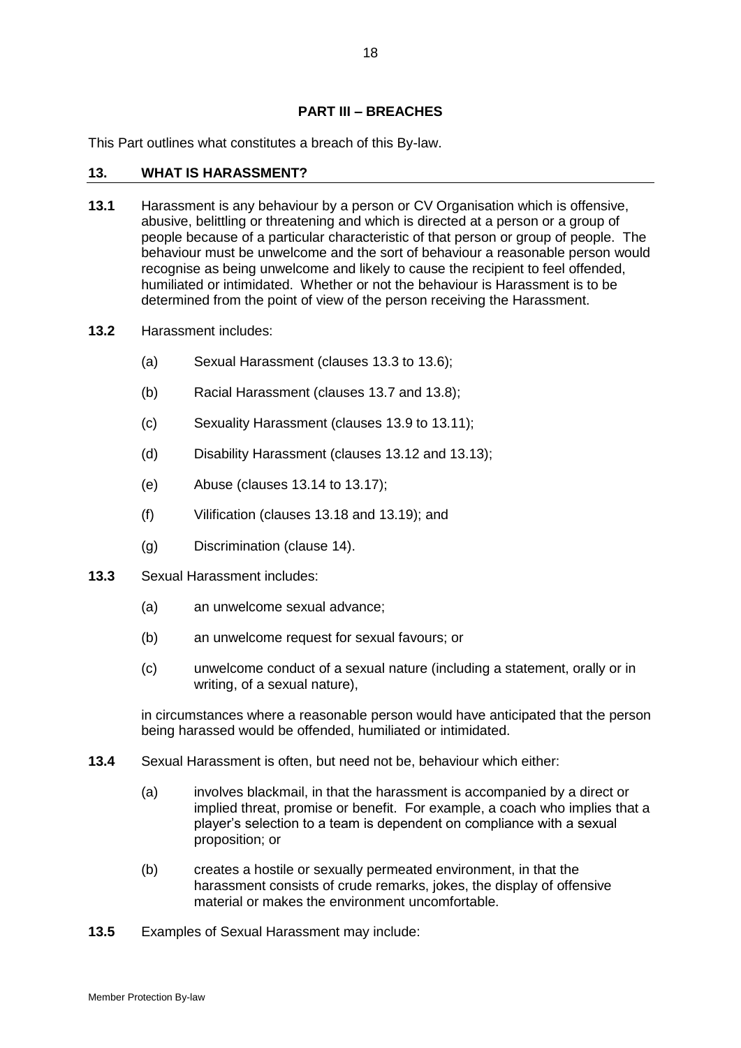## PART III – BREACHES

This Part outlines what constitutes a breach of this By-law.

### 13. WHAT IS HARASSMENT?

**13.1** Harassment is any behaviour by a person or CV Organisation which is offensive, abusive, belittling or threatening and which is directed at a person or a group of people because of a particular characteristic of that person or group of people. The behaviour must be unwelcome and the sort of behaviour a reasonable person would recognise as being unwelcome and likely to cause the recipient to feel offended, humiliated or intimidated. Whether or not the behaviour is Harassment is to be determined from the point of view of the person receiving the Harassment.

**13.2** Harassment includes:

(a) Sexual Harassment (clauses 13.3 to 13.6);

(b) Racial Harassment (clauses 13.7 and 13.8);

(c) Sexuality Harassment (clauses 13.9 to 13.11);

(d) Disability Harassment (clauses 13.12 and 13.13);

(e) Abuse (clauses 13.14 to 13.17);

(f) Vilification (clauses 13.18 and 13.19); and

(g) Discrimination (clause 14).

**13.3** Sexual Harassment includes:

(a) an unwelcome sexual advance;

(b) an unwelcome request for sexual favours; or

(c) unwelcome conduct of a sexual nature (including a statement, orally or in writing, of a sexual nature),

in circumstances where a reasonable person would have anticipated that the person being harassed would be offended, humiliated or intimidated.

**13.4** Sexual Harassment is often, but need not be, behaviour which either:

(a) involves blackmail, in that the harassment is accompanied by a direct or implied threat, promise or benefit. For example, a coach who implies that a player's selection to a team is dependent on compliance with a sexual proposition; or

(b) creates a hostile or sexually permeated environment, in that the harassment consists of crude remarks, jokes, the display of offensive material or makes the environment uncomfortable.

**13.5** Examples of Sexual Harassment may include: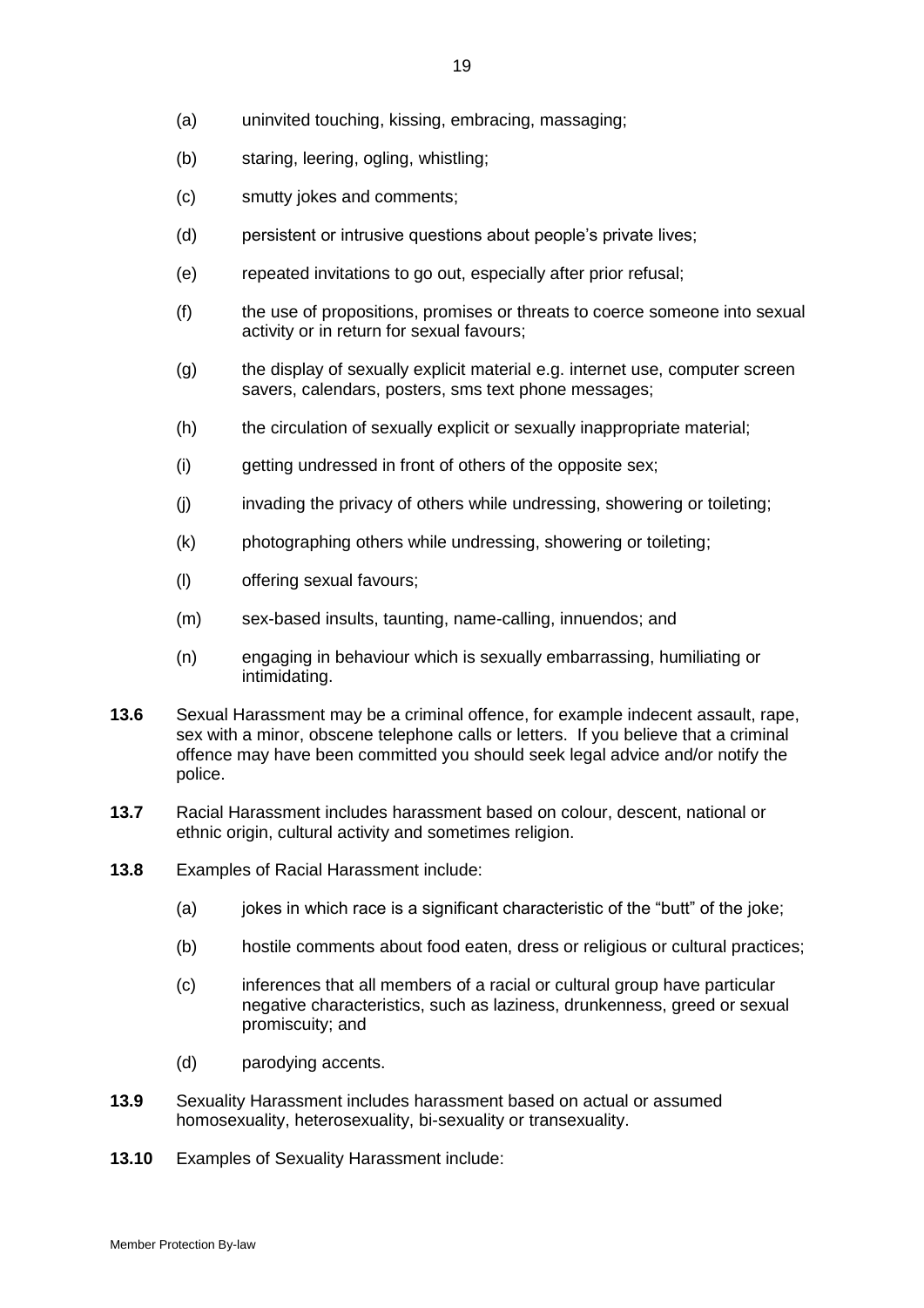(a) uninvited touching, kissing, embracing, massaging;

(b) staring, leering, ogling, whistling;

(c) smutty jokes and comments;

(d) persistent or intrusive questions about people's private lives;

(e) repeated invitations to go out, especially after prior refusal;

(f) the use of propositions, promises or threats to coerce someone into sexual activity or in return for sexual favours;

(g) the display of sexually explicit material e.g. internet use, computer screen savers, calendars, posters, sms text phone messages;

(h) the circulation of sexually explicit or sexually inappropriate material;

(i) getting undressed in front of others of the opposite sex;

(j) invading the privacy of others while undressing, showering or toileting;

(k) photographing others while undressing, showering or toileting;

(l) offering sexual favours;

(m) sex-based insults, taunting, name-calling, innuendos; and

(n) engaging in behaviour which is sexually embarrassing, humiliating or intimidating.

**13.6** Sexual Harassment may be a criminal offence, for example indecent assault, rape, sex with a minor, obscene telephone calls or letters. If you believe that a criminal offence may have been committed you should seek legal advice and/or notify the police.

**13.7** Racial Harassment includes harassment based on colour, descent, national or ethnic origin, cultural activity and sometimes religion.

**13.8** Examples of Racial Harassment include:

(a) jokes in which race is a significant characteristic of the "butt" of the joke;

(b) hostile comments about food eaten, dress or religious or cultural practices;

(c) inferences that all members of a racial or cultural group have particular negative characteristics, such as laziness, drunkenness, greed or sexual promiscuity; and

(d) parodying accents.

**13.9** Sexuality Harassment includes harassment based on actual or assumed homosexuality, heterosexuality, bi-sexuality or transexuality.

**13.10** Examples of Sexuality Harassment include: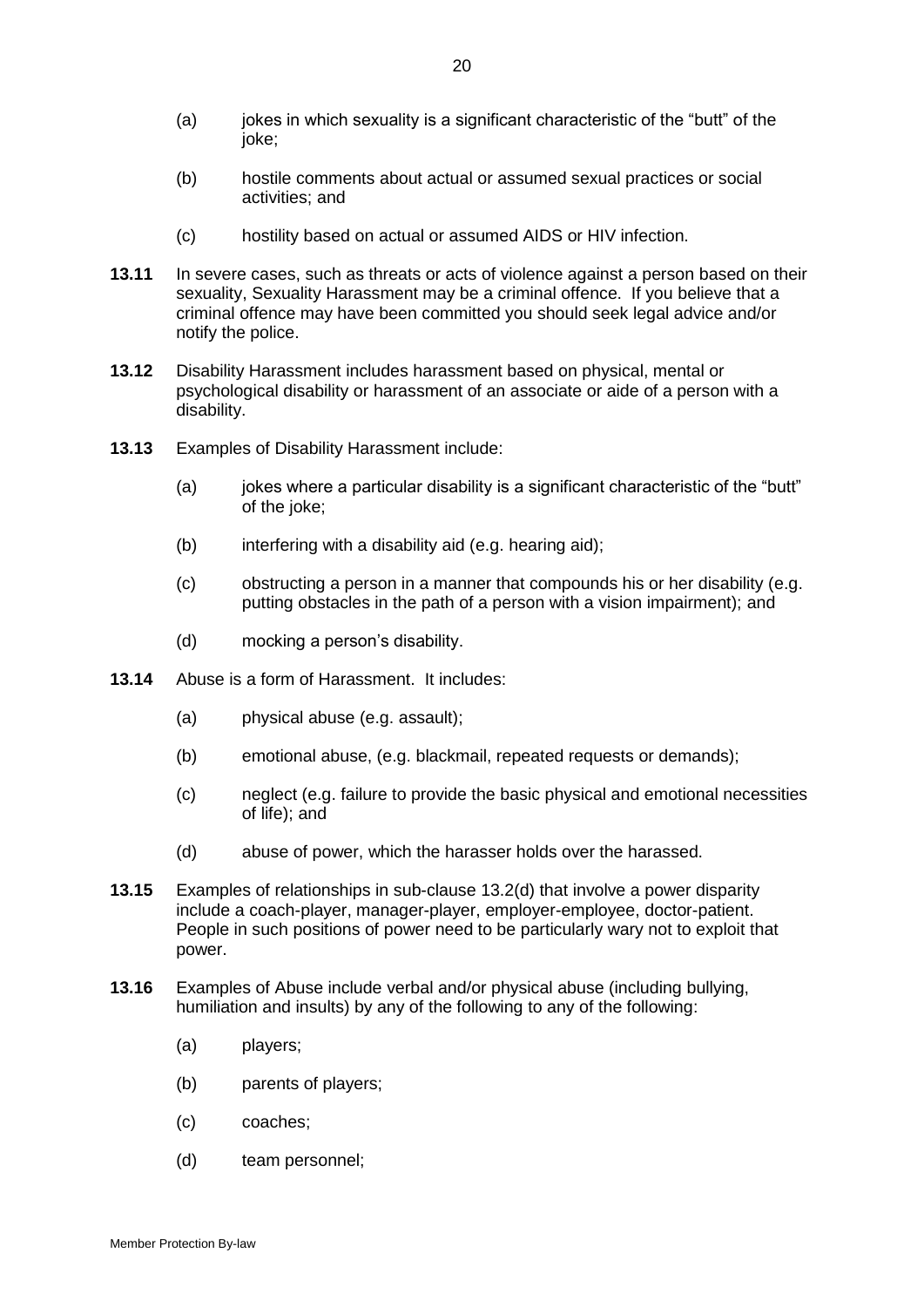(a) jokes in which sexuality is a significant characteristic of the "butt" of the joke;

(b) hostile comments about actual or assumed sexual practices or social activities; and

(c) hostility based on actual or assumed AIDS or HIV infection.

**13.11** In severe cases, such as threats or acts of violence against a person based on their sexuality, Sexuality Harassment may be a criminal offence. If you believe that a criminal offence may have been committed you should seek legal advice and/or notify the police.

**13.12** Disability Harassment includes harassment based on physical, mental or psychological disability or harassment of an associate or aide of a person with a disability.

**13.13** Examples of Disability Harassment include:

(a) jokes where a particular disability is a significant characteristic of the "butt" of the joke;

(b) interfering with a disability aid (e.g. hearing aid);

(c) obstructing a person in a manner that compounds his or her disability (e.g. putting obstacles in the path of a person with a vision impairment); and

(d) mocking a person's disability.

**13.14** Abuse is a form of Harassment. It includes:

(a) physical abuse (e.g. assault);

(b) emotional abuse, (e.g. blackmail, repeated requests or demands);

(c) neglect (e.g. failure to provide the basic physical and emotional necessities of life); and

(d) abuse of power, which the harasser holds over the harassed.

**13.15** Examples of relationships in sub-clause 13.2(d) that involve a power disparity include a coach-player, manager-player, employer-employee, doctor-patient. People in such positions of power need to be particularly wary not to exploit that power.

**13.16** Examples of Abuse include verbal and/or physical abuse (including bullying, humiliation and insults) by any of the following to any of the following:

(a) players;

(b) parents of players;

(c) coaches;

(d) team personnel;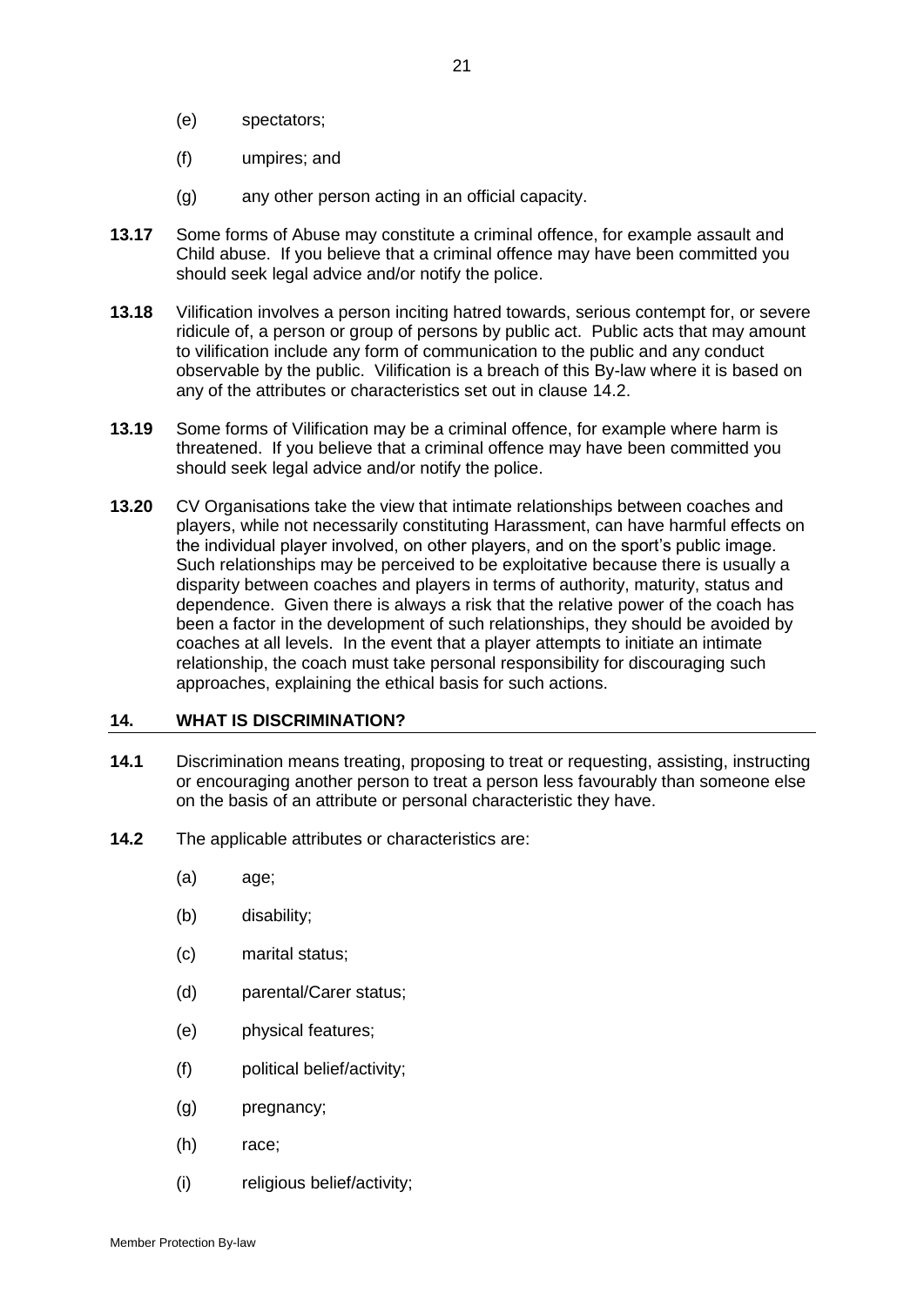(e) spectators;

(f) umpires; and

(g) any other person acting in an official capacity.

**13.17** Some forms of Abuse may constitute a criminal offence, for example assault and Child abuse. If you believe that a criminal offence may have been committed you should seek legal advice and/or notify the police.

**13.18** Vilification involves a person inciting hatred towards, serious contempt for, or severe ridicule of, a person or group of persons by public act. Public acts that may amount to vilification include any form of communication to the public and any conduct observable by the public. Vilification is a breach of this By-law where it is based on any of the attributes or characteristics set out in clause 14.2.

**13.19** Some forms of Vilification may be a criminal offence, for example where harm is threatened. If you believe that a criminal offence may have been committed you should seek legal advice and/or notify the police.

**13.20** CV Organisations take the view that intimate relationships between coaches and players, while not necessarily constituting Harassment, can have harmful effects on the individual player involved, on other players, and on the sport's public image. Such relationships may be perceived to be exploitative because there is usually a disparity between coaches and players in terms of authority, maturity, status and dependence. Given there is always a risk that the relative power of the coach has been a factor in the development of such relationships, they should be avoided by coaches at all levels. In the event that a player attempts to initiate an intimate relationship, the coach must take personal responsibility for discouraging such approaches, explaining the ethical basis for such actions.

## 14. WHAT IS DISCRIMINATION?

**14.1** Discrimination means treating, proposing to treat or requesting, assisting, instructing or encouraging another person to treat a person less favourably than someone else on the basis of an attribute or personal characteristic they have.

**14.2** The applicable attributes or characteristics are:

(a) age;

(b) disability;

(c) marital status;

(d) parental/Carer status;

(e) physical features;

(f) political belief/activity;

(g) pregnancy;

(h) race;

(i) religious belief/activity;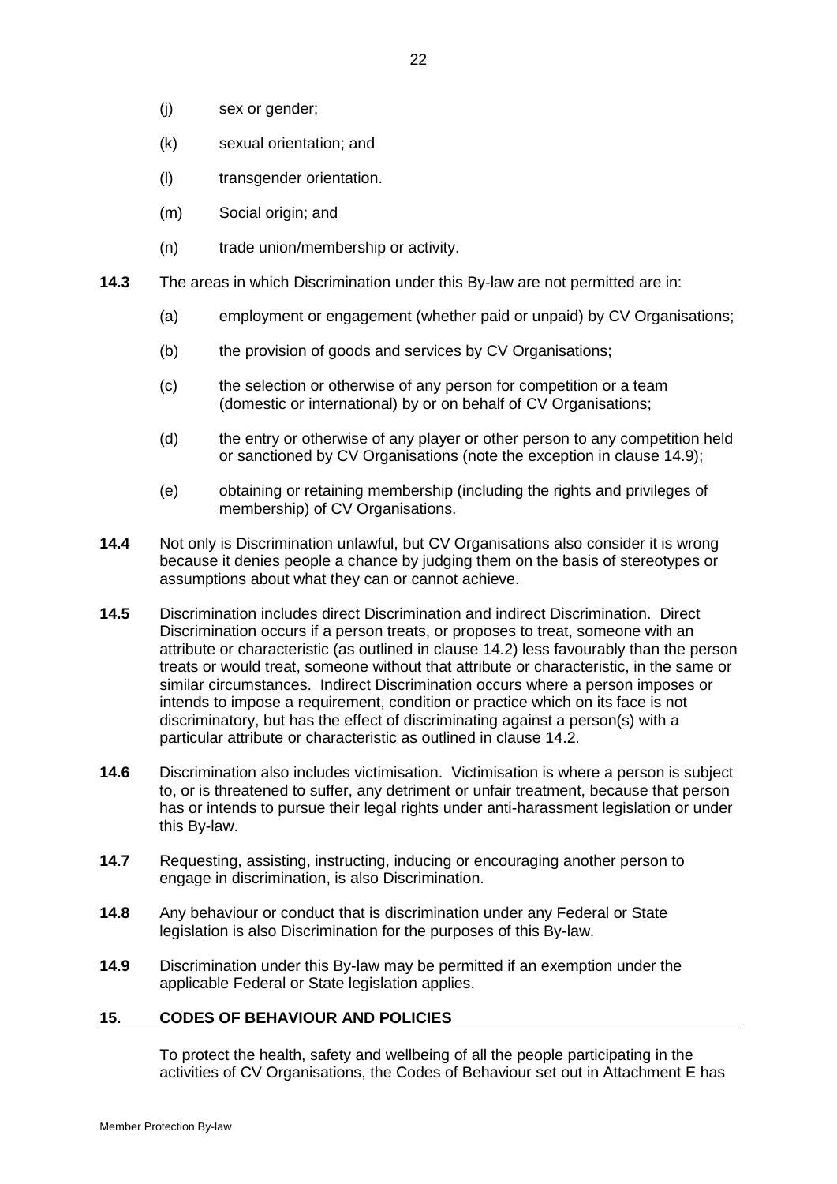(j) sex or gender;

(k) sexual orientation; and

(l) transgender orientation.

(m) Social origin; and

(n) trade union/membership or activity.

**14.3** The areas in which Discrimination under this By-law are not permitted are in:

(a) employment or engagement (whether paid or unpaid) by CV Organisations;

(b) the provision of goods and services by CV Organisations;

(c) the selection or otherwise of any person for competition or a team (domestic or international) by or on behalf of CV Organisations;

(d) the entry or otherwise of any player or other person to any competition held or sanctioned by CV Organisations (note the exception in clause 14.9);

(e) obtaining or retaining membership (including the rights and privileges of membership) of CV Organisations.

**14.4** Not only is Discrimination unlawful, but CV Organisations also consider it is wrong because it denies people a chance by judging them on the basis of stereotypes or assumptions about what they can or cannot achieve.

**14.5** Discrimination includes direct Discrimination and indirect Discrimination. Direct Discrimination occurs if a person treats, or proposes to treat, someone with an attribute or characteristic (as outlined in clause 14.2) less favourably than the person treats or would treat, someone without that attribute or characteristic, in the same or similar circumstances. Indirect Discrimination occurs where a person imposes or intends to impose a requirement, condition or practice which on its face is not discriminatory, but has the effect of discriminating against a person(s) with a particular attribute or characteristic as outlined in clause 14.2.

**14.6** Discrimination also includes victimisation. Victimisation is where a person is subject to, or is threatened to suffer, any detriment or unfair treatment, because that person has or intends to pursue their legal rights under anti-harassment legislation or under this By-law.

**14.7** Requesting, assisting, instructing, inducing or encouraging another person to engage in discrimination, is also Discrimination.

**14.8** Any behaviour or conduct that is discrimination under any Federal or State legislation is also Discrimination for the purposes of this By-law.

**14.9** Discrimination under this By-law may be permitted if an exemption under the applicable Federal or State legislation applies.

## 15. CODES OF BEHAVIOUR AND POLICIES

To protect the health, safety and wellbeing of all the people participating in the activities of CV Organisations, the Codes of Behaviour set out in Attachment E has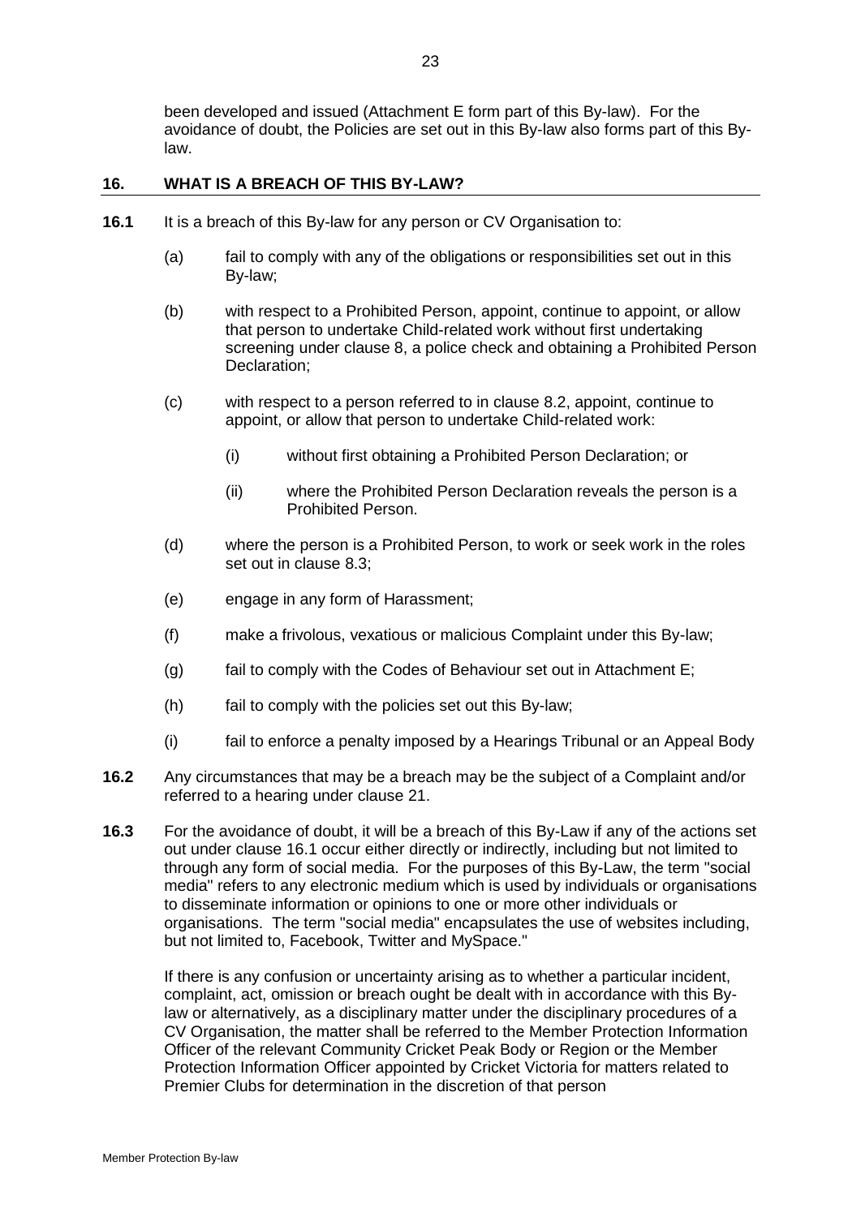been developed and issued (Attachment E form part of this By-law). For the avoidance of doubt, the Policies are set out in this By-law also forms part of this By-law.

## 16. WHAT IS A BREACH OF THIS BY-LAW?

**16.1** It is a breach of this By-law for any person or CV Organisation to:

(a) fail to comply with any of the obligations or responsibilities set out in this By-law;

(b) with respect to a Prohibited Person, appoint, continue to appoint, or allow that person to undertake Child-related work without first undertaking screening under clause 8, a police check and obtaining a Prohibited Person Declaration;

(c) with respect to a person referred to in clause 8.2, appoint, continue to appoint, or allow that person to undertake Child-related work:

(i) without first obtaining a Prohibited Person Declaration; or

(ii) where the Prohibited Person Declaration reveals the person is a Prohibited Person.

(d) where the person is a Prohibited Person, to work or seek work in the roles set out in clause 8.3;

(e) engage in any form of Harassment;

(f) make a frivolous, vexatious or malicious Complaint under this By-law;

(g) fail to comply with the Codes of Behaviour set out in Attachment E;

(h) fail to comply with the policies set out this By-law;

(i) fail to enforce a penalty imposed by a Hearings Tribunal or an Appeal Body

**16.2** Any circumstances that may be a breach may be the subject of a Complaint and/or referred to a hearing under clause 21.

**16.3** For the avoidance of doubt, it will be a breach of this By-Law if any of the actions set out under clause 16.1 occur either directly or indirectly, including but not limited to through any form of social media. For the purposes of this By-Law, the term "social media" refers to any electronic medium which is used by individuals or organisations to disseminate information or opinions to one or more other individuals or organisations. The term "social media" encapsulates the use of websites including, but not limited to, Facebook, Twitter and MySpace."

If there is any confusion or uncertainty arising as to whether a particular incident, complaint, act, omission or breach ought be dealt with in accordance with this By-law or alternatively, as a disciplinary matter under the disciplinary procedures of a CV Organisation, the matter shall be referred to the Member Protection Information Officer of the relevant Community Cricket Peak Body or Region or the Member Protection Information Officer appointed by Cricket Victoria for matters related to Premier Clubs for determination in the discretion of that person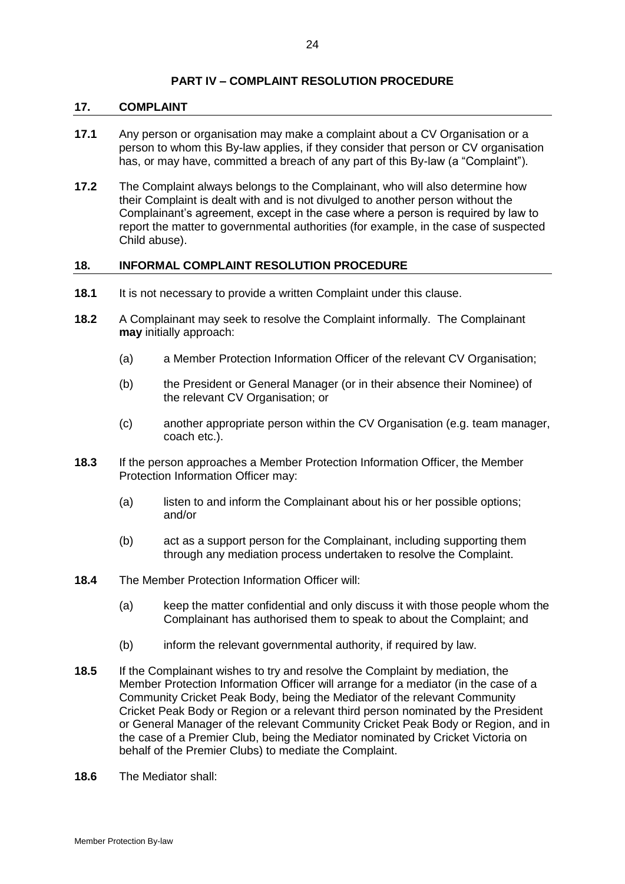# PART IV – COMPLAINT RESOLUTION PROCEDURE

## 17. COMPLAINT

**17.1** Any person or organisation may make a complaint about a CV Organisation or a person to whom this By-law applies, if they consider that person or CV organisation has, or may have, committed a breach of any part of this By-law (a "Complaint").

**17.2** The Complaint always belongs to the Complainant, who will also determine how their Complaint is dealt with and is not divulged to another person without the Complainant's agreement, except in the case where a person is required by law to report the matter to governmental authorities (for example, in the case of suspected Child abuse).

## 18. INFORMAL COMPLAINT RESOLUTION PROCEDURE

**18.1** It is not necessary to provide a written Complaint under this clause.

**18.2** A Complainant may seek to resolve the Complaint informally. The Complainant **may** initially approach:

(a) a Member Protection Information Officer of the relevant CV Organisation;

(b) the President or General Manager (or in their absence their Nominee) of the relevant CV Organisation; or

(c) another appropriate person within the CV Organisation (e.g. team manager, coach etc.).

**18.3** If the person approaches a Member Protection Information Officer, the Member Protection Information Officer may:

(a) listen to and inform the Complainant about his or her possible options; and/or

(b) act as a support person for the Complainant, including supporting them through any mediation process undertaken to resolve the Complaint.

**18.4** The Member Protection Information Officer will:

(a) keep the matter confidential and only discuss it with those people whom the Complainant has authorised them to speak to about the Complaint; and

(b) inform the relevant governmental authority, if required by law.

**18.5** If the Complainant wishes to try and resolve the Complaint by mediation, the Member Protection Information Officer will arrange for a mediator (in the case of a Community Cricket Peak Body, being the Mediator of the relevant Community Cricket Peak Body or Region or a relevant third person nominated by the President or General Manager of the relevant Community Cricket Peak Body or Region, and in the case of a Premier Club, being the Mediator nominated by Cricket Victoria on behalf of the Premier Clubs) to mediate the Complaint.

**18.6** The Mediator shall: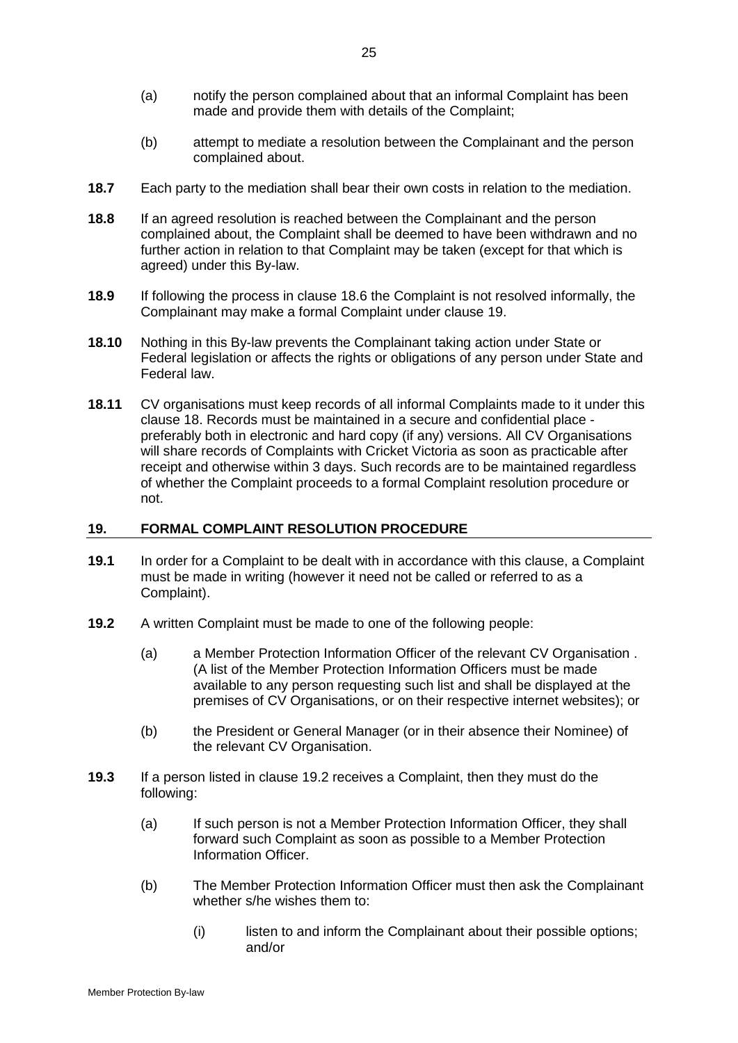(a) notify the person complained about that an informal Complaint has been made and provide them with details of the Complaint;

(b) attempt to mediate a resolution between the Complainant and the person complained about.

**18.7** Each party to the mediation shall bear their own costs in relation to the mediation.

**18.8** If an agreed resolution is reached between the Complainant and the person complained about, the Complaint shall be deemed to have been withdrawn and no further action in relation to that Complaint may be taken (except for that which is agreed) under this By-law.

**18.9** If following the process in clause 18.6 the Complaint is not resolved informally, the Complainant may make a formal Complaint under clause 19.

**18.10** Nothing in this By-law prevents the Complainant taking action under State or Federal legislation or affects the rights or obligations of any person under State and Federal law.

**18.11** CV organisations must keep records of all informal Complaints made to it under this clause 18. Records must be maintained in a secure and confidential place - preferably both in electronic and hard copy (if any) versions. All CV Organisations will share records of Complaints with Cricket Victoria as soon as practicable after receipt and otherwise within 3 days. Such records are to be maintained regardless of whether the Complaint proceeds to a formal Complaint resolution procedure or not.

## 19. FORMAL COMPLAINT RESOLUTION PROCEDURE

**19.1** In order for a Complaint to be dealt with in accordance with this clause, a Complaint must be made in writing (however it need not be called or referred to as a Complaint).

**19.2** A written Complaint must be made to one of the following people:

(a) a Member Protection Information Officer of the relevant CV Organisation . (A list of the Member Protection Information Officers must be made available to any person requesting such list and shall be displayed at the premises of CV Organisations, or on their respective internet websites); or

(b) the President or General Manager (or in their absence their Nominee) of the relevant CV Organisation.

**19.3** If a person listed in clause 19.2 receives a Complaint, then they must do the following:

(a) If such person is not a Member Protection Information Officer, they shall forward such Complaint as soon as possible to a Member Protection Information Officer.

(b) The Member Protection Information Officer must then ask the Complainant whether s/he wishes them to:

(i) listen to and inform the Complainant about their possible options; and/or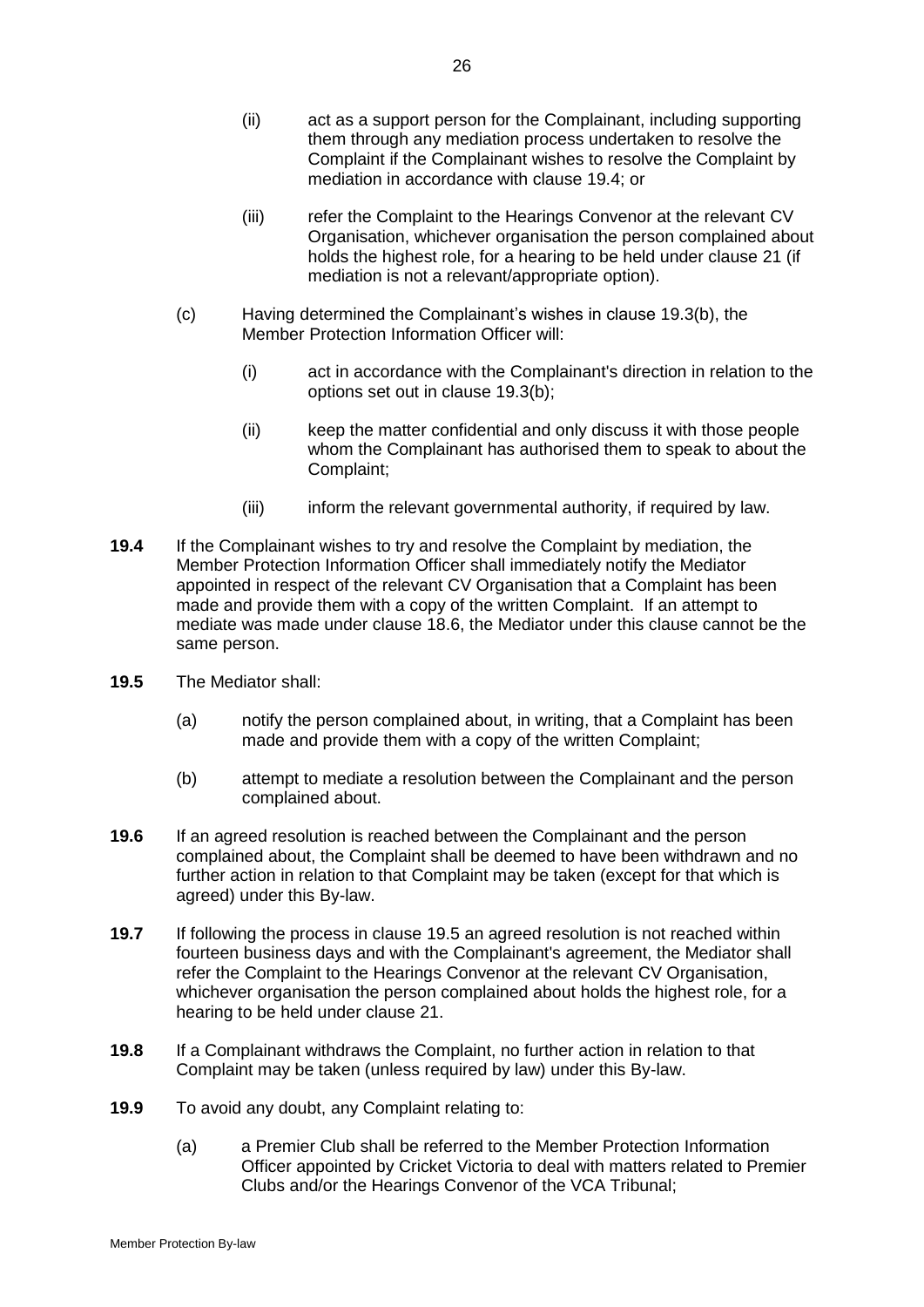(ii) act as a support person for the Complainant, including supporting them through any mediation process undertaken to resolve the Complaint if the Complainant wishes to resolve the Complaint by mediation in accordance with clause 19.4; or

(iii) refer the Complaint to the Hearings Convenor at the relevant CV Organisation, whichever organisation the person complained about holds the highest role, for a hearing to be held under clause 21 (if mediation is not a relevant/appropriate option).

(c) Having determined the Complainant's wishes in clause 19.3(b), the Member Protection Information Officer will:

(i) act in accordance with the Complainant's direction in relation to the options set out in clause 19.3(b);

(ii) keep the matter confidential and only discuss it with those people whom the Complainant has authorised them to speak to about the Complaint;

(iii) inform the relevant governmental authority, if required by law.

**19.4** If the Complainant wishes to try and resolve the Complaint by mediation, the Member Protection Information Officer shall immediately notify the Mediator appointed in respect of the relevant CV Organisation that a Complaint has been made and provide them with a copy of the written Complaint. If an attempt to mediate was made under clause 18.6, the Mediator under this clause cannot be the same person.

**19.5** The Mediator shall:

(a) notify the person complained about, in writing, that a Complaint has been made and provide them with a copy of the written Complaint;

(b) attempt to mediate a resolution between the Complainant and the person complained about.

**19.6** If an agreed resolution is reached between the Complainant and the person complained about, the Complaint shall be deemed to have been withdrawn and no further action in relation to that Complaint may be taken (except for that which is agreed) under this By-law.

**19.7** If following the process in clause 19.5 an agreed resolution is not reached within fourteen business days and with the Complainant's agreement, the Mediator shall refer the Complaint to the Hearings Convenor at the relevant CV Organisation, whichever organisation the person complained about holds the highest role, for a hearing to be held under clause 21.

**19.8** If a Complainant withdraws the Complaint, no further action in relation to that Complaint may be taken (unless required by law) under this By-law.

**19.9** To avoid any doubt, any Complaint relating to:

(a) a Premier Club shall be referred to the Member Protection Information Officer appointed by Cricket Victoria to deal with matters related to Premier Clubs and/or the Hearings Convenor of the VCA Tribunal;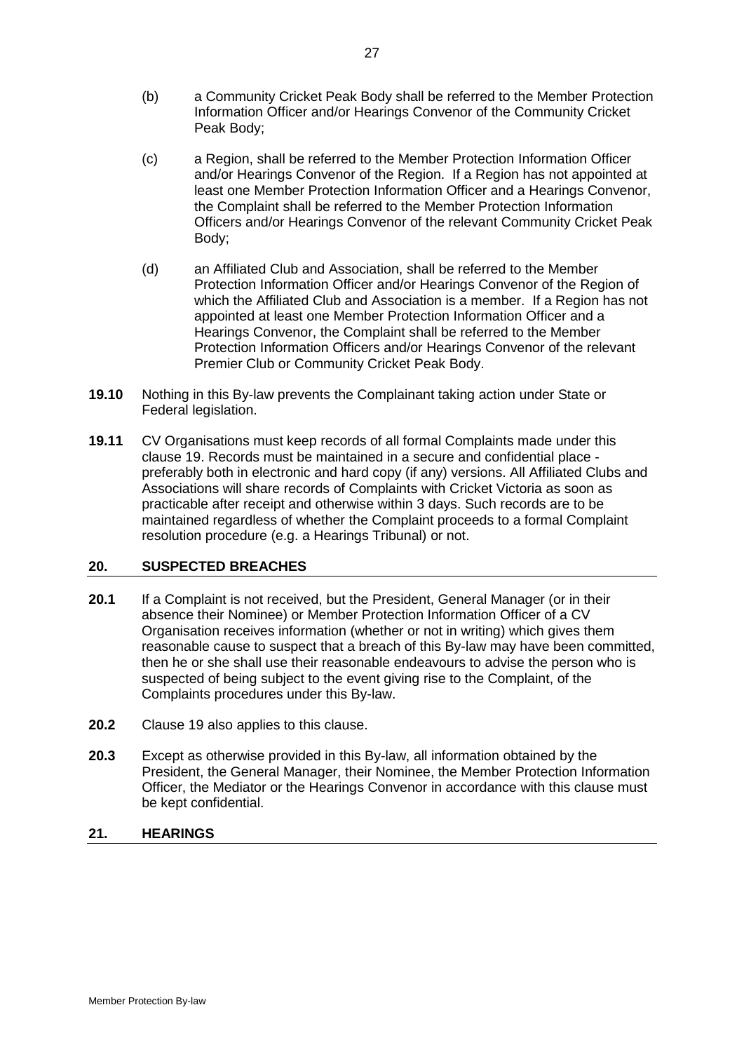(b) a Community Cricket Peak Body shall be referred to the Member Protection Information Officer and/or Hearings Convenor of the Community Cricket Peak Body;

(c) a Region, shall be referred to the Member Protection Information Officer and/or Hearings Convenor of the Region. If a Region has not appointed at least one Member Protection Information Officer and a Hearings Convenor, the Complaint shall be referred to the Member Protection Information Officers and/or Hearings Convenor of the relevant Community Cricket Peak Body;

(d) an Affiliated Club and Association, shall be referred to the Member Protection Information Officer and/or Hearings Convenor of the Region of which the Affiliated Club and Association is a member. If a Region has not appointed at least one Member Protection Information Officer and a Hearings Convenor, the Complaint shall be referred to the Member Protection Information Officers and/or Hearings Convenor of the relevant Premier Club or Community Cricket Peak Body.

**19.10** Nothing in this By-law prevents the Complainant taking action under State or Federal legislation.

**19.11** CV Organisations must keep records of all formal Complaints made under this clause 19. Records must be maintained in a secure and confidential place - preferably both in electronic and hard copy (if any) versions. All Affiliated Clubs and Associations will share records of Complaints with Cricket Victoria as soon as practicable after receipt and otherwise within 3 days. Such records are to be maintained regardless of whether the Complaint proceeds to a formal Complaint resolution procedure (e.g. a Hearings Tribunal) or not.

## 20. SUSPECTED BREACHES

**20.1** If a Complaint is not received, but the President, General Manager (or in their absence their Nominee) or Member Protection Information Officer of a CV Organisation receives information (whether or not in writing) which gives them reasonable cause to suspect that a breach of this By-law may have been committed, then he or she shall use their reasonable endeavours to advise the person who is suspected of being subject to the event giving rise to the Complaint, of the Complaints procedures under this By-law.

**20.2** Clause 19 also applies to this clause.

**20.3** Except as otherwise provided in this By-law, all information obtained by the President, the General Manager, their Nominee, the Member Protection Information Officer, the Mediator or the Hearings Convenor in accordance with this clause must be kept confidential.

## 21. HEARINGS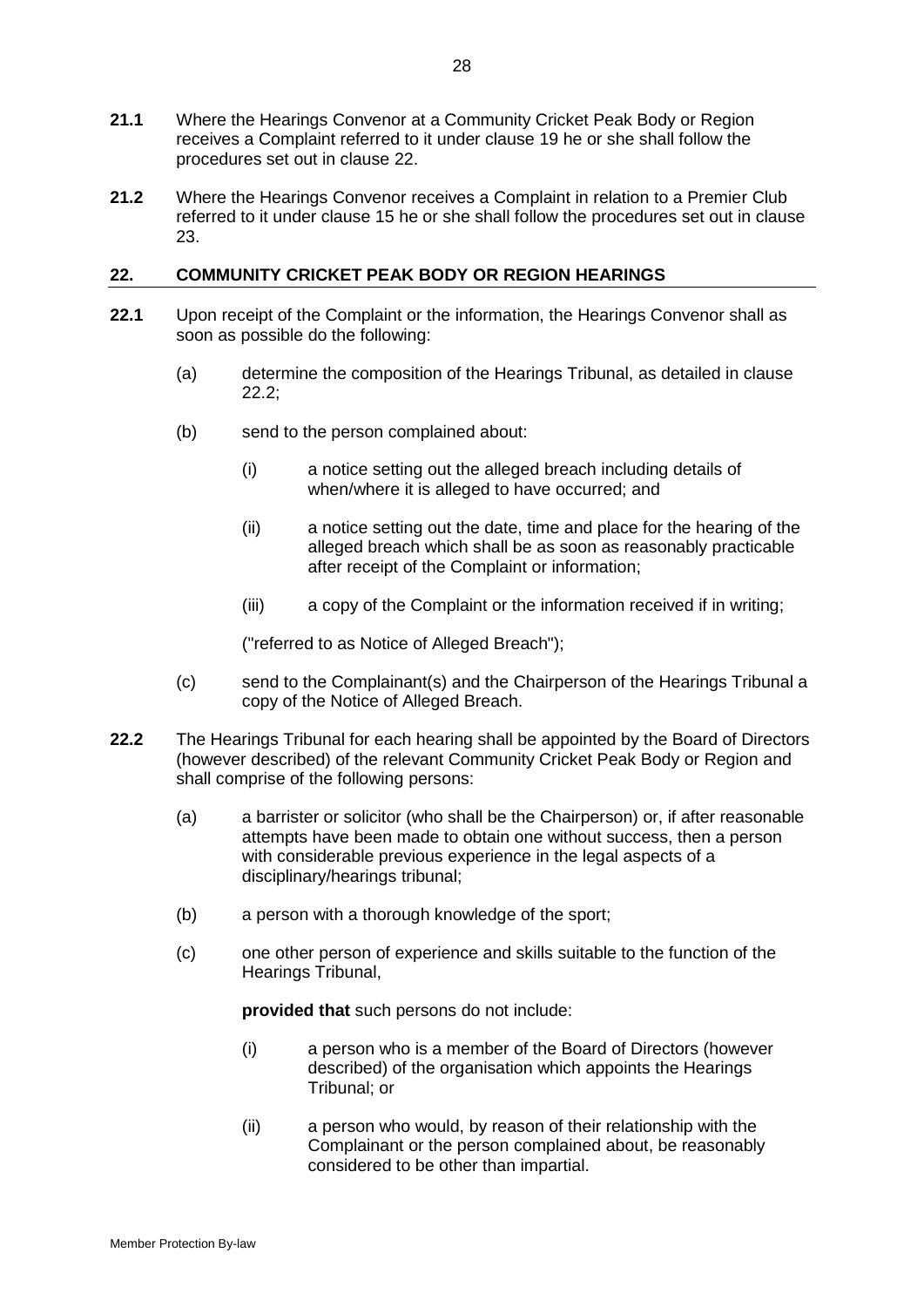**21.1** Where the Hearings Convenor at a Community Cricket Peak Body or Region receives a Complaint referred to it under clause 19 he or she shall follow the procedures set out in clause 22.

**21.2** Where the Hearings Convenor receives a Complaint in relation to a Premier Club referred to it under clause 15 he or she shall follow the procedures set out in clause 23.

## 22. COMMUNITY CRICKET PEAK BODY OR REGION HEARINGS

**22.1** Upon receipt of the Complaint or the information, the Hearings Convenor shall as soon as possible do the following:

(a) determine the composition of the Hearings Tribunal, as detailed in clause 22.2;

(b) send to the person complained about:

(i) a notice setting out the alleged breach including details of when/where it is alleged to have occurred; and

(ii) a notice setting out the date, time and place for the hearing of the alleged breach which shall be as soon as reasonably practicable after receipt of the Complaint or information;

(iii) a copy of the Complaint or the information received if in writing;

("referred to as Notice of Alleged Breach");

(c) send to the Complainant(s) and the Chairperson of the Hearings Tribunal a copy of the Notice of Alleged Breach.

**22.2** The Hearings Tribunal for each hearing shall be appointed by the Board of Directors (however described) of the relevant Community Cricket Peak Body or Region and shall comprise of the following persons:

(a) a barrister or solicitor (who shall be the Chairperson) or, if after reasonable attempts have been made to obtain one without success, then a person with considerable previous experience in the legal aspects of a disciplinary/hearings tribunal;

(b) a person with a thorough knowledge of the sport;

(c) one other person of experience and skills suitable to the function of the Hearings Tribunal,

**provided that** such persons do not include:

(i) a person who is a member of the Board of Directors (however described) of the organisation which appoints the Hearings Tribunal; or

(ii) a person who would, by reason of their relationship with the Complainant or the person complained about, be reasonably considered to be other than impartial.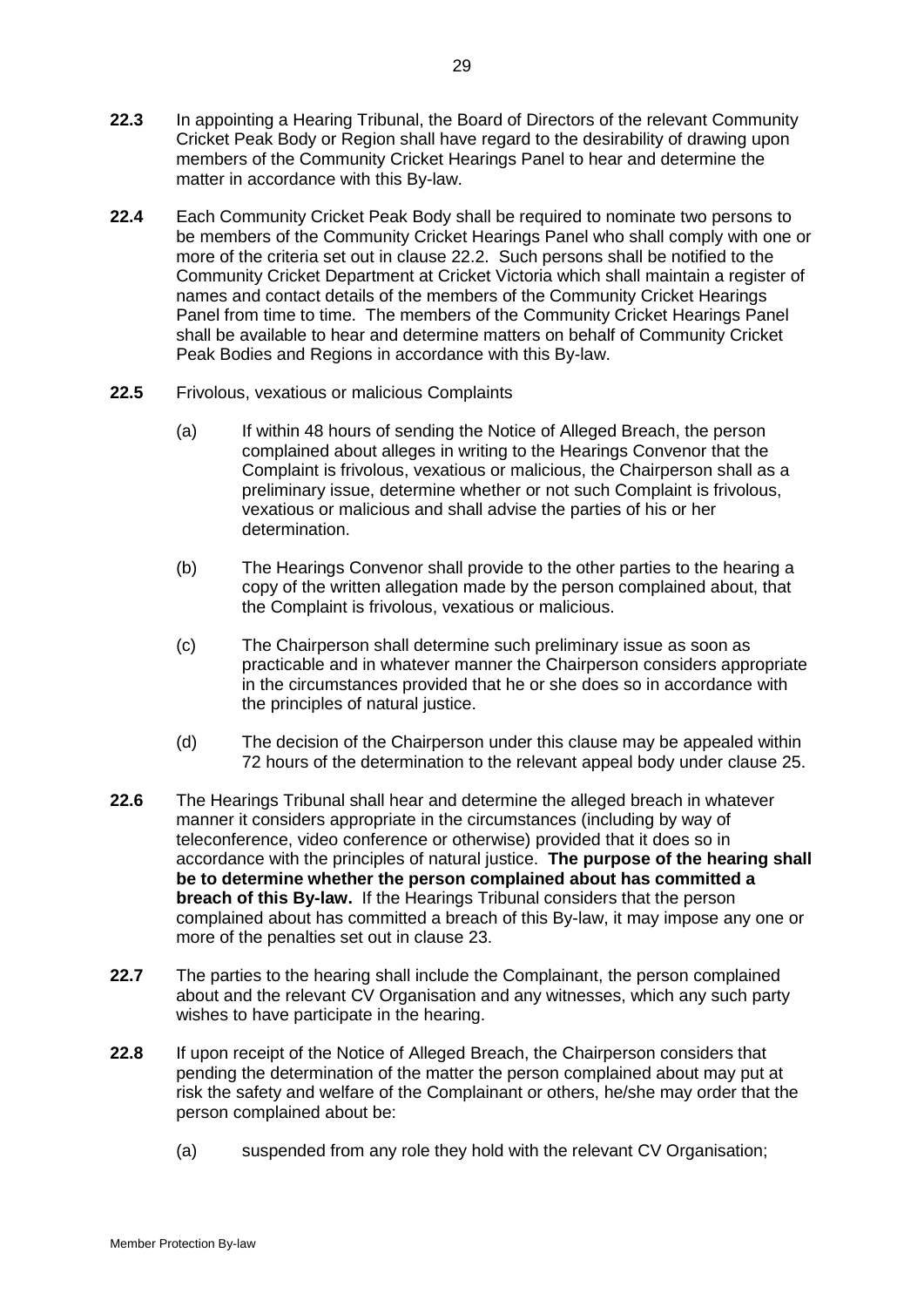**22.3** In appointing a Hearing Tribunal, the Board of Directors of the relevant Community Cricket Peak Body or Region shall have regard to the desirability of drawing upon members of the Community Cricket Hearings Panel to hear and determine the matter in accordance with this By-law.

**22.4** Each Community Cricket Peak Body shall be required to nominate two persons to be members of the Community Cricket Hearings Panel who shall comply with one or more of the criteria set out in clause 22.2. Such persons shall be notified to the Community Cricket Department at Cricket Victoria which shall maintain a register of names and contact details of the members of the Community Cricket Hearings Panel from time to time. The members of the Community Cricket Hearings Panel shall be available to hear and determine matters on behalf of Community Cricket Peak Bodies and Regions in accordance with this By-law.

**22.5** Frivolous, vexatious or malicious Complaints

(a) If within 48 hours of sending the Notice of Alleged Breach, the person complained about alleges in writing to the Hearings Convenor that the Complaint is frivolous, vexatious or malicious, the Chairperson shall as a preliminary issue, determine whether or not such Complaint is frivolous, vexatious or malicious and shall advise the parties of his or her determination.

(b) The Hearings Convenor shall provide to the other parties to the hearing a copy of the written allegation made by the person complained about, that the Complaint is frivolous, vexatious or malicious.

(c) The Chairperson shall determine such preliminary issue as soon as practicable and in whatever manner the Chairperson considers appropriate in the circumstances provided that he or she does so in accordance with the principles of natural justice.

(d) The decision of the Chairperson under this clause may be appealed within 72 hours of the determination to the relevant appeal body under clause 25.

**22.6** The Hearings Tribunal shall hear and determine the alleged breach in whatever manner it considers appropriate in the circumstances (including by way of teleconference, video conference or otherwise) provided that it does so in accordance with the principles of natural justice. **The purpose of the hearing shall be to determine whether the person complained about has committed a breach of this By-law.** If the Hearings Tribunal considers that the person complained about has committed a breach of this By-law, it may impose any one or more of the penalties set out in clause 23.

**22.7** The parties to the hearing shall include the Complainant, the person complained about and the relevant CV Organisation and any witnesses, which any such party wishes to have participate in the hearing.

**22.8** If upon receipt of the Notice of Alleged Breach, the Chairperson considers that pending the determination of the matter the person complained about may put at risk the safety and welfare of the Complainant or others, he/she may order that the person complained about be:

(a) suspended from any role they hold with the relevant CV Organisation;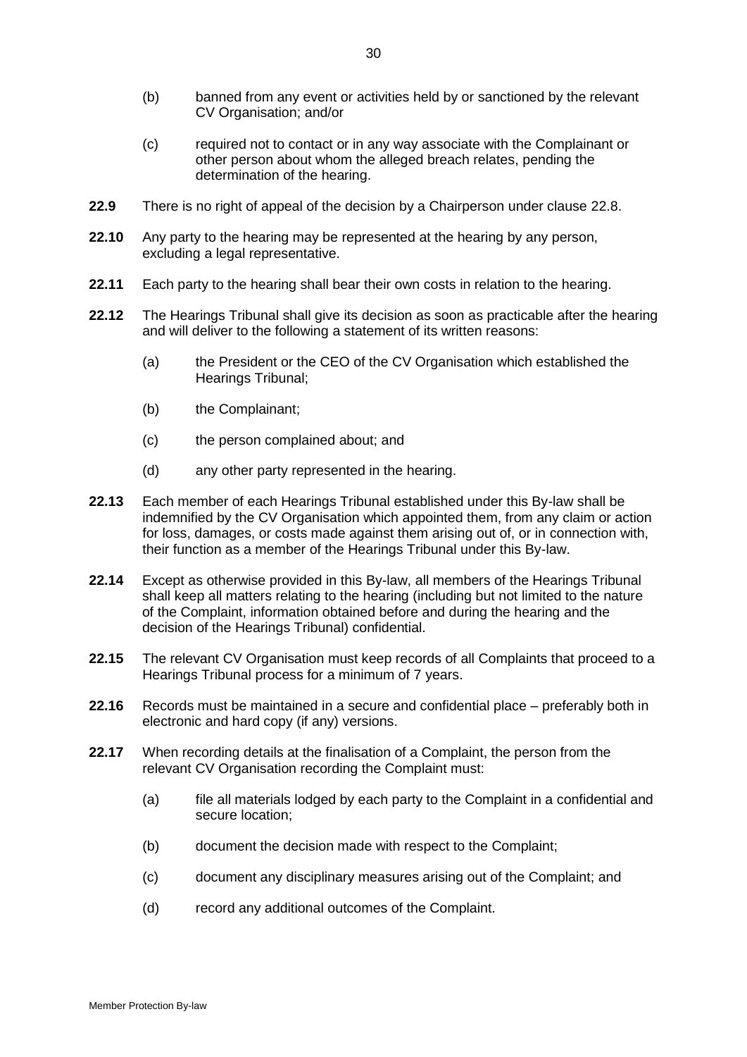(b) banned from any event or activities held by or sanctioned by the relevant CV Organisation; and/or

(c) required not to contact or in any way associate with the Complainant or other person about whom the alleged breach relates, pending the determination of the hearing.

**22.9** There is no right of appeal of the decision by a Chairperson under clause 22.8.

**22.10** Any party to the hearing may be represented at the hearing by any person, excluding a legal representative.

**22.11** Each party to the hearing shall bear their own costs in relation to the hearing.

**22.12** The Hearings Tribunal shall give its decision as soon as practicable after the hearing and will deliver to the following a statement of its written reasons:

(a) the President or the CEO of the CV Organisation which established the Hearings Tribunal;

(b) the Complainant;

(c) the person complained about; and

(d) any other party represented in the hearing.

**22.13** Each member of each Hearings Tribunal established under this By-law shall be indemnified by the CV Organisation which appointed them, from any claim or action for loss, damages, or costs made against them arising out of, or in connection with, their function as a member of the Hearings Tribunal under this By-law.

**22.14** Except as otherwise provided in this By-law, all members of the Hearings Tribunal shall keep all matters relating to the hearing (including but not limited to the nature of the Complaint, information obtained before and during the hearing and the decision of the Hearings Tribunal) confidential.

**22.15** The relevant CV Organisation must keep records of all Complaints that proceed to a Hearings Tribunal process for a minimum of 7 years.

**22.16** Records must be maintained in a secure and confidential place – preferably both in electronic and hard copy (if any) versions.

**22.17** When recording details at the finalisation of a Complaint, the person from the relevant CV Organisation recording the Complaint must:

(a) file all materials lodged by each party to the Complaint in a confidential and secure location;

(b) document the decision made with respect to the Complaint;

(c) document any disciplinary measures arising out of the Complaint; and

(d) record any additional outcomes of the Complaint.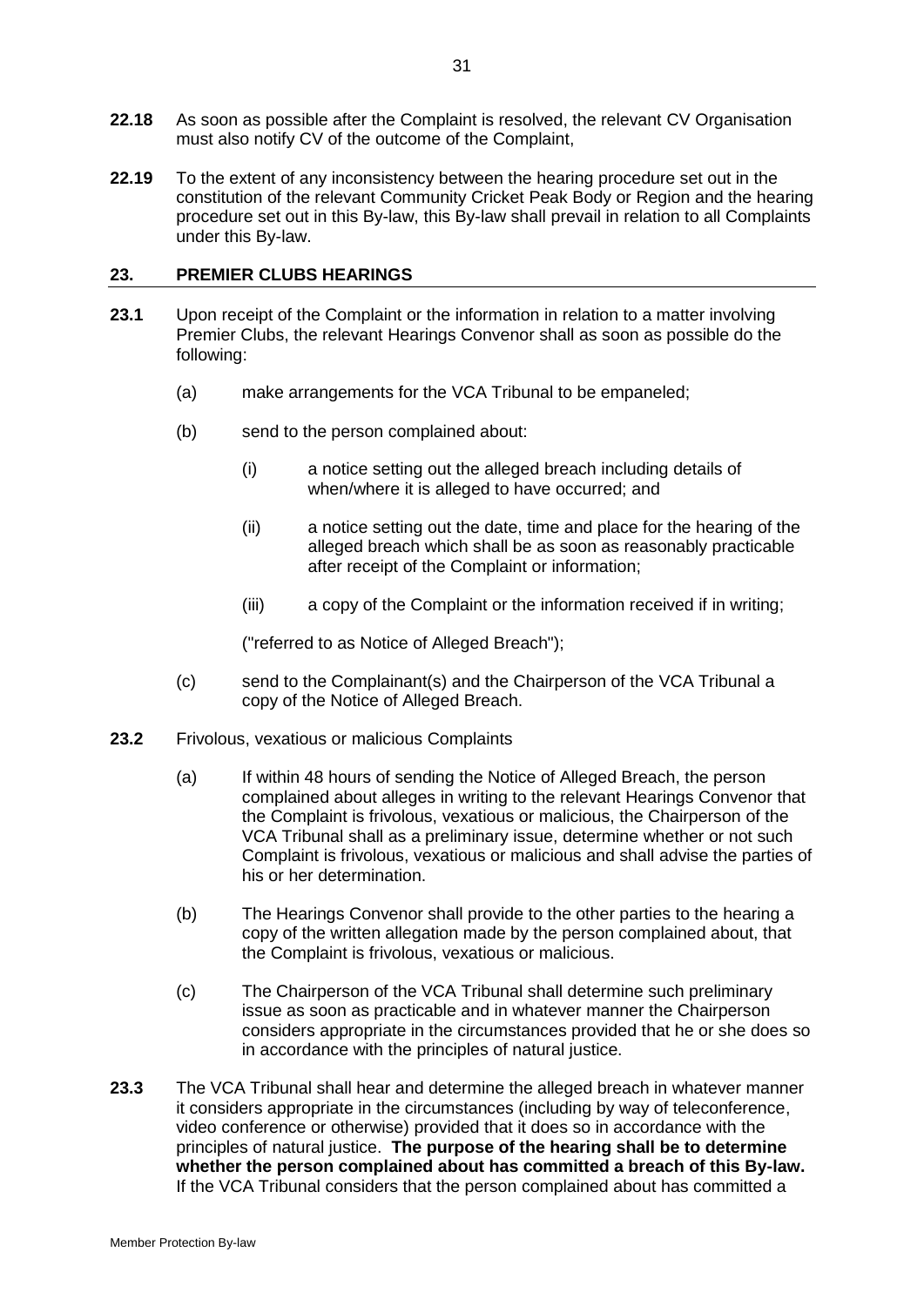**22.18** As soon as possible after the Complaint is resolved, the relevant CV Organisation must also notify CV of the outcome of the Complaint,

**22.19** To the extent of any inconsistency between the hearing procedure set out in the constitution of the relevant Community Cricket Peak Body or Region and the hearing procedure set out in this By-law, this By-law shall prevail in relation to all Complaints under this By-law.

## 23. PREMIER CLUBS HEARINGS

**23.1** Upon receipt of the Complaint or the information in relation to a matter involving Premier Clubs, the relevant Hearings Convenor shall as soon as possible do the following:

(a) make arrangements for the VCA Tribunal to be empaneled;

(b) send to the person complained about:

(i) a notice setting out the alleged breach including details of when/where it is alleged to have occurred; and

(ii) a notice setting out the date, time and place for the hearing of the alleged breach which shall be as soon as reasonably practicable after receipt of the Complaint or information;

(iii) a copy of the Complaint or the information received if in writing;

("referred to as Notice of Alleged Breach");

(c) send to the Complainant(s) and the Chairperson of the VCA Tribunal a copy of the Notice of Alleged Breach.

**23.2** Frivolous, vexatious or malicious Complaints

(a) If within 48 hours of sending the Notice of Alleged Breach, the person complained about alleges in writing to the relevant Hearings Convenor that the Complaint is frivolous, vexatious or malicious, the Chairperson of the VCA Tribunal shall as a preliminary issue, determine whether or not such Complaint is frivolous, vexatious or malicious and shall advise the parties of his or her determination.

(b) The Hearings Convenor shall provide to the other parties to the hearing a copy of the written allegation made by the person complained about, that the Complaint is frivolous, vexatious or malicious.

(c) The Chairperson of the VCA Tribunal shall determine such preliminary issue as soon as practicable and in whatever manner the Chairperson considers appropriate in the circumstances provided that he or she does so in accordance with the principles of natural justice.

**23.3** The VCA Tribunal shall hear and determine the alleged breach in whatever manner it considers appropriate in the circumstances (including by way of teleconference, video conference or otherwise) provided that it does so in accordance with the principles of natural justice. **The purpose of the hearing shall be to determine whether the person complained about has committed a breach of this By-law.** If the VCA Tribunal considers that the person complained about has committed a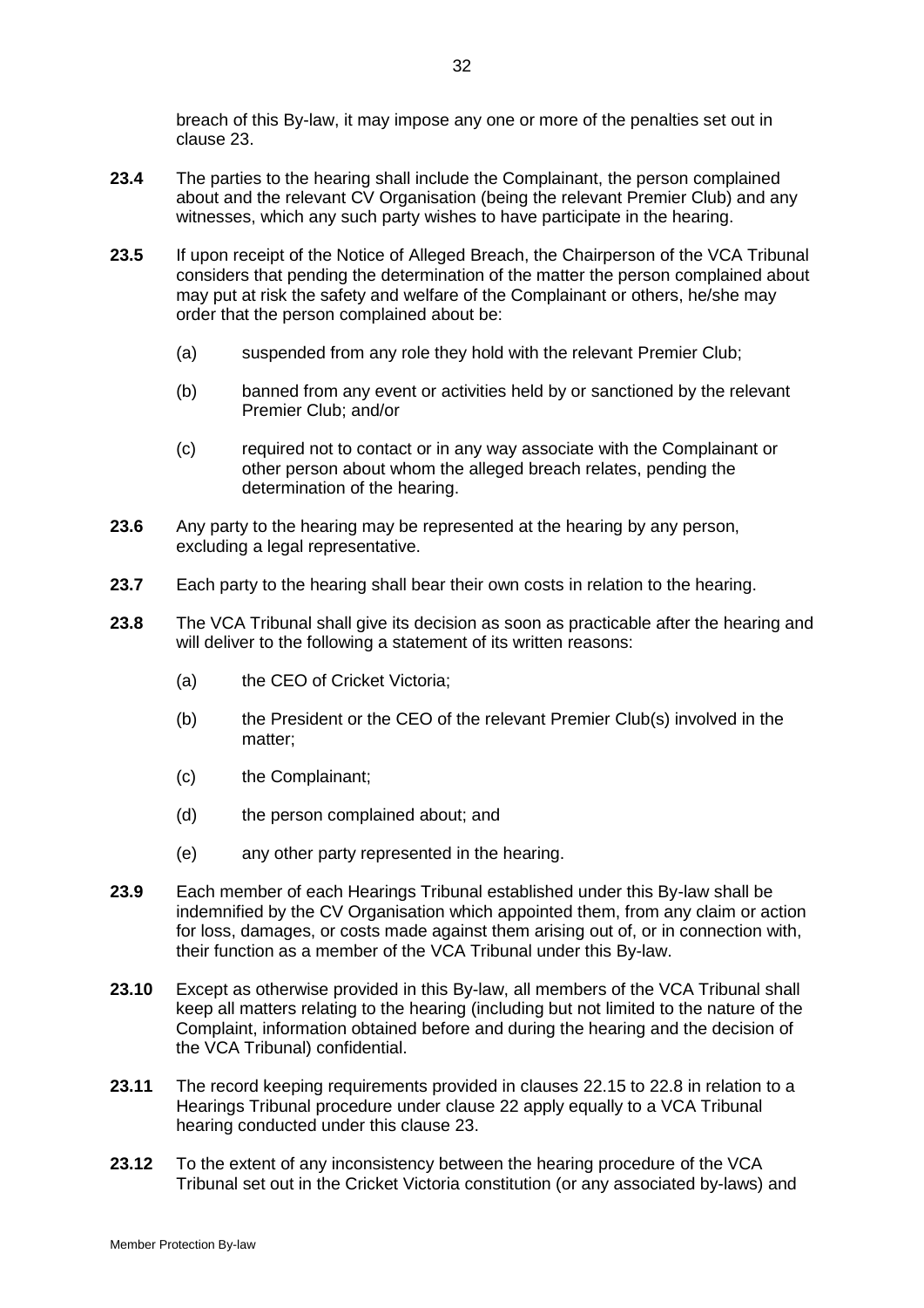breach of this By-law, it may impose any one or more of the penalties set out in clause 23.

**23.4** The parties to the hearing shall include the Complainant, the person complained about and the relevant CV Organisation (being the relevant Premier Club) and any witnesses, which any such party wishes to have participate in the hearing.

**23.5** If upon receipt of the Notice of Alleged Breach, the Chairperson of the VCA Tribunal considers that pending the determination of the matter the person complained about may put at risk the safety and welfare of the Complainant or others, he/she may order that the person complained about be:

(a) suspended from any role they hold with the relevant Premier Club;

(b) banned from any event or activities held by or sanctioned by the relevant Premier Club; and/or

(c) required not to contact or in any way associate with the Complainant or other person about whom the alleged breach relates, pending the determination of the hearing.

**23.6** Any party to the hearing may be represented at the hearing by any person, excluding a legal representative.

**23.7** Each party to the hearing shall bear their own costs in relation to the hearing.

**23.8** The VCA Tribunal shall give its decision as soon as practicable after the hearing and will deliver to the following a statement of its written reasons:

(a) the CEO of Cricket Victoria;

(b) the President or the CEO of the relevant Premier Club(s) involved in the matter;

(c) the Complainant;

(d) the person complained about; and

(e) any other party represented in the hearing.

**23.9** Each member of each Hearings Tribunal established under this By-law shall be indemnified by the CV Organisation which appointed them, from any claim or action for loss, damages, or costs made against them arising out of, or in connection with, their function as a member of the VCA Tribunal under this By-law.

**23.10** Except as otherwise provided in this By-law, all members of the VCA Tribunal shall keep all matters relating to the hearing (including but not limited to the nature of the Complaint, information obtained before and during the hearing and the decision of the VCA Tribunal) confidential.

**23.11** The record keeping requirements provided in clauses 22.15 to 22.8 in relation to a Hearings Tribunal procedure under clause 22 apply equally to a VCA Tribunal hearing conducted under this clause 23.

**23.12** To the extent of any inconsistency between the hearing procedure of the VCA Tribunal set out in the Cricket Victoria constitution (or any associated by-laws) and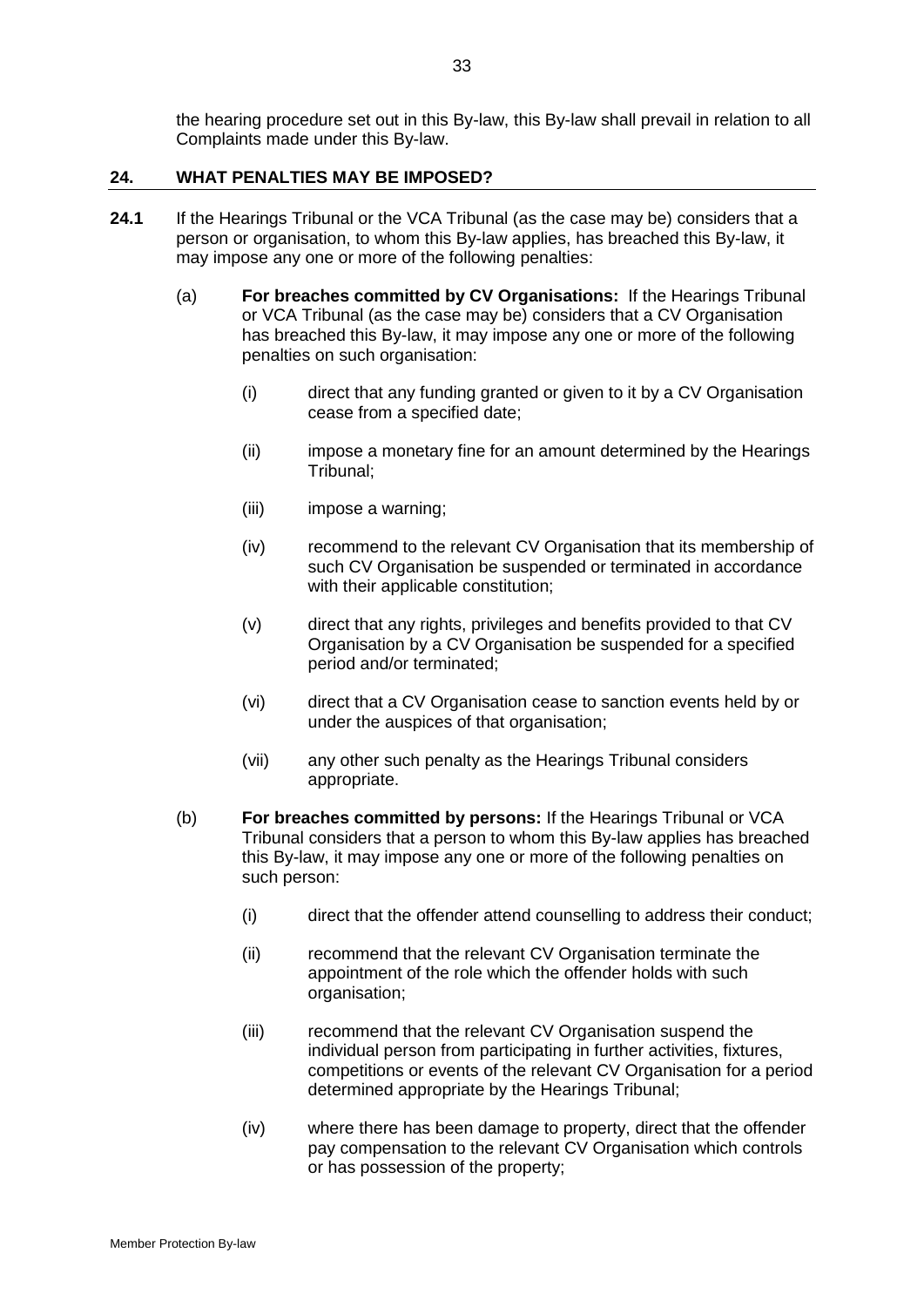the hearing procedure set out in this By-law, this By-law shall prevail in relation to all Complaints made under this By-law.

## 24. WHAT PENALTIES MAY BE IMPOSED?

**24.1** If the Hearings Tribunal or the VCA Tribunal (as the case may be) considers that a person or organisation, to whom this By-law applies, has breached this By-law, it may impose any one or more of the following penalties:

(a) **For breaches committed by CV Organisations:** If the Hearings Tribunal or VCA Tribunal (as the case may be) considers that a CV Organisation has breached this By-law, it may impose any one or more of the following penalties on such organisation:

- (i) direct that any funding granted or given to it by a CV Organisation cease from a specified date;
- (ii) impose a monetary fine for an amount determined by the Hearings Tribunal;
- (iii) impose a warning;
- (iv) recommend to the relevant CV Organisation that its membership of such CV Organisation be suspended or terminated in accordance with their applicable constitution;
- (v) direct that any rights, privileges and benefits provided to that CV Organisation by a CV Organisation be suspended for a specified period and/or terminated;
- (vi) direct that a CV Organisation cease to sanction events held by or under the auspices of that organisation;
- (vii) any other such penalty as the Hearings Tribunal considers appropriate.

(b) **For breaches committed by persons:** If the Hearings Tribunal or VCA Tribunal considers that a person to whom this By-law applies has breached this By-law, it may impose any one or more of the following penalties on such person:

- (i) direct that the offender attend counselling to address their conduct;
- (ii) recommend that the relevant CV Organisation terminate the appointment of the role which the offender holds with such organisation;
- (iii) recommend that the relevant CV Organisation suspend the individual person from participating in further activities, fixtures, competitions or events of the relevant CV Organisation for a period determined appropriate by the Hearings Tribunal;
- (iv) where there has been damage to property, direct that the offender pay compensation to the relevant CV Organisation which controls or has possession of the property;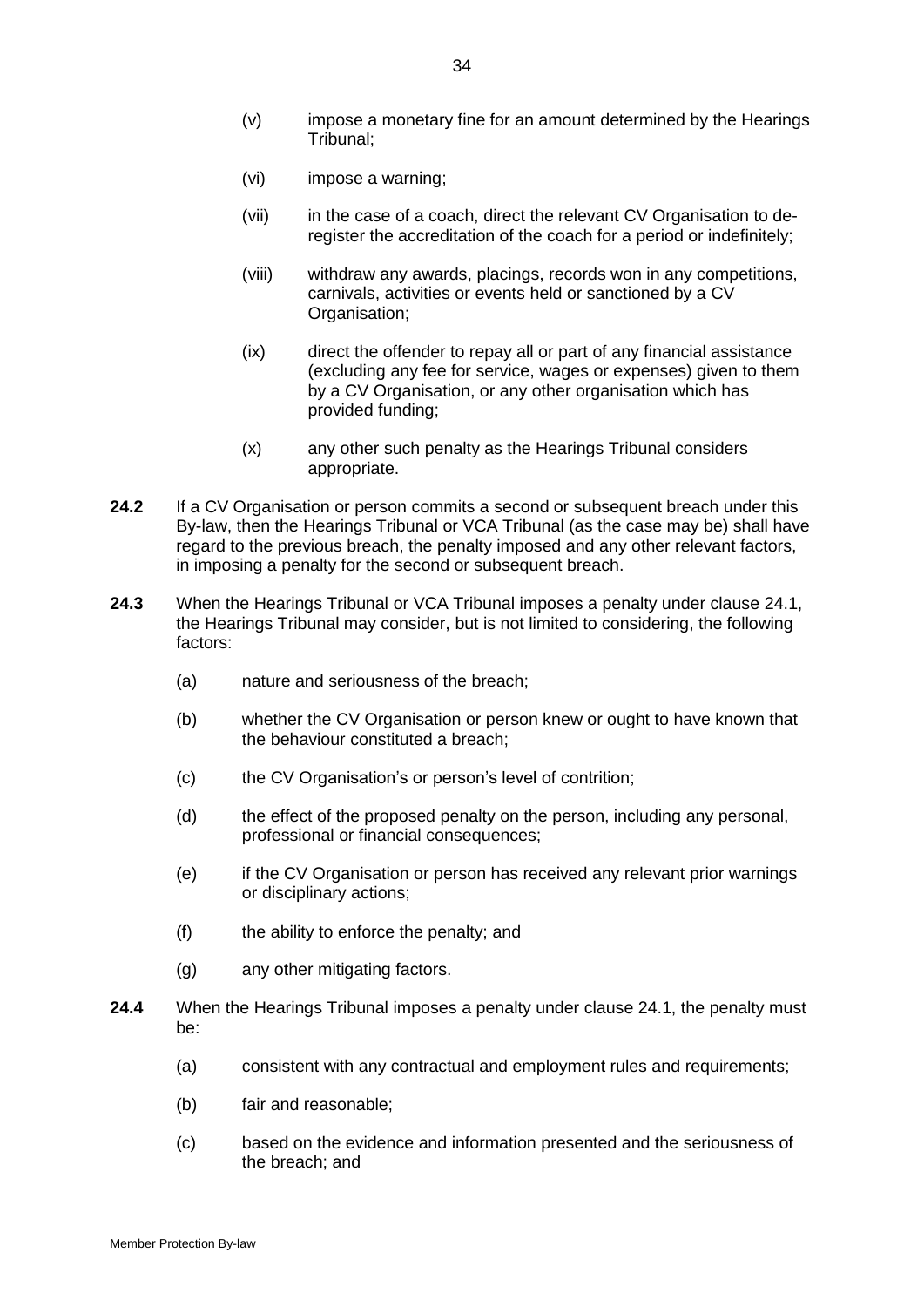(v) impose a monetary fine for an amount determined by the Hearings Tribunal;

(vi) impose a warning;

(vii) in the case of a coach, direct the relevant CV Organisation to de-register the accreditation of the coach for a period or indefinitely;

(viii) withdraw any awards, placings, records won in any competitions, carnivals, activities or events held or sanctioned by a CV Organisation;

(ix) direct the offender to repay all or part of any financial assistance (excluding any fee for service, wages or expenses) given to them by a CV Organisation, or any other organisation which has provided funding;

(x) any other such penalty as the Hearings Tribunal considers appropriate.

**24.2** If a CV Organisation or person commits a second or subsequent breach under this By-law, then the Hearings Tribunal or VCA Tribunal (as the case may be) shall have regard to the previous breach, the penalty imposed and any other relevant factors, in imposing a penalty for the second or subsequent breach.

**24.3** When the Hearings Tribunal or VCA Tribunal imposes a penalty under clause 24.1, the Hearings Tribunal may consider, but is not limited to considering, the following factors:

(a) nature and seriousness of the breach;

(b) whether the CV Organisation or person knew or ought to have known that the behaviour constituted a breach;

(c) the CV Organisation's or person's level of contrition;

(d) the effect of the proposed penalty on the person, including any personal, professional or financial consequences;

(e) if the CV Organisation or person has received any relevant prior warnings or disciplinary actions;

(f) the ability to enforce the penalty; and

(g) any other mitigating factors.

**24.4** When the Hearings Tribunal imposes a penalty under clause 24.1, the penalty must be:

(a) consistent with any contractual and employment rules and requirements;

(b) fair and reasonable;

(c) based on the evidence and information presented and the seriousness of the breach; and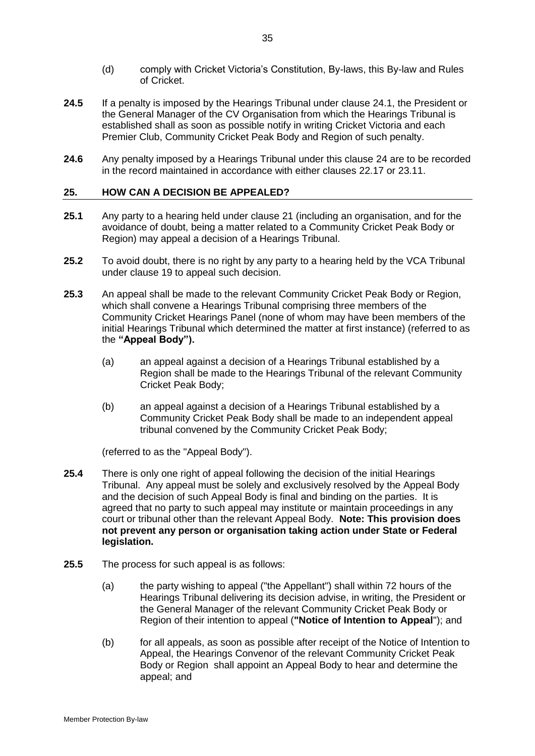(d) comply with Cricket Victoria's Constitution, By-laws, this By-law and Rules of Cricket.

**24.5** If a penalty is imposed by the Hearings Tribunal under clause 24.1, the President or the General Manager of the CV Organisation from which the Hearings Tribunal is established shall as soon as possible notify in writing Cricket Victoria and each Premier Club, Community Cricket Peak Body and Region of such penalty.

**24.6** Any penalty imposed by a Hearings Tribunal under this clause 24 are to be recorded in the record maintained in accordance with either clauses 22.17 or 23.11.

## 25. HOW CAN A DECISION BE APPEALED?

**25.1** Any party to a hearing held under clause 21 (including an organisation, and for the avoidance of doubt, being a matter related to a Community Cricket Peak Body or Region) may appeal a decision of a Hearings Tribunal.

**25.2** To avoid doubt, there is no right by any party to a hearing held by the VCA Tribunal under clause 19 to appeal such decision.

**25.3** An appeal shall be made to the relevant Community Cricket Peak Body or Region, which shall convene a Hearings Tribunal comprising three members of the Community Cricket Hearings Panel (none of whom may have been members of the initial Hearings Tribunal which determined the matter at first instance) (referred to as the **"Appeal Body").**

(a) an appeal against a decision of a Hearings Tribunal established by a Region shall be made to the Hearings Tribunal of the relevant Community Cricket Peak Body;

(b) an appeal against a decision of a Hearings Tribunal established by a Community Cricket Peak Body shall be made to an independent appeal tribunal convened by the Community Cricket Peak Body;

(referred to as the "Appeal Body").

**25.4** There is only one right of appeal following the decision of the initial Hearings Tribunal. Any appeal must be solely and exclusively resolved by the Appeal Body and the decision of such Appeal Body is final and binding on the parties. It is agreed that no party to such appeal may institute or maintain proceedings in any court or tribunal other than the relevant Appeal Body. **Note: This provision does not prevent any person or organisation taking action under State or Federal legislation.**

**25.5** The process for such appeal is as follows:

(a) the party wishing to appeal ("the Appellant") shall within 72 hours of the Hearings Tribunal delivering its decision advise, in writing, the President or the General Manager of the relevant Community Cricket Peak Body or Region of their intention to appeal (**"Notice of Intention to Appeal**"); and

(b) for all appeals, as soon as possible after receipt of the Notice of Intention to Appeal, the Hearings Convenor of the relevant Community Cricket Peak Body or Region shall appoint an Appeal Body to hear and determine the appeal; and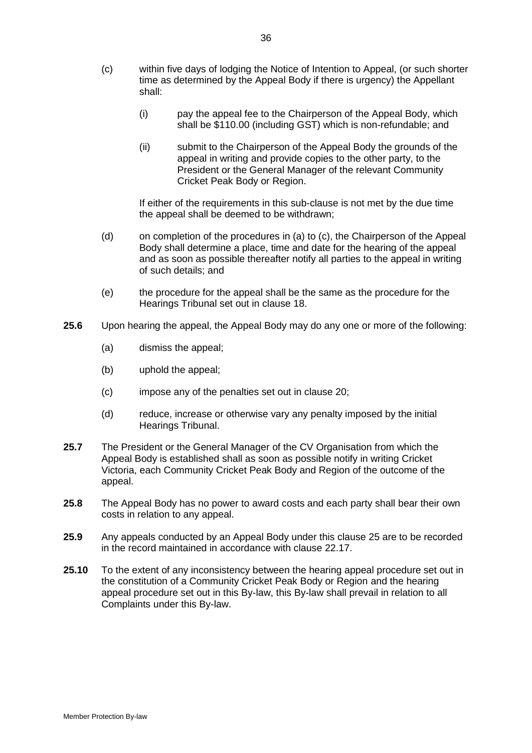(c) within five days of lodging the Notice of Intention to Appeal, (or such shorter time as determined by the Appeal Body if there is urgency) the Appellant shall:

   (i) pay the appeal fee to the Chairperson of the Appeal Body, which shall be $110.00 (including GST) which is non-refundable; and

   (ii) submit to the Chairperson of the Appeal Body the grounds of the appeal in writing and provide copies to the other party, to the President or the General Manager of the relevant Community Cricket Peak Body or Region.

   If either of the requirements in this sub-clause is not met by the due time the appeal shall be deemed to be withdrawn;

(d) on completion of the procedures in (a) to (c), the Chairperson of the Appeal Body shall determine a place, time and date for the hearing of the appeal and as soon as possible thereafter notify all parties to the appeal in writing of such details; and

(e) the procedure for the appeal shall be the same as the procedure for the Hearings Tribunal set out in clause 18.

**25.6** Upon hearing the appeal, the Appeal Body may do any one or more of the following:

(a) dismiss the appeal;

(b) uphold the appeal;

(c) impose any of the penalties set out in clause 20;

(d) reduce, increase or otherwise vary any penalty imposed by the initial Hearings Tribunal.

**25.7** The President or the General Manager of the CV Organisation from which the Appeal Body is established shall as soon as possible notify in writing Cricket Victoria, each Community Cricket Peak Body and Region of the outcome of the appeal.

**25.8** The Appeal Body has no power to award costs and each party shall bear their own costs in relation to any appeal.

**25.9** Any appeals conducted by an Appeal Body under this clause 25 are to be recorded in the record maintained in accordance with clause 22.17.

**25.10** To the extent of any inconsistency between the hearing appeal procedure set out in the constitution of a Community Cricket Peak Body or Region and the hearing appeal procedure set out in this By-law, this By-law shall prevail in relation to all Complaints under this By-law.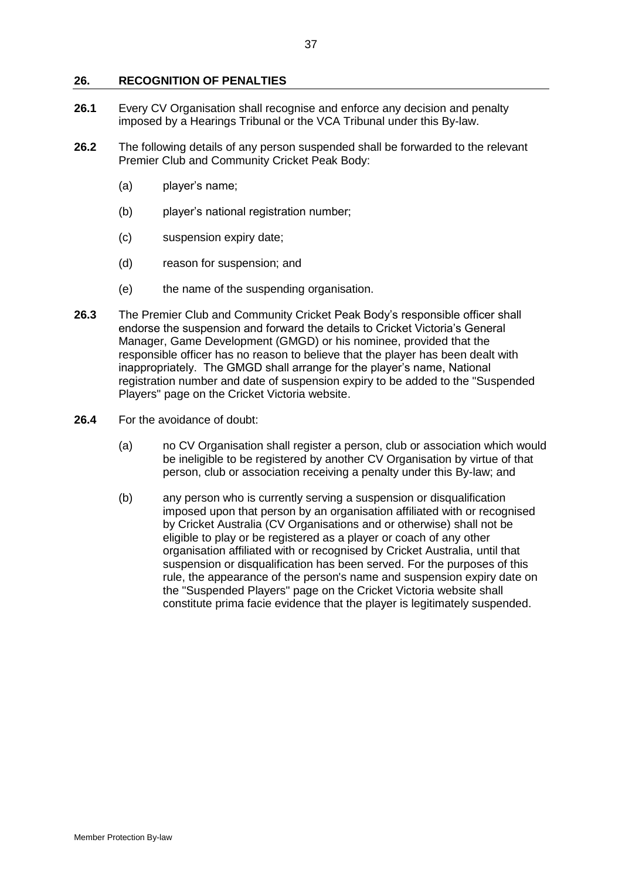## 26. RECOGNITION OF PENALTIES

**26.1** Every CV Organisation shall recognise and enforce any decision and penalty imposed by a Hearings Tribunal or the VCA Tribunal under this By-law.

**26.2** The following details of any person suspended shall be forwarded to the relevant Premier Club and Community Cricket Peak Body:

(a) player's name;

(b) player's national registration number;

(c) suspension expiry date;

(d) reason for suspension; and

(e) the name of the suspending organisation.

**26.3** The Premier Club and Community Cricket Peak Body's responsible officer shall endorse the suspension and forward the details to Cricket Victoria's General Manager, Game Development (GMGD) or his nominee, provided that the responsible officer has no reason to believe that the player has been dealt with inappropriately. The GMGD shall arrange for the player's name, National registration number and date of suspension expiry to be added to the "Suspended Players" page on the Cricket Victoria website.

**26.4** For the avoidance of doubt:

(a) no CV Organisation shall register a person, club or association which would be ineligible to be registered by another CV Organisation by virtue of that person, club or association receiving a penalty under this By-law; and

(b) any person who is currently serving a suspension or disqualification imposed upon that person by an organisation affiliated with or recognised by Cricket Australia (CV Organisations and or otherwise) shall not be eligible to play or be registered as a player or coach of any other organisation affiliated with or recognised by Cricket Australia, until that suspension or disqualification has been served. For the purposes of this rule, the appearance of the person's name and suspension expiry date on the "Suspended Players" page on the Cricket Victoria website shall constitute prima facie evidence that the player is legitimately suspended.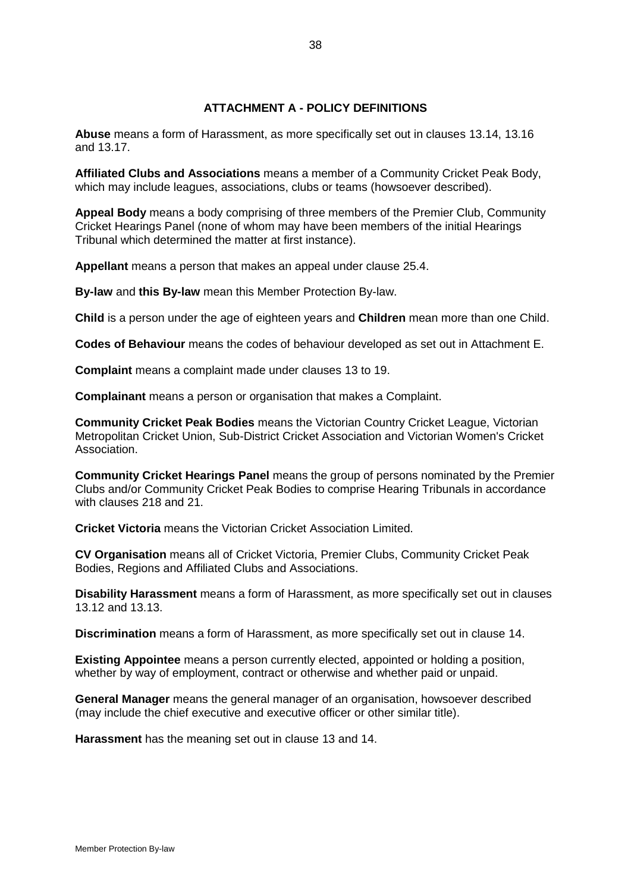## ATTACHMENT A - POLICY DEFINITIONS

**Abuse** means a form of Harassment, as more specifically set out in clauses 13.14, 13.16 and 13.17.

**Affiliated Clubs and Associations** means a member of a Community Cricket Peak Body, which may include leagues, associations, clubs or teams (howsoever described).

**Appeal Body** means a body comprising of three members of the Premier Club, Community Cricket Hearings Panel (none of whom may have been members of the initial Hearings Tribunal which determined the matter at first instance).

**Appellant** means a person that makes an appeal under clause 25.4.

**By-law** and **this By-law** mean this Member Protection By-law.

**Child** is a person under the age of eighteen years and **Children** mean more than one Child.

**Codes of Behaviour** means the codes of behaviour developed as set out in Attachment E.

**Complaint** means a complaint made under clauses 13 to 19.

**Complainant** means a person or organisation that makes a Complaint.

**Community Cricket Peak Bodies** means the Victorian Country Cricket League, Victorian Metropolitan Cricket Union, Sub-District Cricket Association and Victorian Women's Cricket Association.

**Community Cricket Hearings Panel** means the group of persons nominated by the Premier Clubs and/or Community Cricket Peak Bodies to comprise Hearing Tribunals in accordance with clauses 218 and 21.

**Cricket Victoria** means the Victorian Cricket Association Limited.

**CV Organisation** means all of Cricket Victoria, Premier Clubs, Community Cricket Peak Bodies, Regions and Affiliated Clubs and Associations.

**Disability Harassment** means a form of Harassment, as more specifically set out in clauses 13.12 and 13.13.

**Discrimination** means a form of Harassment, as more specifically set out in clause 14.

**Existing Appointee** means a person currently elected, appointed or holding a position, whether by way of employment, contract or otherwise and whether paid or unpaid.

**General Manager** means the general manager of an organisation, howsoever described (may include the chief executive and executive officer or other similar title).

**Harassment** has the meaning set out in clause 13 and 14.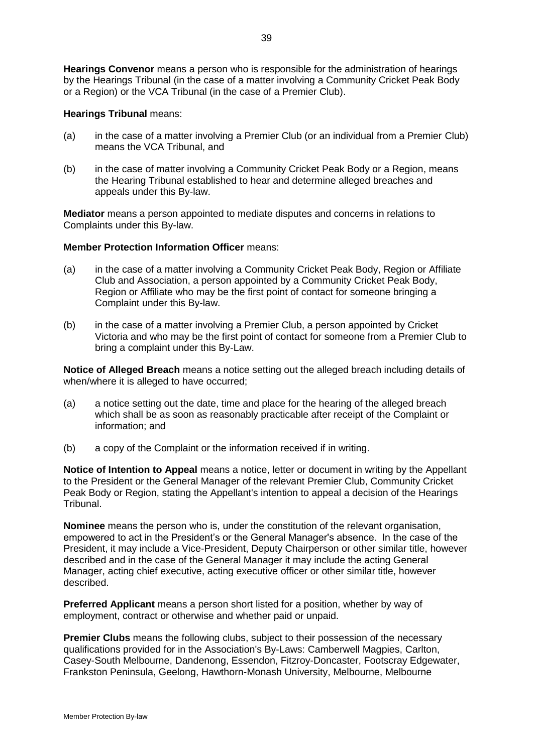**Hearings Convenor** means a person who is responsible for the administration of hearings by the Hearings Tribunal (in the case of a matter involving a Community Cricket Peak Body or a Region) or the VCA Tribunal (in the case of a Premier Club).

**Hearings Tribunal** means:

(a) in the case of a matter involving a Premier Club (or an individual from a Premier Club) means the VCA Tribunal, and

(b) in the case of matter involving a Community Cricket Peak Body or a Region, means the Hearing Tribunal established to hear and determine alleged breaches and appeals under this By-law.

**Mediator** means a person appointed to mediate disputes and concerns in relations to Complaints under this By-law.

**Member Protection Information Officer** means:

(a) in the case of a matter involving a Community Cricket Peak Body, Region or Affiliate Club and Association, a person appointed by a Community Cricket Peak Body, Region or Affiliate who may be the first point of contact for someone bringing a Complaint under this By-law.

(b) in the case of a matter involving a Premier Club, a person appointed by Cricket Victoria and who may be the first point of contact for someone from a Premier Club to bring a complaint under this By-Law.

**Notice of Alleged Breach** means a notice setting out the alleged breach including details of when/where it is alleged to have occurred;

(a) a notice setting out the date, time and place for the hearing of the alleged breach which shall be as soon as reasonably practicable after receipt of the Complaint or information; and

(b) a copy of the Complaint or the information received if in writing.

**Notice of Intention to Appeal** means a notice, letter or document in writing by the Appellant to the President or the General Manager of the relevant Premier Club, Community Cricket Peak Body or Region, stating the Appellant's intention to appeal a decision of the Hearings Tribunal.

**Nominee** means the person who is, under the constitution of the relevant organisation, empowered to act in the President's or the General Manager's absence. In the case of the President, it may include a Vice-President, Deputy Chairperson or other similar title, however described and in the case of the General Manager it may include the acting General Manager, acting chief executive, acting executive officer or other similar title, however described.

**Preferred Applicant** means a person short listed for a position, whether by way of employment, contract or otherwise and whether paid or unpaid.

**Premier Clubs** means the following clubs, subject to their possession of the necessary qualifications provided for in the Association's By-Laws: Camberwell Magpies, Carlton, Casey-South Melbourne, Dandenong, Essendon, Fitzroy-Doncaster, Footscray Edgewater, Frankston Peninsula, Geelong, Hawthorn-Monash University, Melbourne, Melbourne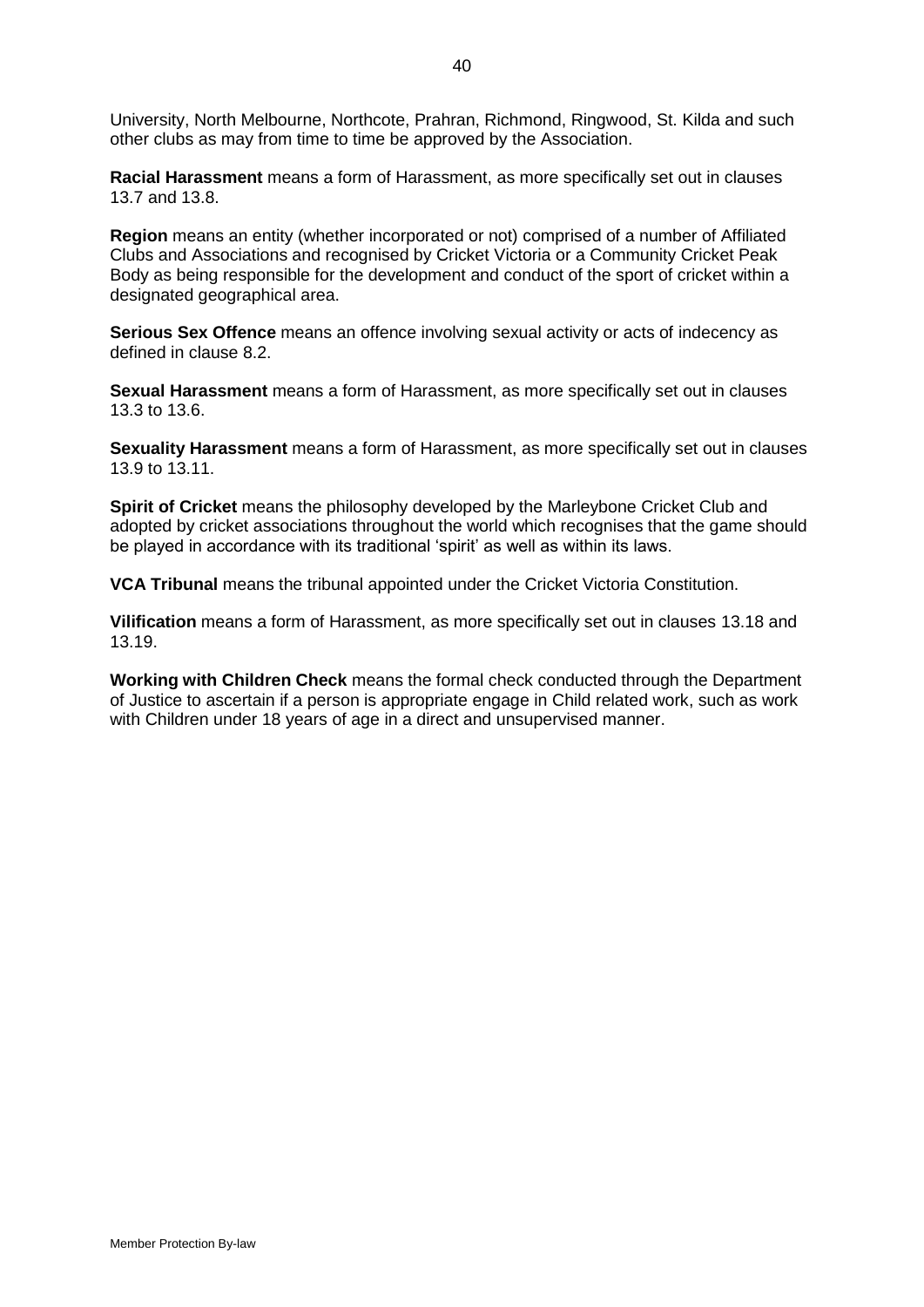University, North Melbourne, Northcote, Prahran, Richmond, Ringwood, St. Kilda and such other clubs as may from time to time be approved by the Association.

**Racial Harassment** means a form of Harassment, as more specifically set out in clauses 13.7 and 13.8.

**Region** means an entity (whether incorporated or not) comprised of a number of Affiliated Clubs and Associations and recognised by Cricket Victoria or a Community Cricket Peak Body as being responsible for the development and conduct of the sport of cricket within a designated geographical area.

**Serious Sex Offence** means an offence involving sexual activity or acts of indecency as defined in clause 8.2.

**Sexual Harassment** means a form of Harassment, as more specifically set out in clauses 13.3 to 13.6.

**Sexuality Harassment** means a form of Harassment, as more specifically set out in clauses 13.9 to 13.11.

**Spirit of Cricket** means the philosophy developed by the Marleybone Cricket Club and adopted by cricket associations throughout the world which recognises that the game should be played in accordance with its traditional 'spirit' as well as within its laws.

**VCA Tribunal** means the tribunal appointed under the Cricket Victoria Constitution.

**Vilification** means a form of Harassment, as more specifically set out in clauses 13.18 and 13.19.

**Working with Children Check** means the formal check conducted through the Department of Justice to ascertain if a person is appropriate engage in Child related work, such as work with Children under 18 years of age in a direct and unsupervised manner.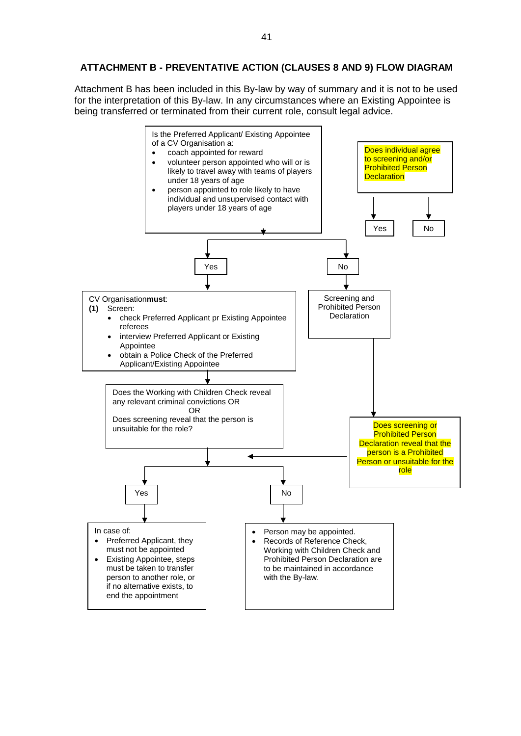## ATTACHMENT B - PREVENTATIVE ACTION (CLAUSES 8 AND 9) FLOW DIAGRAM

Attachment B has been included in this By-law by way of summary and it is not to be used for the interpretation of this By-law. In any circumstances where an Existing Appointee is being transferred or terminated from their current role, consult legal advice.

Is the Preferred Applicant/ Existing Appointee of a CV Organisation a:

- coach appointed for reward
- volunteer person appointed who will or is likely to travel away with teams of players under 18 years of age
- person appointed to role likely to have individual and unsupervised contact with players under 18 years of age

**Yes**

CV Organisation **must**:

**(1)** Screen:

- check Preferred Applicant pr Existing Appointee referees
- interview Preferred Applicant or Existing Appointee
- obtain a Police Check of the Preferred Applicant/Existing Appointee

Does the Working with Children Check reveal any relevant criminal convictions OR

OR

Does screening reveal that the person is unsuitable for the role?

- **Yes**
  - In case of:
    - Preferred Applicant, they must not be appointed
    - Existing Appointee, steps must be taken to transfer person to another role, or if no alternative exists, to end the appointment
- **No**
  - Person may be appointed.
  - Records of Reference Check, Working with Children Check and Prohibited Person Declaration are to be maintained in accordance with the By-law.

**No**

Screening and Prohibited Person Declaration

Does individual agree to screening and/or Prohibited Person Declaration

- Yes
- No

Does screening or Prohibited Person Declaration reveal that the person is a Prohibited Person or unsuitable for the role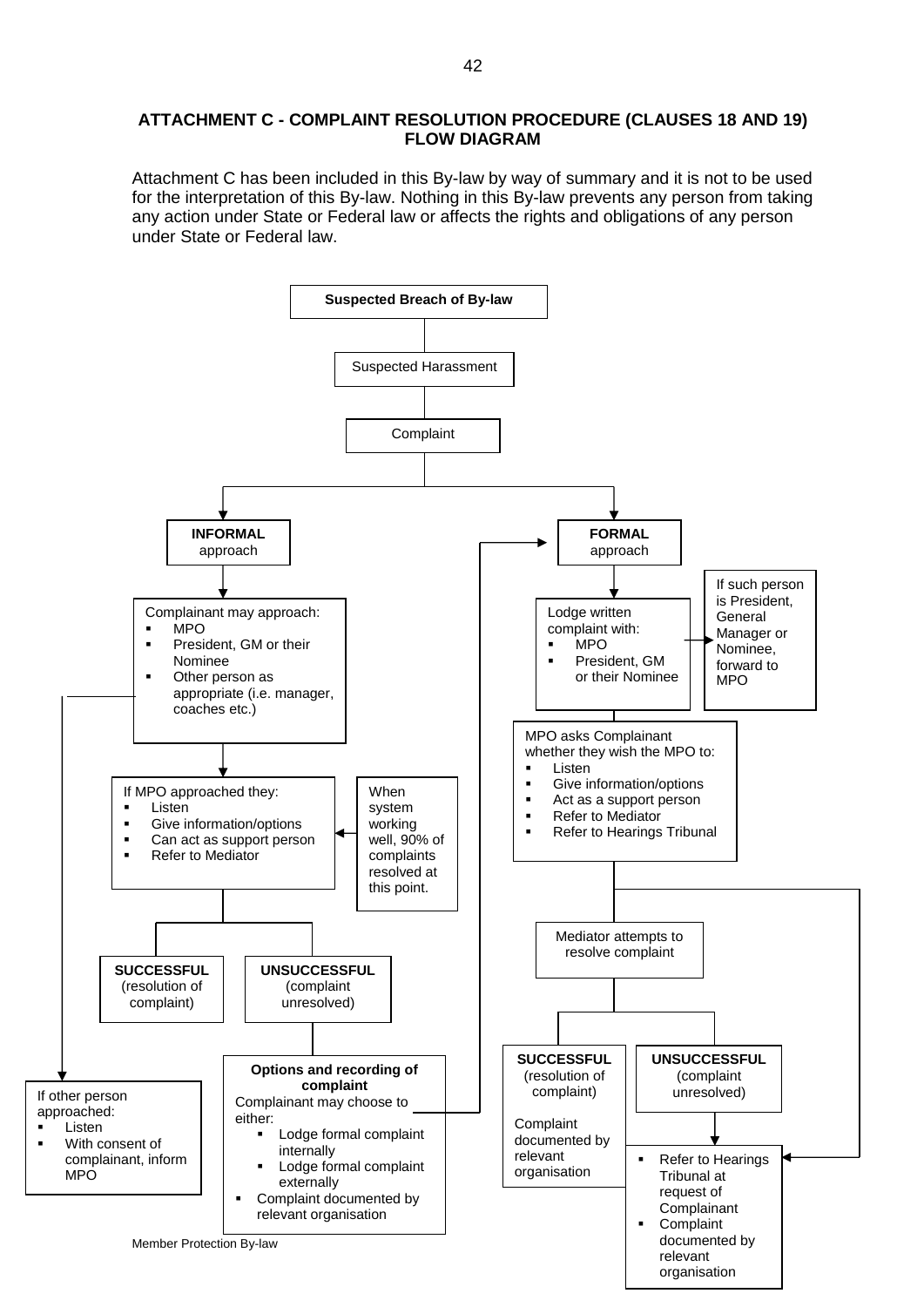## ATTACHMENT C - COMPLAINT RESOLUTION PROCEDURE (CLAUSES 18 AND 19) FLOW DIAGRAM

Attachment C has been included in this By-law by way of summary and it is not to be used for the interpretation of this By-law. Nothing in this By-law prevents any person from taking any action under State or Federal law or affects the rights and obligations of any person under State or Federal law.

**Suspected Breach of By-law**

Suspected Harassment

Complaint

**INFORMAL** approach

Complainant may approach:

- MPO
- President, GM or their Nominee
- Other person as appropriate (i.e. manager, coaches etc.)

If MPO approached they:

- Listen
- Give information/options
- Can act as support person
- Refer to Mediator

When system working well, 90% of complaints resolved at this point.

**SUCCESSFUL** (resolution of complaint)

**UNSUCCESSFUL** (complaint unresolved)

**Options and recording of complaint**

Complainant may choose to either:

- Lodge formal complaint internally
- Lodge formal complaint externally
- Complaint documented by relevant organisation

If other person approached:

- Listen
- With consent of complainant, inform MPO

**FORMAL** approach

Lodge written complaint with:

- MPO
- President, GM or their Nominee

If such person is President, General Manager or Nominee, forward to MPO

MPO asks Complainant whether they wish the MPO to:

- Listen
- Give information/options
- Act as a support person
- Refer to Mediator
- Refer to Hearings Tribunal

Mediator attempts to resolve complaint

**SUCCESSFUL** (resolution of complaint)

Complaint documented by relevant organisation

**UNSUCCESSFUL** (complaint unresolved)

- Refer to Hearings Tribunal at request of Complainant
- Complaint documented by relevant organisation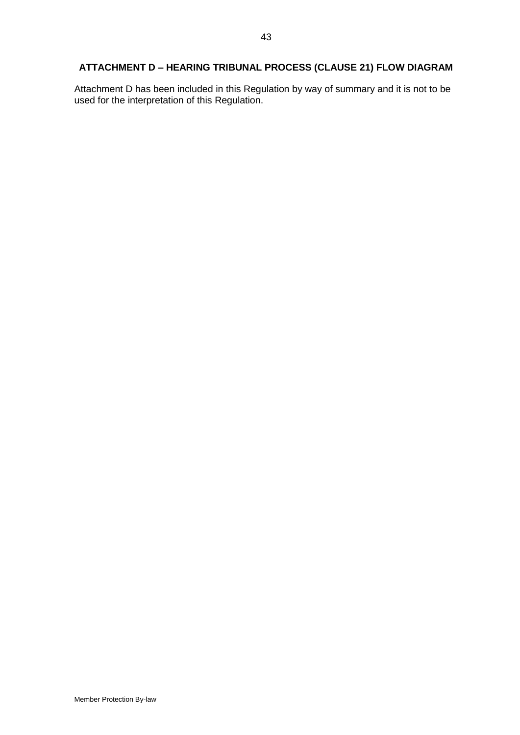## ATTACHMENT D – HEARING TRIBUNAL PROCESS (CLAUSE 21) FLOW DIAGRAM

Attachment D has been included in this Regulation by way of summary and it is not to be used for the interpretation of this Regulation.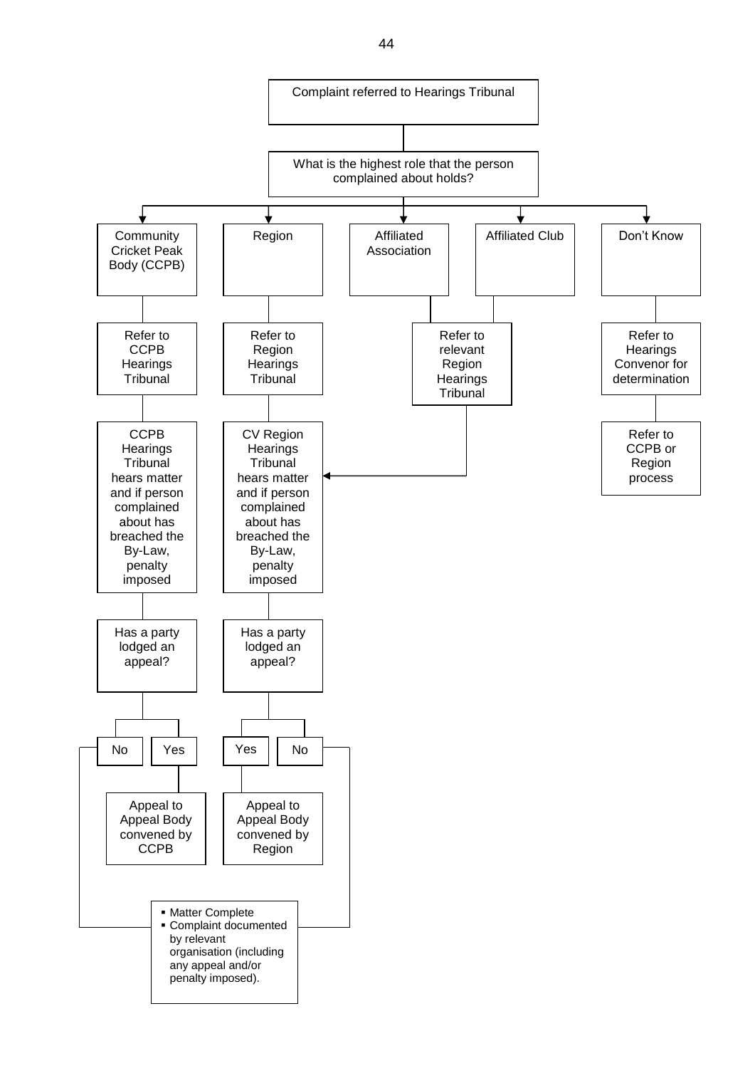Complaint referred to Hearings Tribunal

What is the highest role that the person complained about holds?

- **Community Cricket Peak Body (CCPB)**
  - Refer to CCPB Hearings Tribunal
  - CCPB Hearings Tribunal hears matter and if person complained about has breached the By-Law, penalty imposed
  - Has a party lodged an appeal?
    - No → Matter Complete
    - Yes → Appeal to Appeal Body convened by CCPB
- **Region**
  - Refer to Region Hearings Tribunal
  - CV Region Hearings Tribunal hears matter and if person complained about has breached the By-Law, penalty imposed
  - Has a party lodged an appeal?
    - Yes → Appeal to Appeal Body convened by Region
    - No → Matter Complete
- **Affiliated Association** / **Affiliated Club**
  - Refer to relevant Region Hearings Tribunal → CV Region Hearings Tribunal hears matter and if person complained about has breached the By-Law, penalty imposed
- **Don't Know**
  - Refer to Hearings Convenor for determination
  - Refer to CCPB or Region process

- Matter Complete
- Complaint documented by relevant organisation (including any appeal and/or penalty imposed).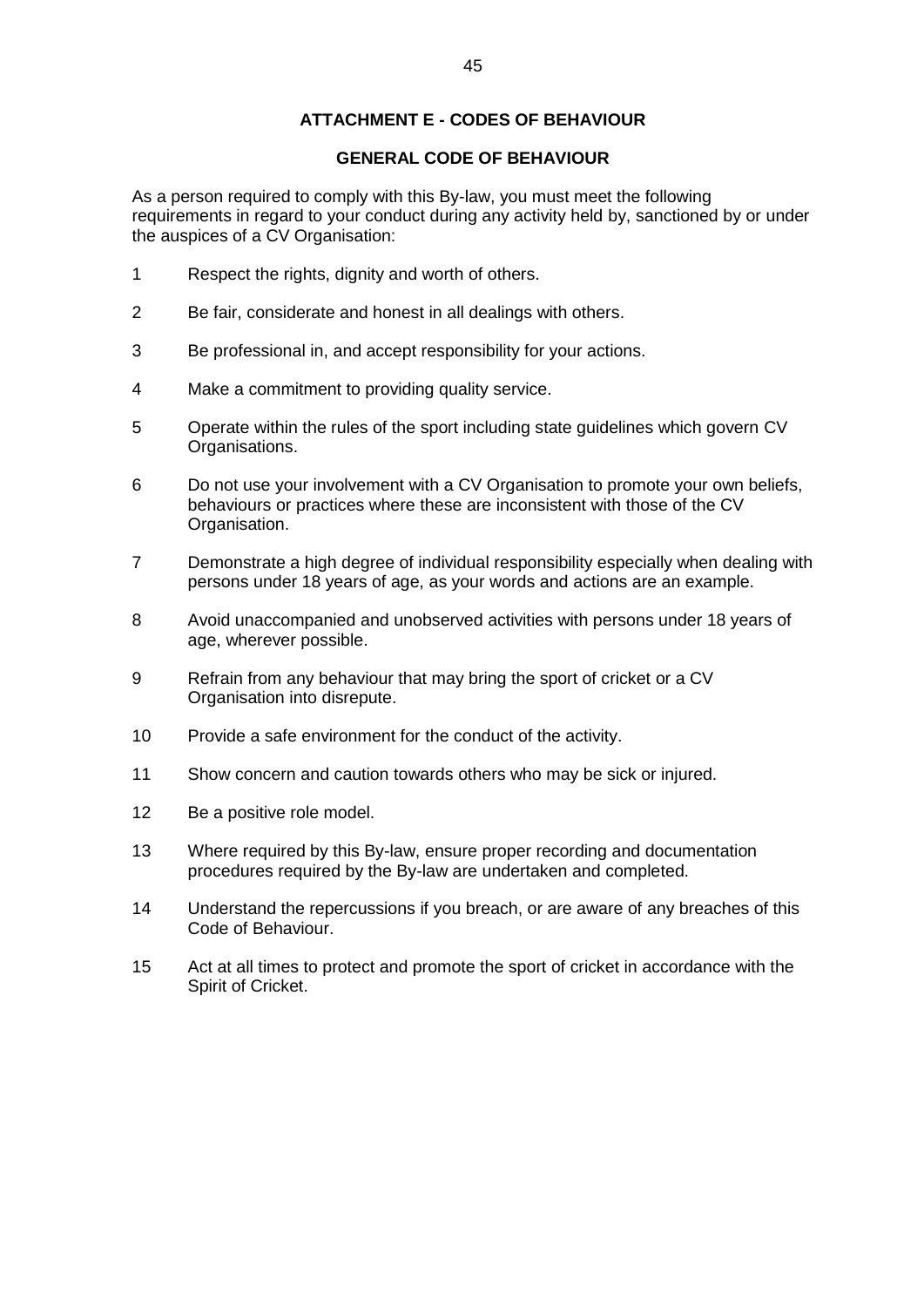## ATTACHMENT E - CODES OF BEHAVIOUR

### GENERAL CODE OF BEHAVIOUR

As a person required to comply with this By-law, you must meet the following requirements in regard to your conduct during any activity held by, sanctioned by or under the auspices of a CV Organisation:

1. Respect the rights, dignity and worth of others.
2. Be fair, considerate and honest in all dealings with others.
3. Be professional in, and accept responsibility for your actions.
4. Make a commitment to providing quality service.
5. Operate within the rules of the sport including state guidelines which govern CV Organisations.
6. Do not use your involvement with a CV Organisation to promote your own beliefs, behaviours or practices where these are inconsistent with those of the CV Organisation.
7. Demonstrate a high degree of individual responsibility especially when dealing with persons under 18 years of age, as your words and actions are an example.
8. Avoid unaccompanied and unobserved activities with persons under 18 years of age, wherever possible.
9. Refrain from any behaviour that may bring the sport of cricket or a CV Organisation into disrepute.
10. Provide a safe environment for the conduct of the activity.
11. Show concern and caution towards others who may be sick or injured.
12. Be a positive role model.
13. Where required by this By-law, ensure proper recording and documentation procedures required by the By-law are undertaken and completed.
14. Understand the repercussions if you breach, or are aware of any breaches of this Code of Behaviour.
15. Act at all times to protect and promote the sport of cricket in accordance with the Spirit of Cricket.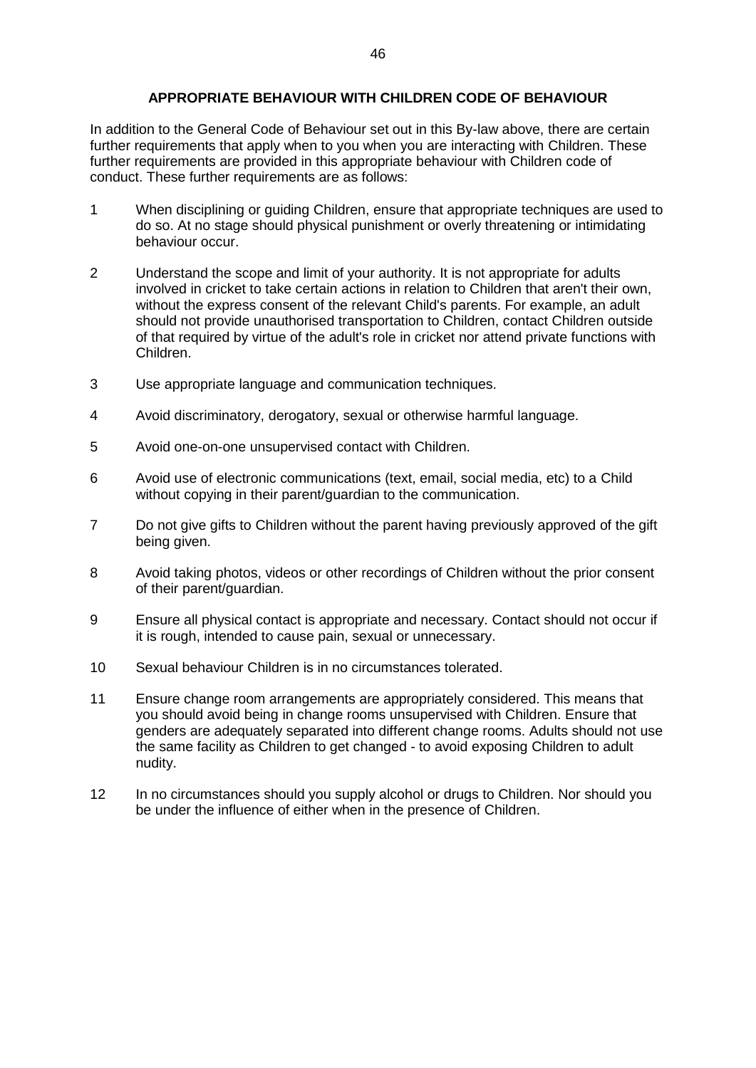## APPROPRIATE BEHAVIOUR WITH CHILDREN CODE OF BEHAVIOUR

In addition to the General Code of Behaviour set out in this By-law above, there are certain further requirements that apply when to you when you are interacting with Children. These further requirements are provided in this appropriate behaviour with Children code of conduct. These further requirements are as follows:

1. When disciplining or guiding Children, ensure that appropriate techniques are used to do so. At no stage should physical punishment or overly threatening or intimidating behaviour occur.
2. Understand the scope and limit of your authority. It is not appropriate for adults involved in cricket to take certain actions in relation to Children that aren't their own, without the express consent of the relevant Child's parents. For example, an adult should not provide unauthorised transportation to Children, contact Children outside of that required by virtue of the adult's role in cricket nor attend private functions with Children.
3. Use appropriate language and communication techniques.
4. Avoid discriminatory, derogatory, sexual or otherwise harmful language.
5. Avoid one-on-one unsupervised contact with Children.
6. Avoid use of electronic communications (text, email, social media, etc) to a Child without copying in their parent/guardian to the communication.
7. Do not give gifts to Children without the parent having previously approved of the gift being given.
8. Avoid taking photos, videos or other recordings of Children without the prior consent of their parent/guardian.
9. Ensure all physical contact is appropriate and necessary. Contact should not occur if it is rough, intended to cause pain, sexual or unnecessary.
10. Sexual behaviour Children is in no circumstances tolerated.
11. Ensure change room arrangements are appropriately considered. This means that you should avoid being in change rooms unsupervised with Children. Ensure that genders are adequately separated into different change rooms. Adults should not use the same facility as Children to get changed - to avoid exposing Children to adult nudity.
12. In no circumstances should you supply alcohol or drugs to Children. Nor should you be under the influence of either when in the presence of Children.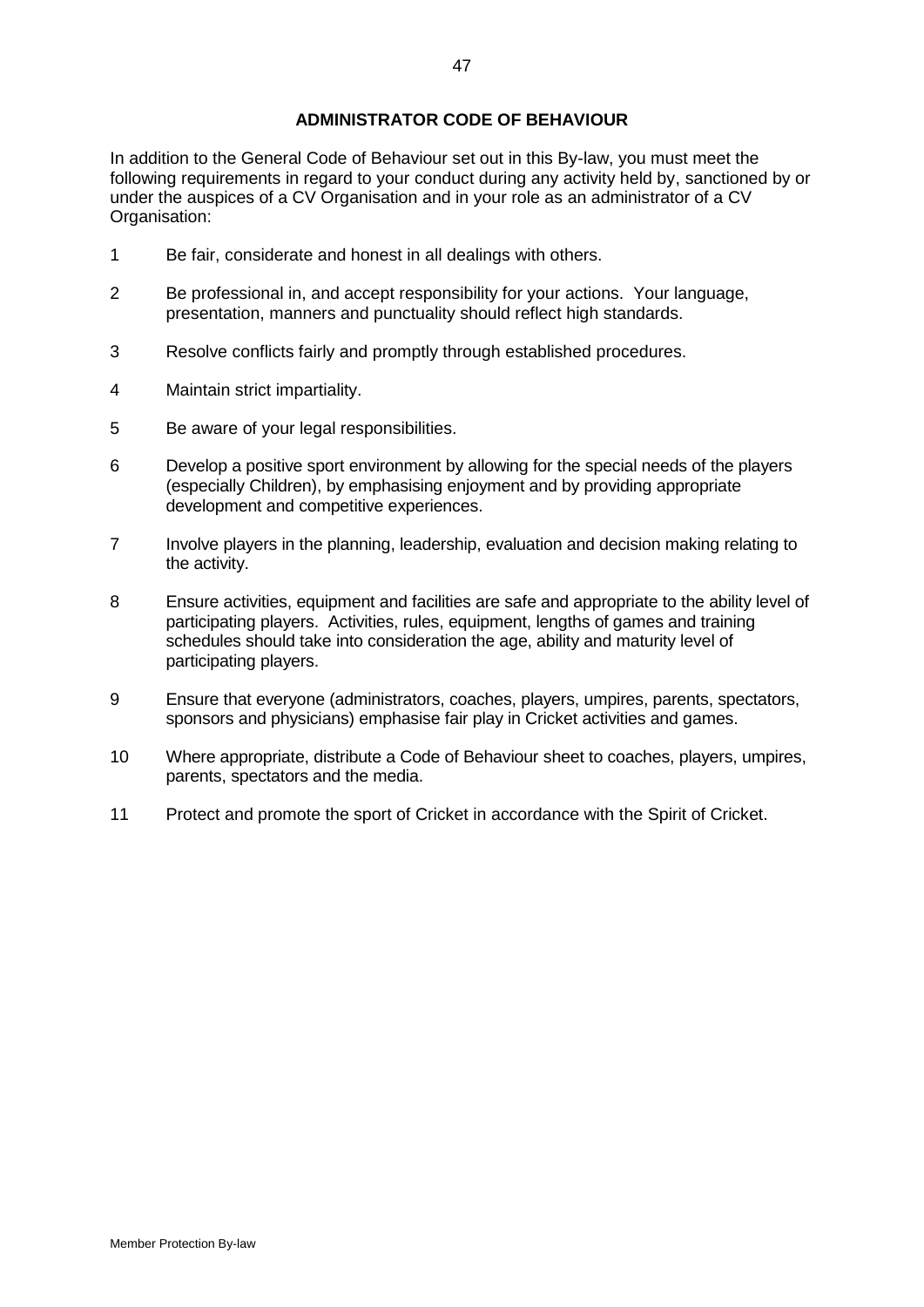## ADMINISTRATOR CODE OF BEHAVIOUR

In addition to the General Code of Behaviour set out in this By-law, you must meet the following requirements in regard to your conduct during any activity held by, sanctioned by or under the auspices of a CV Organisation and in your role as an administrator of a CV Organisation:

1. Be fair, considerate and honest in all dealings with others.
2. Be professional in, and accept responsibility for your actions. Your language, presentation, manners and punctuality should reflect high standards.
3. Resolve conflicts fairly and promptly through established procedures.
4. Maintain strict impartiality.
5. Be aware of your legal responsibilities.
6. Develop a positive sport environment by allowing for the special needs of the players (especially Children), by emphasising enjoyment and by providing appropriate development and competitive experiences.
7. Involve players in the planning, leadership, evaluation and decision making relating to the activity.
8. Ensure activities, equipment and facilities are safe and appropriate to the ability level of participating players. Activities, rules, equipment, lengths of games and training schedules should take into consideration the age, ability and maturity level of participating players.
9. Ensure that everyone (administrators, coaches, players, umpires, parents, spectators, sponsors and physicians) emphasise fair play in Cricket activities and games.
10. Where appropriate, distribute a Code of Behaviour sheet to coaches, players, umpires, parents, spectators and the media.
11. Protect and promote the sport of Cricket in accordance with the Spirit of Cricket.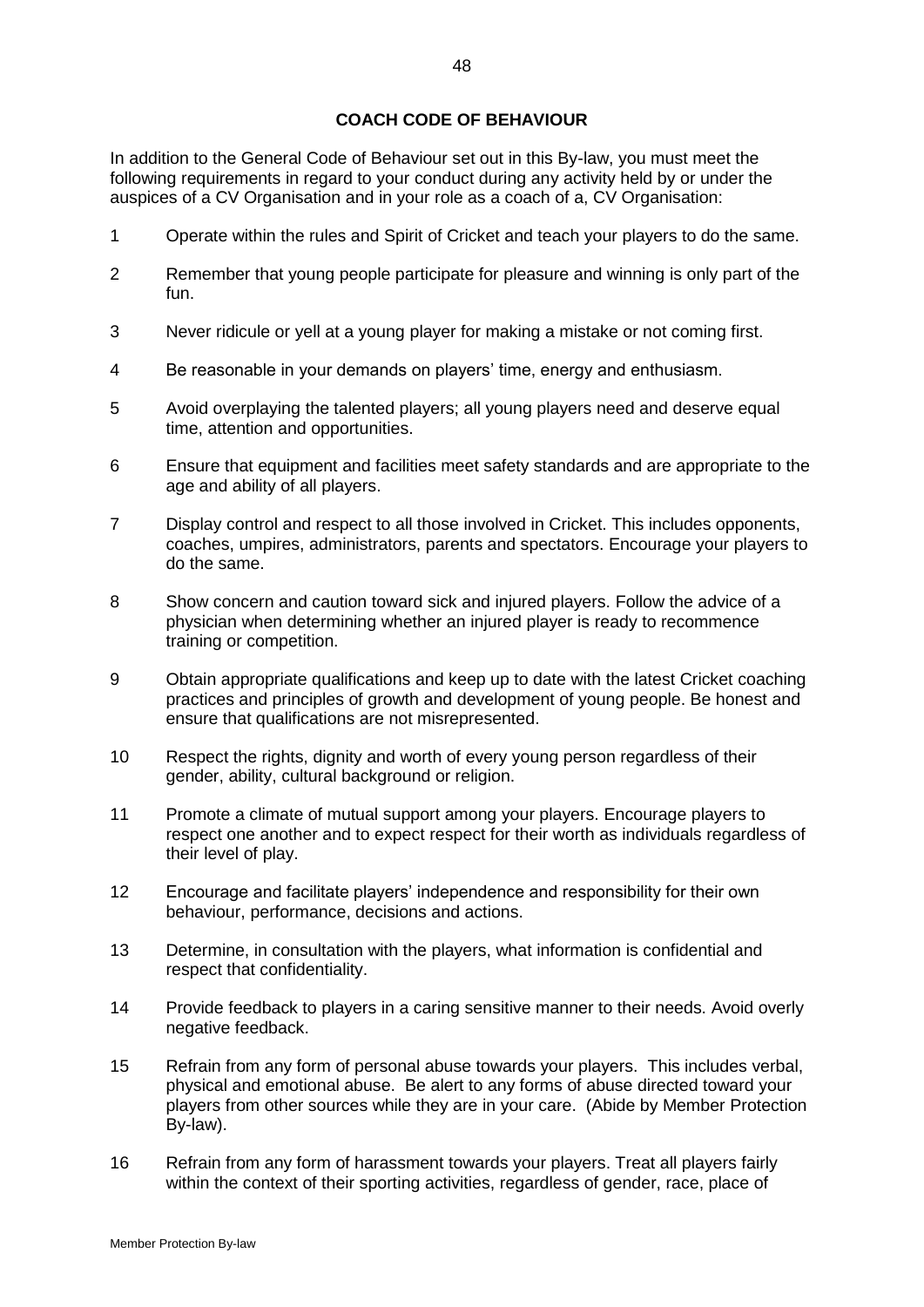## COACH CODE OF BEHAVIOUR

In addition to the General Code of Behaviour set out in this By-law, you must meet the following requirements in regard to your conduct during any activity held by or under the auspices of a CV Organisation and in your role as a coach of a, CV Organisation:

1. Operate within the rules and Spirit of Cricket and teach your players to do the same.
2. Remember that young people participate for pleasure and winning is only part of the fun.
3. Never ridicule or yell at a young player for making a mistake or not coming first.
4. Be reasonable in your demands on players' time, energy and enthusiasm.
5. Avoid overplaying the talented players; all young players need and deserve equal time, attention and opportunities.
6. Ensure that equipment and facilities meet safety standards and are appropriate to the age and ability of all players.
7. Display control and respect to all those involved in Cricket. This includes opponents, coaches, umpires, administrators, parents and spectators. Encourage your players to do the same.
8. Show concern and caution toward sick and injured players. Follow the advice of a physician when determining whether an injured player is ready to recommence training or competition.
9. Obtain appropriate qualifications and keep up to date with the latest Cricket coaching practices and principles of growth and development of young people. Be honest and ensure that qualifications are not misrepresented.
10. Respect the rights, dignity and worth of every young person regardless of their gender, ability, cultural background or religion.
11. Promote a climate of mutual support among your players. Encourage players to respect one another and to expect respect for their worth as individuals regardless of their level of play.
12. Encourage and facilitate players' independence and responsibility for their own behaviour, performance, decisions and actions.
13. Determine, in consultation with the players, what information is confidential and respect that confidentiality.
14. Provide feedback to players in a caring sensitive manner to their needs. Avoid overly negative feedback.
15. Refrain from any form of personal abuse towards your players. This includes verbal, physical and emotional abuse. Be alert to any forms of abuse directed toward your players from other sources while they are in your care. (Abide by Member Protection By-law).
16. Refrain from any form of harassment towards your players. Treat all players fairly within the context of their sporting activities, regardless of gender, race, place of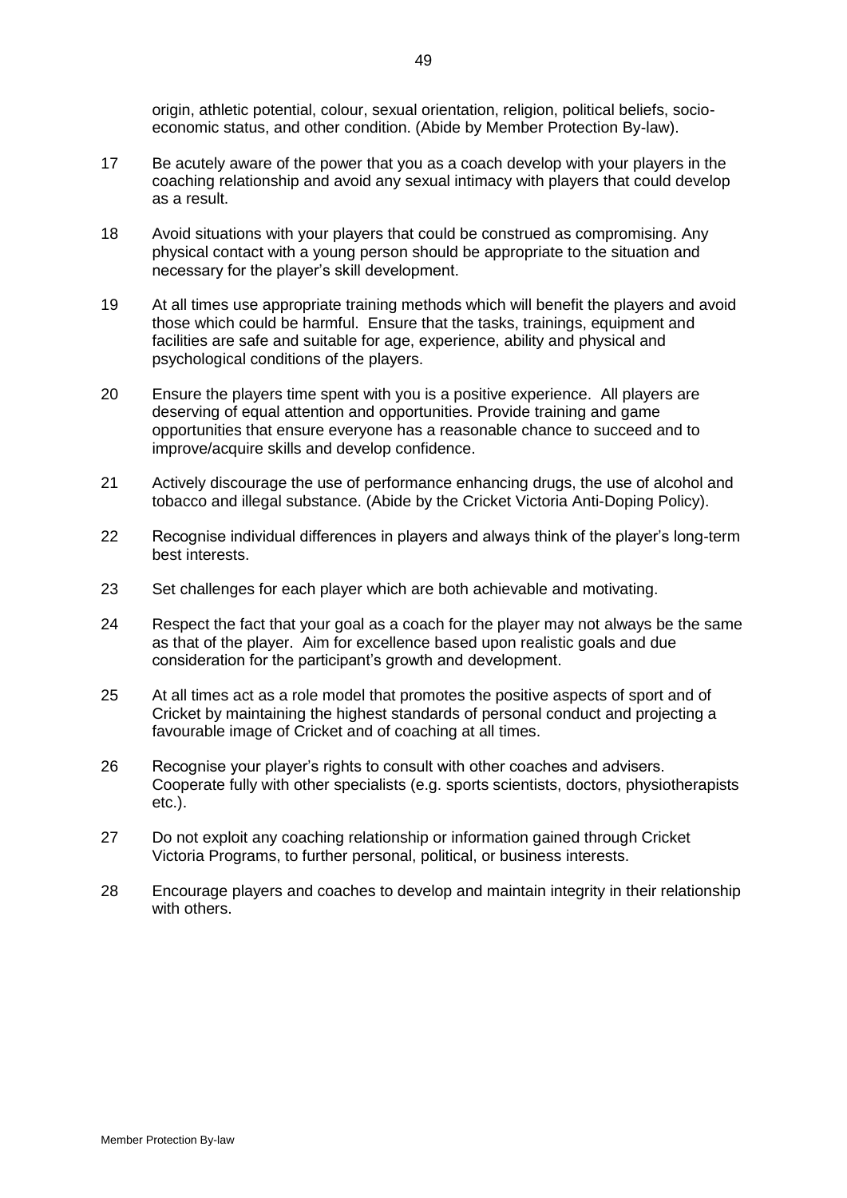origin, athletic potential, colour, sexual orientation, religion, political beliefs, socio-economic status, and other condition. (Abide by Member Protection By-law).

17 Be acutely aware of the power that you as a coach develop with your players in the coaching relationship and avoid any sexual intimacy with players that could develop as a result.

18 Avoid situations with your players that could be construed as compromising. Any physical contact with a young person should be appropriate to the situation and necessary for the player's skill development.

19 At all times use appropriate training methods which will benefit the players and avoid those which could be harmful. Ensure that the tasks, trainings, equipment and facilities are safe and suitable for age, experience, ability and physical and psychological conditions of the players.

20 Ensure the players time spent with you is a positive experience. All players are deserving of equal attention and opportunities. Provide training and game opportunities that ensure everyone has a reasonable chance to succeed and to improve/acquire skills and develop confidence.

21 Actively discourage the use of performance enhancing drugs, the use of alcohol and tobacco and illegal substance. (Abide by the Cricket Victoria Anti-Doping Policy).

22 Recognise individual differences in players and always think of the player's long-term best interests.

23 Set challenges for each player which are both achievable and motivating.

24 Respect the fact that your goal as a coach for the player may not always be the same as that of the player. Aim for excellence based upon realistic goals and due consideration for the participant's growth and development.

25 At all times act as a role model that promotes the positive aspects of sport and of Cricket by maintaining the highest standards of personal conduct and projecting a favourable image of Cricket and of coaching at all times.

26 Recognise your player's rights to consult with other coaches and advisers. Cooperate fully with other specialists (e.g. sports scientists, doctors, physiotherapists etc.).

27 Do not exploit any coaching relationship or information gained through Cricket Victoria Programs, to further personal, political, or business interests.

28 Encourage players and coaches to develop and maintain integrity in their relationship with others.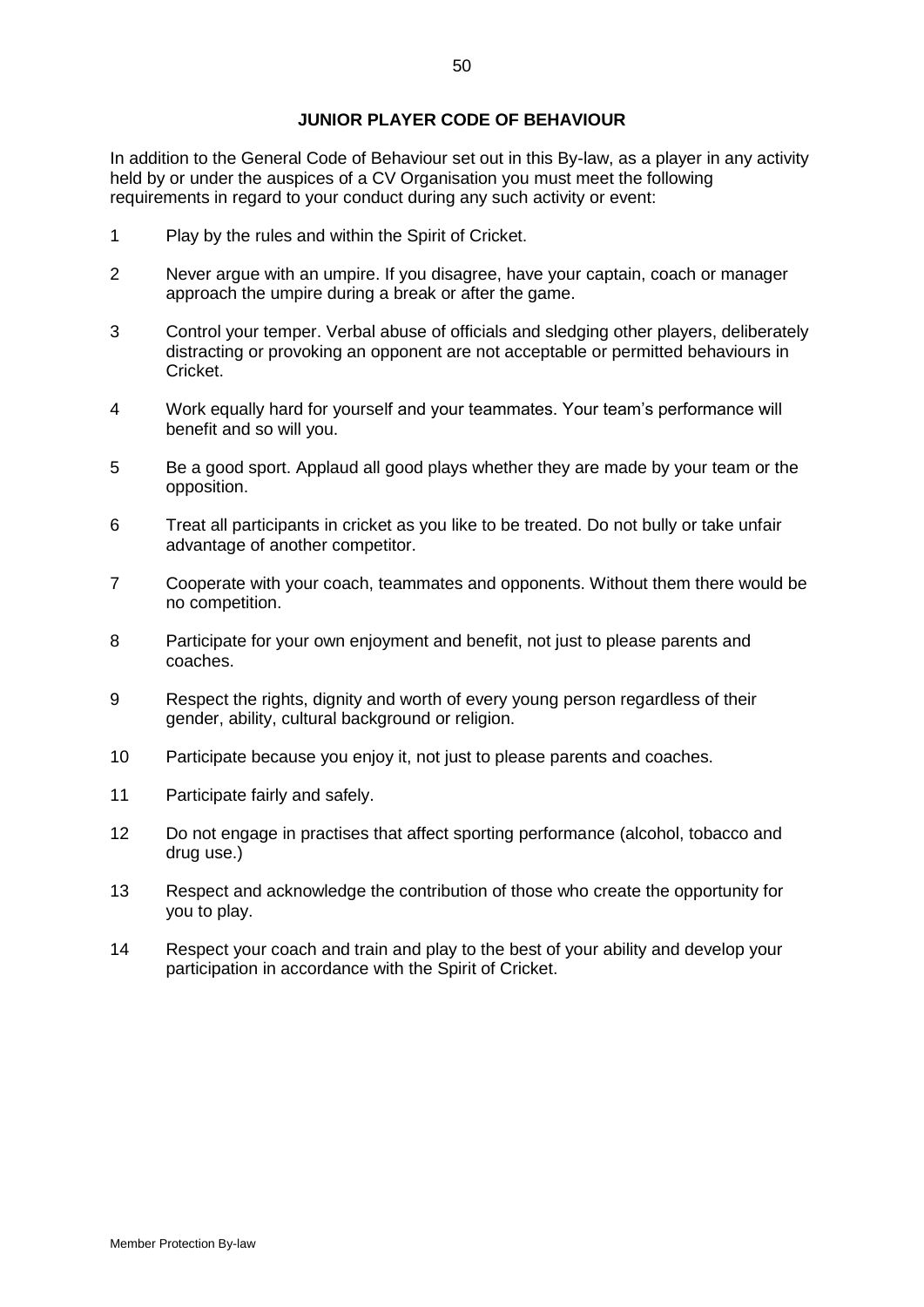## JUNIOR PLAYER CODE OF BEHAVIOUR

In addition to the General Code of Behaviour set out in this By-law, as a player in any activity held by or under the auspices of a CV Organisation you must meet the following requirements in regard to your conduct during any such activity or event:

1. Play by the rules and within the Spirit of Cricket.
2. Never argue with an umpire. If you disagree, have your captain, coach or manager approach the umpire during a break or after the game.
3. Control your temper. Verbal abuse of officials and sledging other players, deliberately distracting or provoking an opponent are not acceptable or permitted behaviours in Cricket.
4. Work equally hard for yourself and your teammates. Your team's performance will benefit and so will you.
5. Be a good sport. Applaud all good plays whether they are made by your team or the opposition.
6. Treat all participants in cricket as you like to be treated. Do not bully or take unfair advantage of another competitor.
7. Cooperate with your coach, teammates and opponents. Without them there would be no competition.
8. Participate for your own enjoyment and benefit, not just to please parents and coaches.
9. Respect the rights, dignity and worth of every young person regardless of their gender, ability, cultural background or religion.
10. Participate because you enjoy it, not just to please parents and coaches.
11. Participate fairly and safely.
12. Do not engage in practises that affect sporting performance (alcohol, tobacco and drug use.)
13. Respect and acknowledge the contribution of those who create the opportunity for you to play.
14. Respect your coach and train and play to the best of your ability and develop your participation in accordance with the Spirit of Cricket.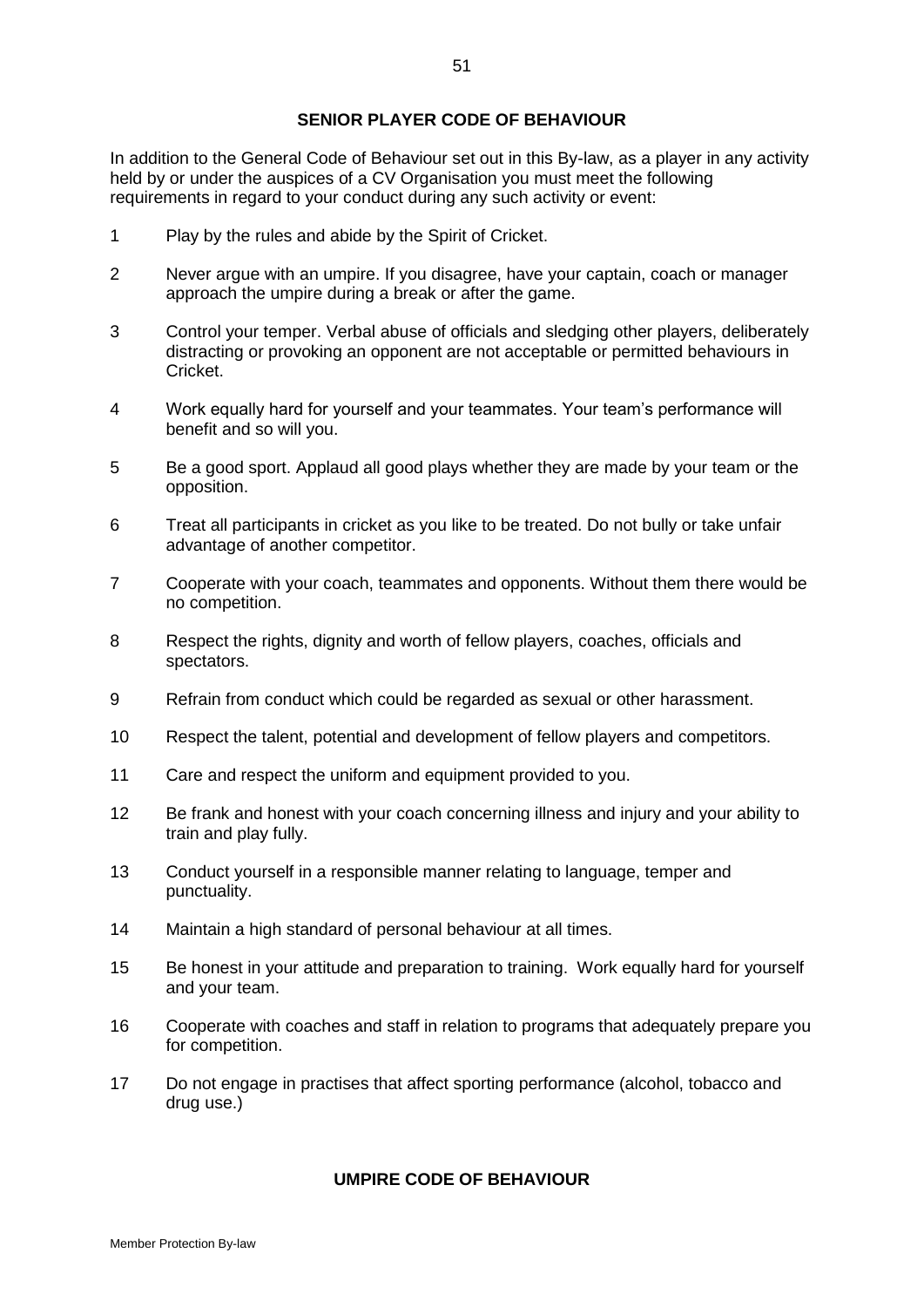## SENIOR PLAYER CODE OF BEHAVIOUR

In addition to the General Code of Behaviour set out in this By-law, as a player in any activity held by or under the auspices of a CV Organisation you must meet the following requirements in regard to your conduct during any such activity or event:

1. Play by the rules and abide by the Spirit of Cricket.
2. Never argue with an umpire. If you disagree, have your captain, coach or manager approach the umpire during a break or after the game.
3. Control your temper. Verbal abuse of officials and sledging other players, deliberately distracting or provoking an opponent are not acceptable or permitted behaviours in Cricket.
4. Work equally hard for yourself and your teammates. Your team's performance will benefit and so will you.
5. Be a good sport. Applaud all good plays whether they are made by your team or the opposition.
6. Treat all participants in cricket as you like to be treated. Do not bully or take unfair advantage of another competitor.
7. Cooperate with your coach, teammates and opponents. Without them there would be no competition.
8. Respect the rights, dignity and worth of fellow players, coaches, officials and spectators.
9. Refrain from conduct which could be regarded as sexual or other harassment.
10. Respect the talent, potential and development of fellow players and competitors.
11. Care and respect the uniform and equipment provided to you.
12. Be frank and honest with your coach concerning illness and injury and your ability to train and play fully.
13. Conduct yourself in a responsible manner relating to language, temper and punctuality.
14. Maintain a high standard of personal behaviour at all times.
15. Be honest in your attitude and preparation to training. Work equally hard for yourself and your team.
16. Cooperate with coaches and staff in relation to programs that adequately prepare you for competition.
17. Do not engage in practises that affect sporting performance (alcohol, tobacco and drug use.)

## UMPIRE CODE OF BEHAVIOUR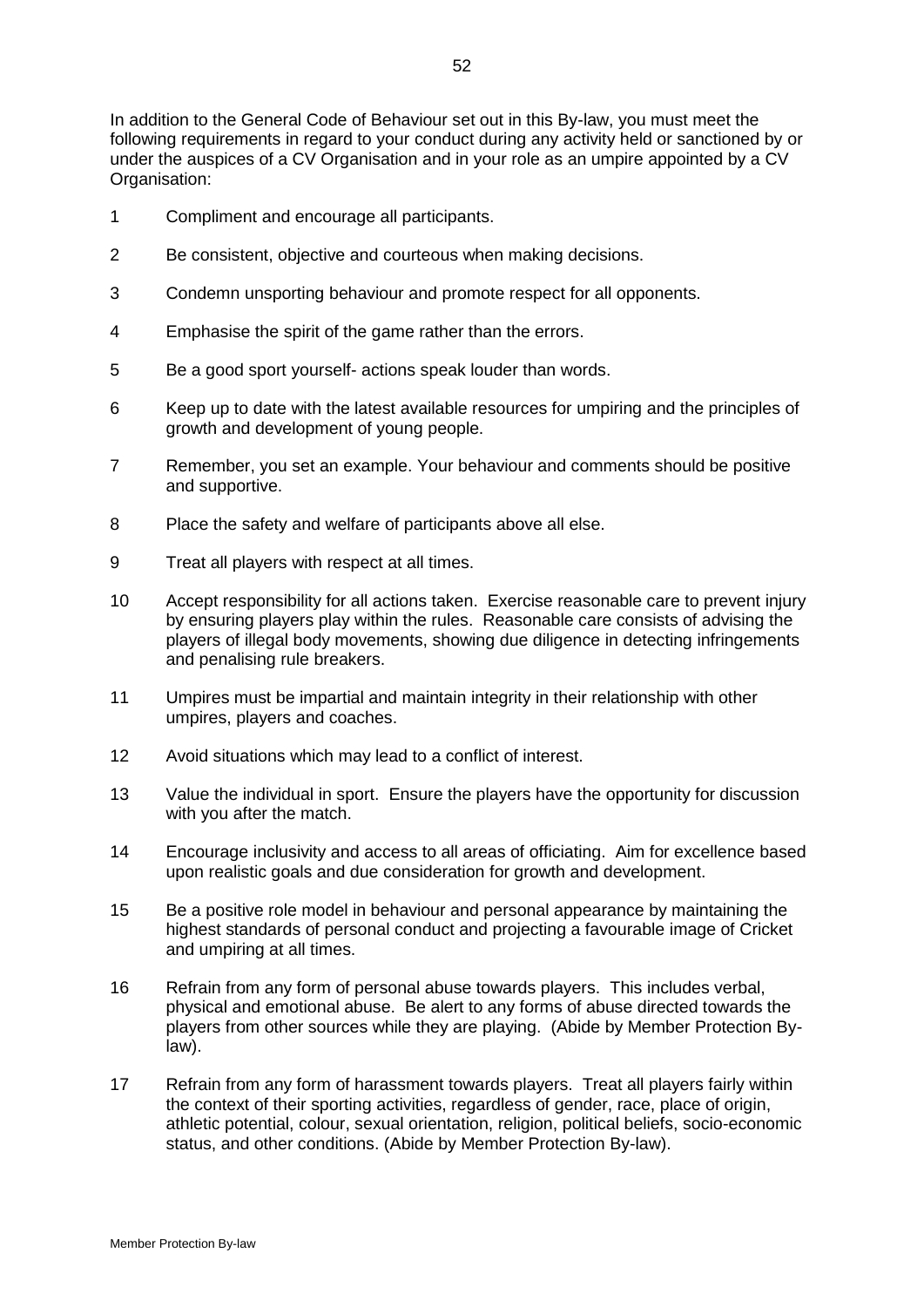In addition to the General Code of Behaviour set out in this By-law, you must meet the following requirements in regard to your conduct during any activity held or sanctioned by or under the auspices of a CV Organisation and in your role as an umpire appointed by a CV Organisation:

1. Compliment and encourage all participants.
2. Be consistent, objective and courteous when making decisions.
3. Condemn unsporting behaviour and promote respect for all opponents.
4. Emphasise the spirit of the game rather than the errors.
5. Be a good sport yourself- actions speak louder than words.
6. Keep up to date with the latest available resources for umpiring and the principles of growth and development of young people.
7. Remember, you set an example. Your behaviour and comments should be positive and supportive.
8. Place the safety and welfare of participants above all else.
9. Treat all players with respect at all times.
10. Accept responsibility for all actions taken. Exercise reasonable care to prevent injury by ensuring players play within the rules. Reasonable care consists of advising the players of illegal body movements, showing due diligence in detecting infringements and penalising rule breakers.
11. Umpires must be impartial and maintain integrity in their relationship with other umpires, players and coaches.
12. Avoid situations which may lead to a conflict of interest.
13. Value the individual in sport. Ensure the players have the opportunity for discussion with you after the match.
14. Encourage inclusivity and access to all areas of officiating. Aim for excellence based upon realistic goals and due consideration for growth and development.
15. Be a positive role model in behaviour and personal appearance by maintaining the highest standards of personal conduct and projecting a favourable image of Cricket and umpiring at all times.
16. Refrain from any form of personal abuse towards players. This includes verbal, physical and emotional abuse. Be alert to any forms of abuse directed towards the players from other sources while they are playing. (Abide by Member Protection By-law).
17. Refrain from any form of harassment towards players. Treat all players fairly within the context of their sporting activities, regardless of gender, race, place of origin, athletic potential, colour, sexual orientation, religion, political beliefs, socio-economic status, and other conditions. (Abide by Member Protection By-law).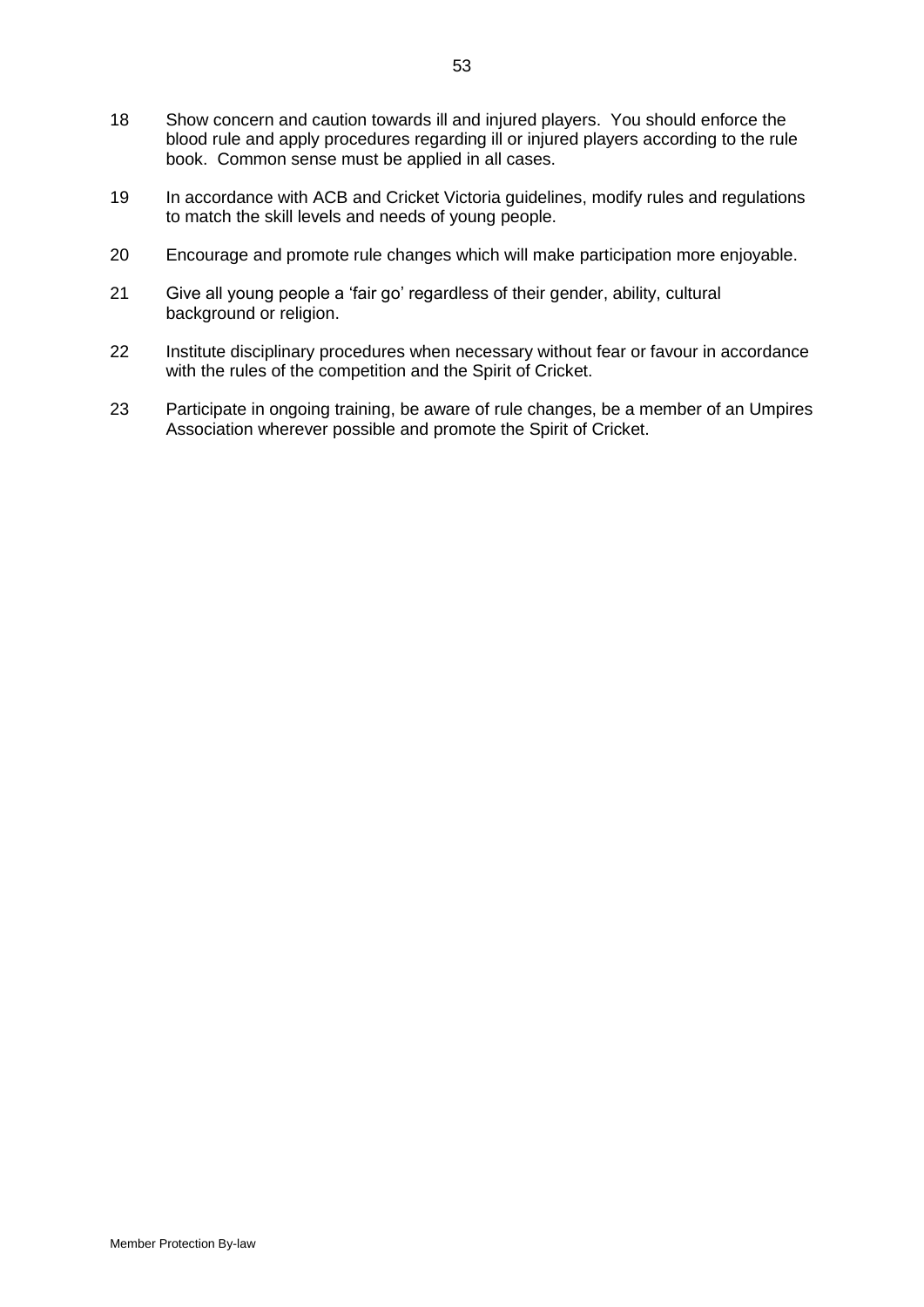18 Show concern and caution towards ill and injured players. You should enforce the blood rule and apply procedures regarding ill or injured players according to the rule book. Common sense must be applied in all cases.

19 In accordance with ACB and Cricket Victoria guidelines, modify rules and regulations to match the skill levels and needs of young people.

20 Encourage and promote rule changes which will make participation more enjoyable.

21 Give all young people a 'fair go' regardless of their gender, ability, cultural background or religion.

22 Institute disciplinary procedures when necessary without fear or favour in accordance with the rules of the competition and the Spirit of Cricket.

23 Participate in ongoing training, be aware of rule changes, be a member of an Umpires Association wherever possible and promote the Spirit of Cricket.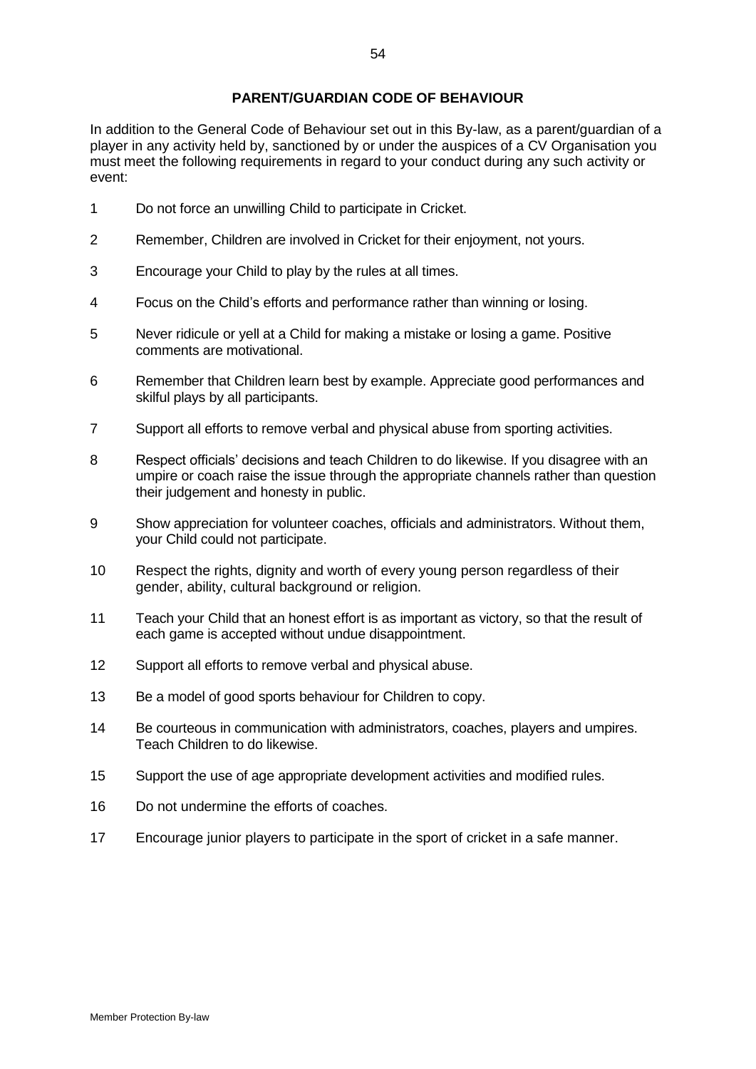## PARENT/GUARDIAN CODE OF BEHAVIOUR

In addition to the General Code of Behaviour set out in this By-law, as a parent/guardian of a player in any activity held by, sanctioned by or under the auspices of a CV Organisation you must meet the following requirements in regard to your conduct during any such activity or event:

1. Do not force an unwilling Child to participate in Cricket.
2. Remember, Children are involved in Cricket for their enjoyment, not yours.
3. Encourage your Child to play by the rules at all times.
4. Focus on the Child's efforts and performance rather than winning or losing.
5. Never ridicule or yell at a Child for making a mistake or losing a game. Positive comments are motivational.
6. Remember that Children learn best by example. Appreciate good performances and skilful plays by all participants.
7. Support all efforts to remove verbal and physical abuse from sporting activities.
8. Respect officials' decisions and teach Children to do likewise. If you disagree with an umpire or coach raise the issue through the appropriate channels rather than question their judgement and honesty in public.
9. Show appreciation for volunteer coaches, officials and administrators. Without them, your Child could not participate.
10. Respect the rights, dignity and worth of every young person regardless of their gender, ability, cultural background or religion.
11. Teach your Child that an honest effort is as important as victory, so that the result of each game is accepted without undue disappointment.
12. Support all efforts to remove verbal and physical abuse.
13. Be a model of good sports behaviour for Children to copy.
14. Be courteous in communication with administrators, coaches, players and umpires. Teach Children to do likewise.
15. Support the use of age appropriate development activities and modified rules.
16. Do not undermine the efforts of coaches.
17. Encourage junior players to participate in the sport of cricket in a safe manner.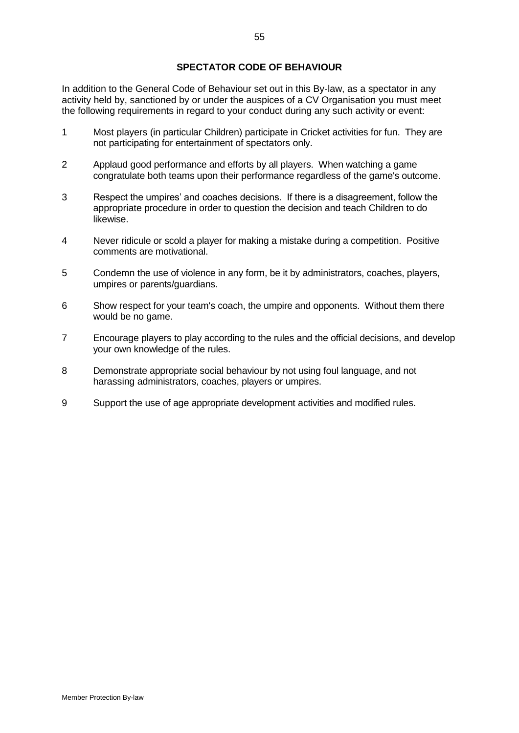## SPECTATOR CODE OF BEHAVIOUR

In addition to the General Code of Behaviour set out in this By-law, as a spectator in any activity held by, sanctioned by or under the auspices of a CV Organisation you must meet the following requirements in regard to your conduct during any such activity or event:

1. Most players (in particular Children) participate in Cricket activities for fun. They are not participating for entertainment of spectators only.
2. Applaud good performance and efforts by all players. When watching a game congratulate both teams upon their performance regardless of the game's outcome.
3. Respect the umpires' and coaches decisions. If there is a disagreement, follow the appropriate procedure in order to question the decision and teach Children to do likewise.
4. Never ridicule or scold a player for making a mistake during a competition. Positive comments are motivational.
5. Condemn the use of violence in any form, be it by administrators, coaches, players, umpires or parents/guardians.
6. Show respect for your team's coach, the umpire and opponents. Without them there would be no game.
7. Encourage players to play according to the rules and the official decisions, and develop your own knowledge of the rules.
8. Demonstrate appropriate social behaviour by not using foul language, and not harassing administrators, coaches, players or umpires.
9. Support the use of age appropriate development activities and modified rules.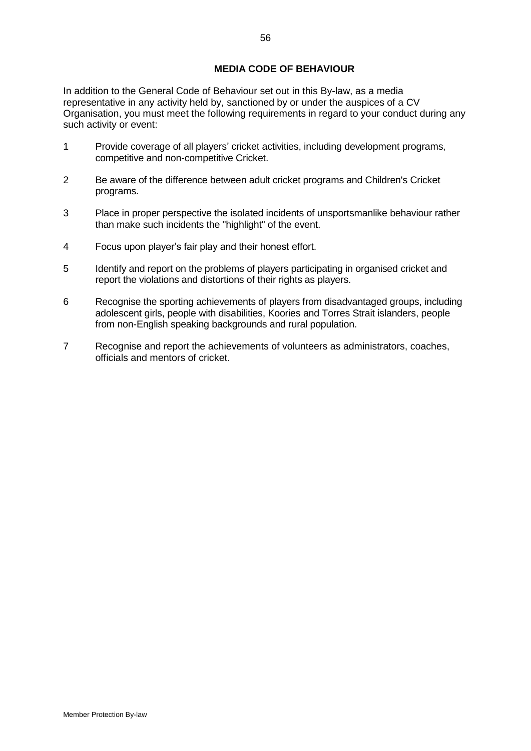## MEDIA CODE OF BEHAVIOUR

In addition to the General Code of Behaviour set out in this By-law, as a media representative in any activity held by, sanctioned by or under the auspices of a CV Organisation, you must meet the following requirements in regard to your conduct during any such activity or event:

1. Provide coverage of all players' cricket activities, including development programs, competitive and non-competitive Cricket.
2. Be aware of the difference between adult cricket programs and Children's Cricket programs.
3. Place in proper perspective the isolated incidents of unsportsmanlike behaviour rather than make such incidents the "highlight" of the event.
4. Focus upon player's fair play and their honest effort.
5. Identify and report on the problems of players participating in organised cricket and report the violations and distortions of their rights as players.
6. Recognise the sporting achievements of players from disadvantaged groups, including adolescent girls, people with disabilities, Koories and Torres Strait islanders, people from non-English speaking backgrounds and rural population.
7. Recognise and report the achievements of volunteers as administrators, coaches, officials and mentors of cricket.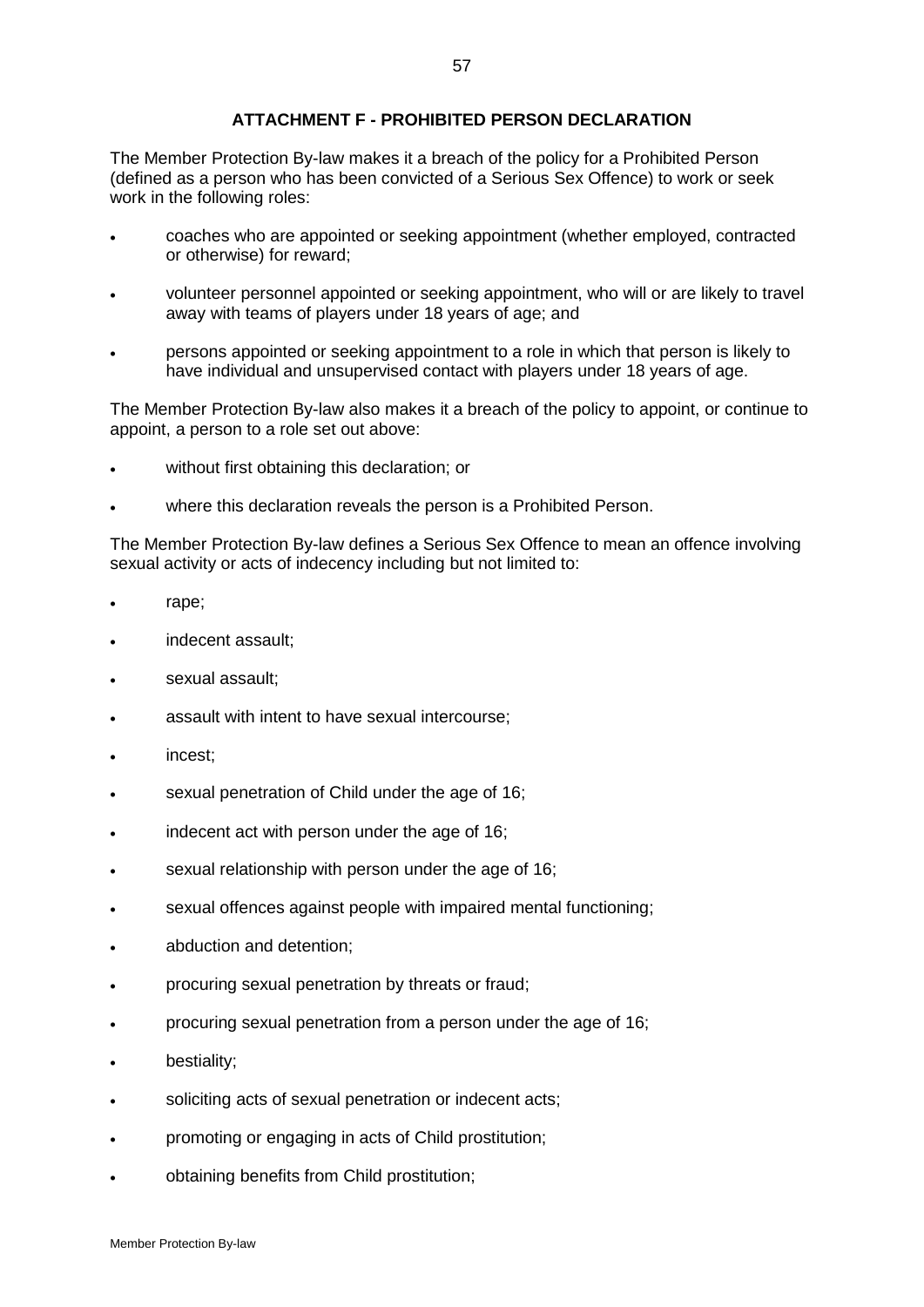## ATTACHMENT F - PROHIBITED PERSON DECLARATION

The Member Protection By-law makes it a breach of the policy for a Prohibited Person (defined as a person who has been convicted of a Serious Sex Offence) to work or seek work in the following roles:

- coaches who are appointed or seeking appointment (whether employed, contracted or otherwise) for reward;
- volunteer personnel appointed or seeking appointment, who will or are likely to travel away with teams of players under 18 years of age; and
- persons appointed or seeking appointment to a role in which that person is likely to have individual and unsupervised contact with players under 18 years of age.

The Member Protection By-law also makes it a breach of the policy to appoint, or continue to appoint, a person to a role set out above:

- without first obtaining this declaration; or
- where this declaration reveals the person is a Prohibited Person.

The Member Protection By-law defines a Serious Sex Offence to mean an offence involving sexual activity or acts of indecency including but not limited to:

- rape;
- indecent assault;
- sexual assault;
- assault with intent to have sexual intercourse;
- incest;
- sexual penetration of Child under the age of 16;
- indecent act with person under the age of 16;
- sexual relationship with person under the age of 16;
- sexual offences against people with impaired mental functioning;
- abduction and detention;
- procuring sexual penetration by threats or fraud;
- procuring sexual penetration from a person under the age of 16;
- bestiality;
- soliciting acts of sexual penetration or indecent acts;
- promoting or engaging in acts of Child prostitution;
- obtaining benefits from Child prostitution;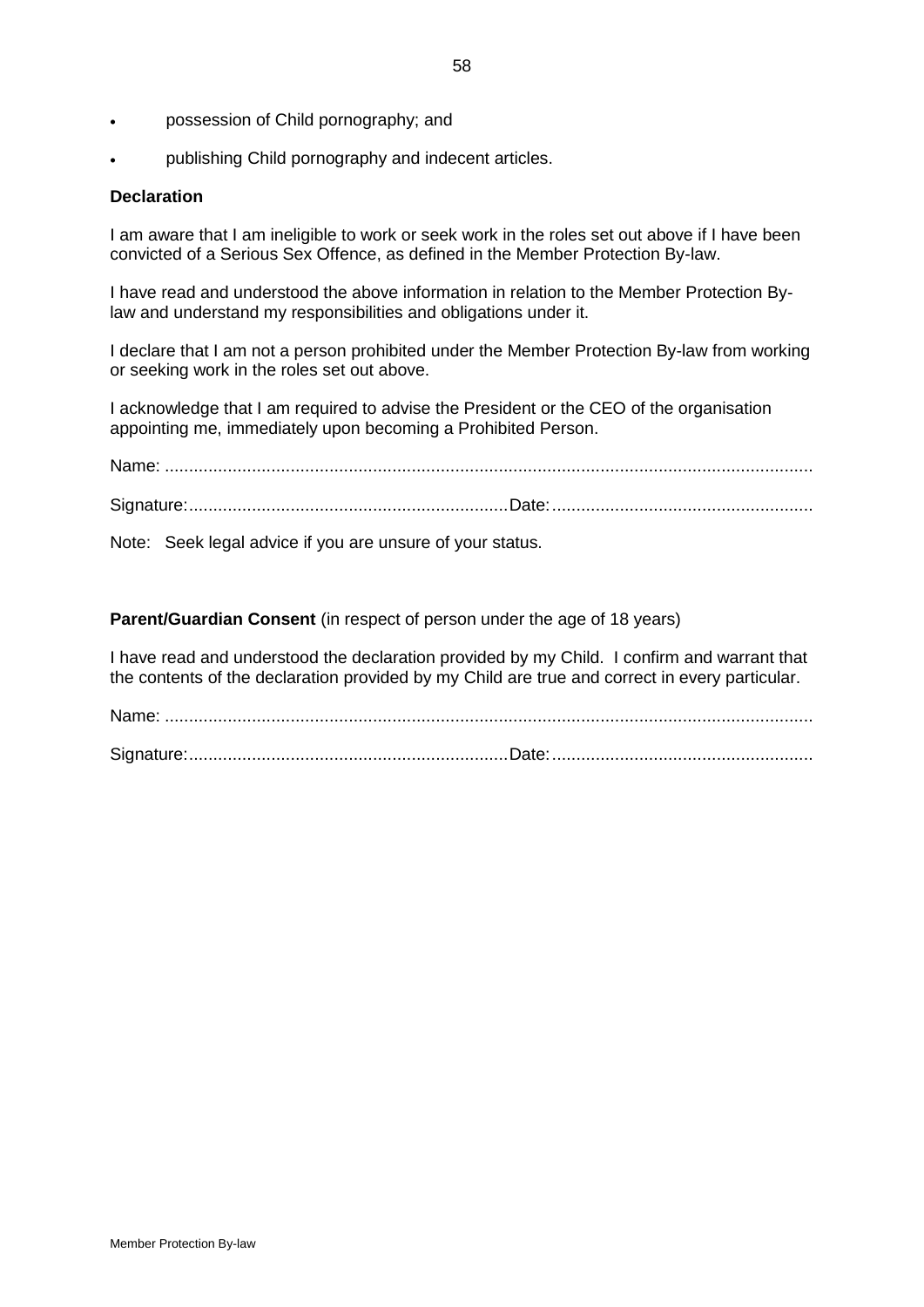- possession of Child pornography; and
- publishing Child pornography and indecent articles.

**Declaration**

I am aware that I am ineligible to work or seek work in the roles set out above if I have been convicted of a Serious Sex Offence, as defined in the Member Protection By-law.

I have read and understood the above information in relation to the Member Protection By-law and understand my responsibilities and obligations under it.

I declare that I am not a person prohibited under the Member Protection By-law from working or seeking work in the roles set out above.

I acknowledge that I am required to advise the President or the CEO of the organisation appointing me, immediately upon becoming a Prohibited Person.

Name: ..........................................................................................................................................

Signature:.................................................................Date:.....................................................

Note: Seek legal advice if you are unsure of your status.

**Parent/Guardian Consent** (in respect of person under the age of 18 years)

I have read and understood the declaration provided by my Child. I confirm and warrant that the contents of the declaration provided by my Child are true and correct in every particular.

Name: ..........................................................................................................................................

Signature:.................................................................Date:.....................................................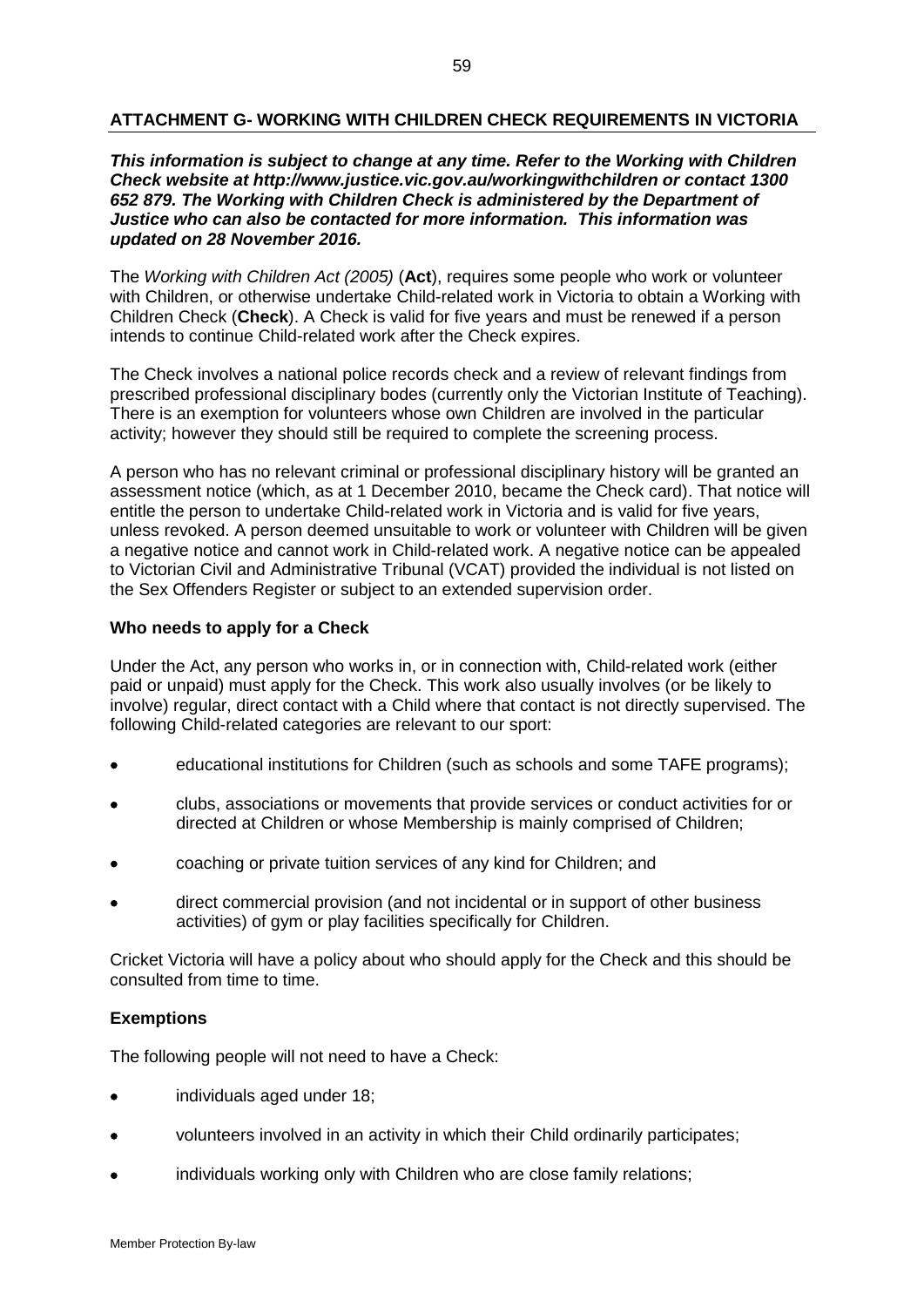## ATTACHMENT G- WORKING WITH CHILDREN CHECK REQUIREMENTS IN VICTORIA

***This information is subject to change at any time. Refer to the Working with Children Check website at http://www.justice.vic.gov.au/workingwithchildren or contact 1300 652 879. The Working with Children Check is administered by the Department of Justice who can also be contacted for more information. This information was updated on 28 November 2016.***

The *Working with Children Act (2005)* (**Act**), requires some people who work or volunteer with Children, or otherwise undertake Child-related work in Victoria to obtain a Working with Children Check (**Check**). A Check is valid for five years and must be renewed if a person intends to continue Child-related work after the Check expires.

The Check involves a national police records check and a review of relevant findings from prescribed professional disciplinary bodes (currently only the Victorian Institute of Teaching). There is an exemption for volunteers whose own Children are involved in the particular activity; however they should still be required to complete the screening process.

A person who has no relevant criminal or professional disciplinary history will be granted an assessment notice (which, as at 1 December 2010, became the Check card). That notice will entitle the person to undertake Child-related work in Victoria and is valid for five years, unless revoked. A person deemed unsuitable to work or volunteer with Children will be given a negative notice and cannot work in Child-related work. A negative notice can be appealed to Victorian Civil and Administrative Tribunal (VCAT) provided the individual is not listed on the Sex Offenders Register or subject to an extended supervision order.

### Who needs to apply for a Check

Under the Act, any person who works in, or in connection with, Child-related work (either paid or unpaid) must apply for the Check. This work also usually involves (or be likely to involve) regular, direct contact with a Child where that contact is not directly supervised. The following Child-related categories are relevant to our sport:

- educational institutions for Children (such as schools and some TAFE programs);
- clubs, associations or movements that provide services or conduct activities for or directed at Children or whose Membership is mainly comprised of Children;
- coaching or private tuition services of any kind for Children; and
- direct commercial provision (and not incidental or in support of other business activities) of gym or play facilities specifically for Children.

Cricket Victoria will have a policy about who should apply for the Check and this should be consulted from time to time.

### Exemptions

The following people will not need to have a Check:

- individuals aged under 18;
- volunteers involved in an activity in which their Child ordinarily participates;
- individuals working only with Children who are close family relations;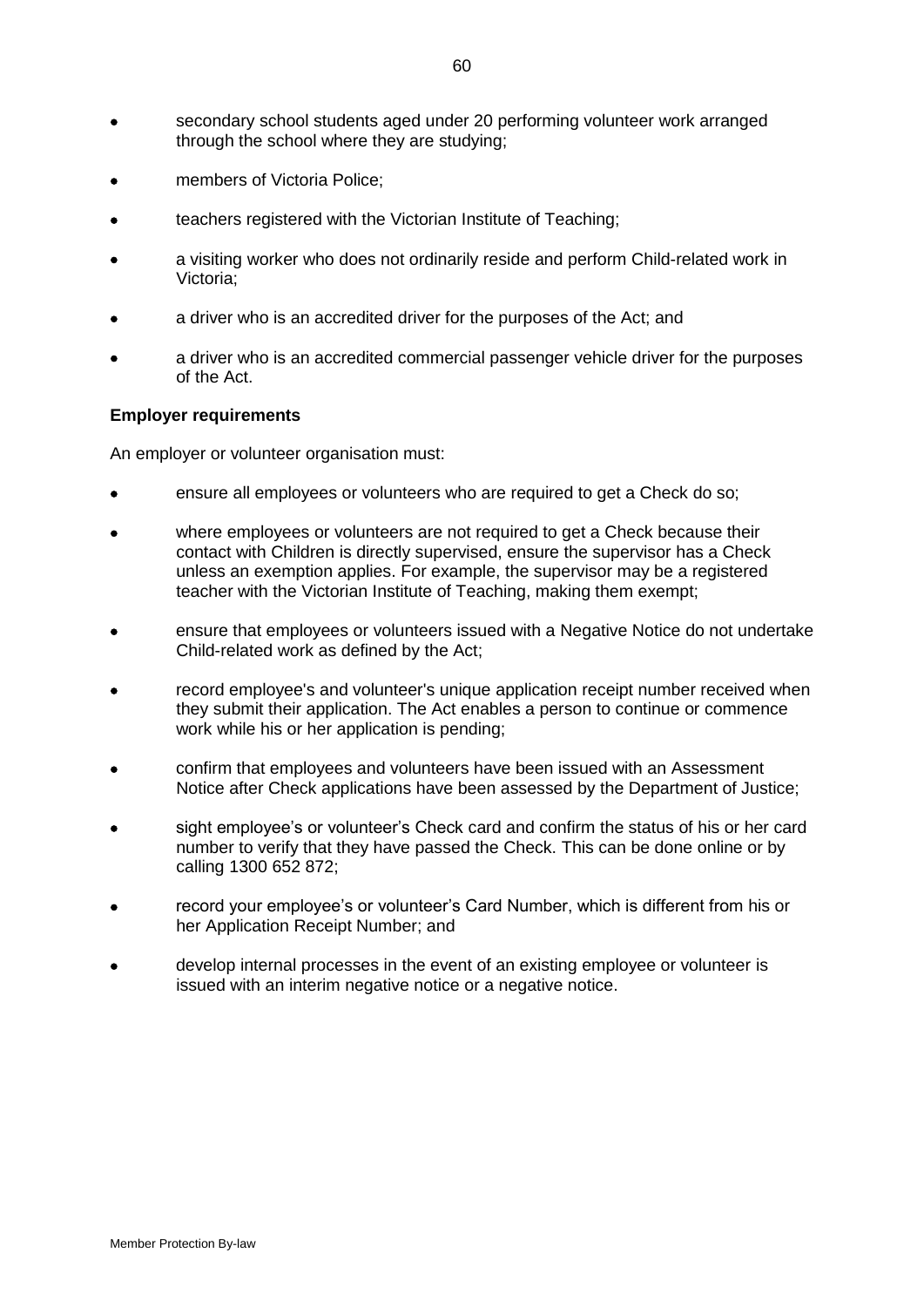- secondary school students aged under 20 performing volunteer work arranged through the school where they are studying;
- members of Victoria Police;
- teachers registered with the Victorian Institute of Teaching;
- a visiting worker who does not ordinarily reside and perform Child-related work in Victoria;
- a driver who is an accredited driver for the purposes of the Act; and
- a driver who is an accredited commercial passenger vehicle driver for the purposes of the Act.

**Employer requirements**

An employer or volunteer organisation must:

- ensure all employees or volunteers who are required to get a Check do so;
- where employees or volunteers are not required to get a Check because their contact with Children is directly supervised, ensure the supervisor has a Check unless an exemption applies. For example, the supervisor may be a registered teacher with the Victorian Institute of Teaching, making them exempt;
- ensure that employees or volunteers issued with a Negative Notice do not undertake Child-related work as defined by the Act;
- record employee's and volunteer's unique application receipt number received when they submit their application. The Act enables a person to continue or commence work while his or her application is pending;
- confirm that employees and volunteers have been issued with an Assessment Notice after Check applications have been assessed by the Department of Justice;
- sight employee's or volunteer's Check card and confirm the status of his or her card number to verify that they have passed the Check. This can be done online or by calling 1300 652 872;
- record your employee's or volunteer's Card Number, which is different from his or her Application Receipt Number; and
- develop internal processes in the event of an existing employee or volunteer is issued with an interim negative notice or a negative notice.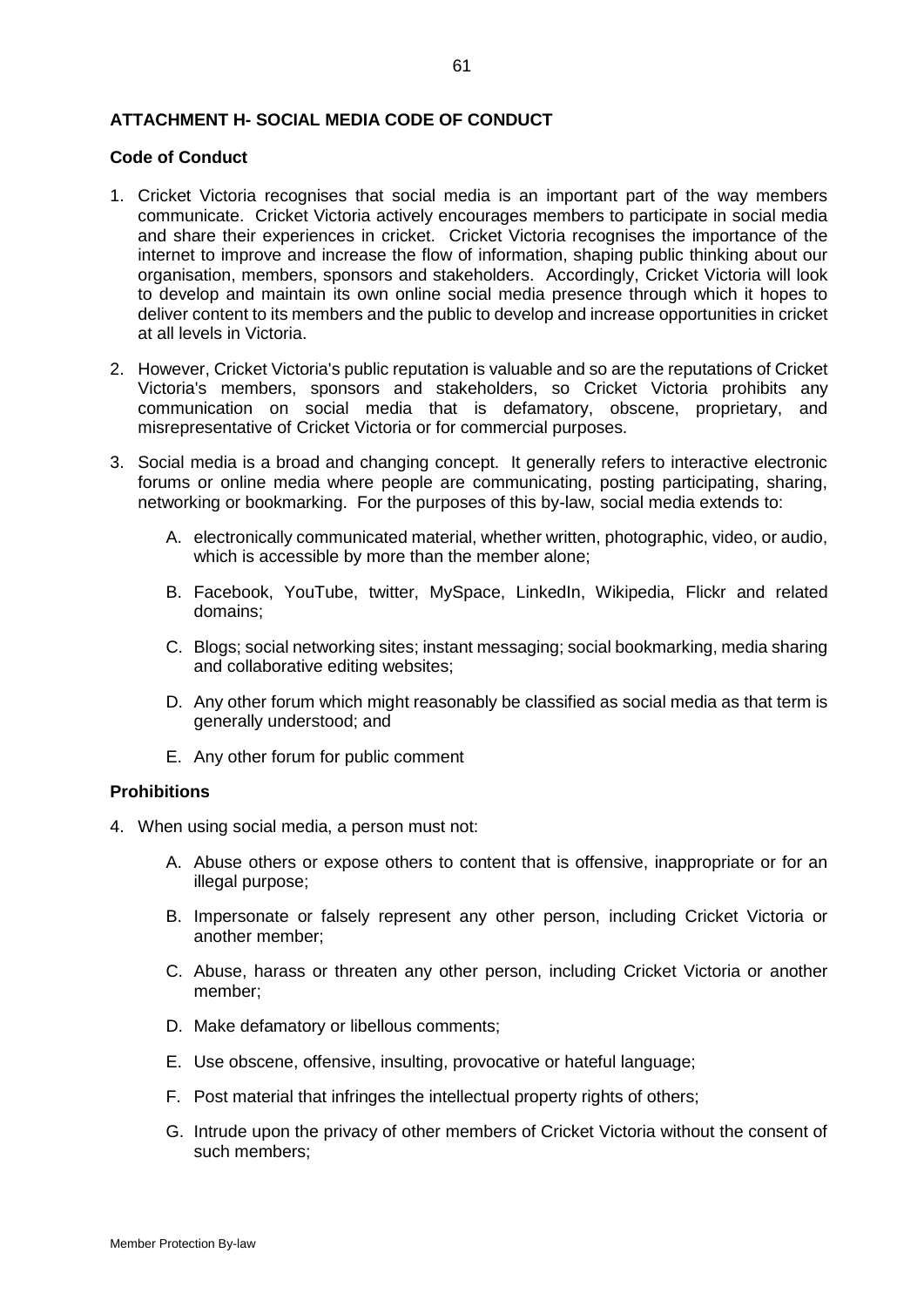## ATTACHMENT H- SOCIAL MEDIA CODE OF CONDUCT

### Code of Conduct

1. Cricket Victoria recognises that social media is an important part of the way members communicate. Cricket Victoria actively encourages members to participate in social media and share their experiences in cricket. Cricket Victoria recognises the importance of the internet to improve and increase the flow of information, shaping public thinking about our organisation, members, sponsors and stakeholders. Accordingly, Cricket Victoria will look to develop and maintain its own online social media presence through which it hopes to deliver content to its members and the public to develop and increase opportunities in cricket at all levels in Victoria.

2. However, Cricket Victoria's public reputation is valuable and so are the reputations of Cricket Victoria's members, sponsors and stakeholders, so Cricket Victoria prohibits any communication on social media that is defamatory, obscene, proprietary, and misrepresentative of Cricket Victoria or for commercial purposes.

3. Social media is a broad and changing concept. It generally refers to interactive electronic forums or online media where people are communicating, posting participating, sharing, networking or bookmarking. For the purposes of this by-law, social media extends to:

   A. electronically communicated material, whether written, photographic, video, or audio, which is accessible by more than the member alone;

   B. Facebook, YouTube, twitter, MySpace, LinkedIn, Wikipedia, Flickr and related domains;

   C. Blogs; social networking sites; instant messaging; social bookmarking, media sharing and collaborative editing websites;

   D. Any other forum which might reasonably be classified as social media as that term is generally understood; and

   E. Any other forum for public comment

### Prohibitions

4. When using social media, a person must not:

   A. Abuse others or expose others to content that is offensive, inappropriate or for an illegal purpose;

   B. Impersonate or falsely represent any other person, including Cricket Victoria or another member;

   C. Abuse, harass or threaten any other person, including Cricket Victoria or another member;

   D. Make defamatory or libellous comments;

   E. Use obscene, offensive, insulting, provocative or hateful language;

   F. Post material that infringes the intellectual property rights of others;

   G. Intrude upon the privacy of other members of Cricket Victoria without the consent of such members;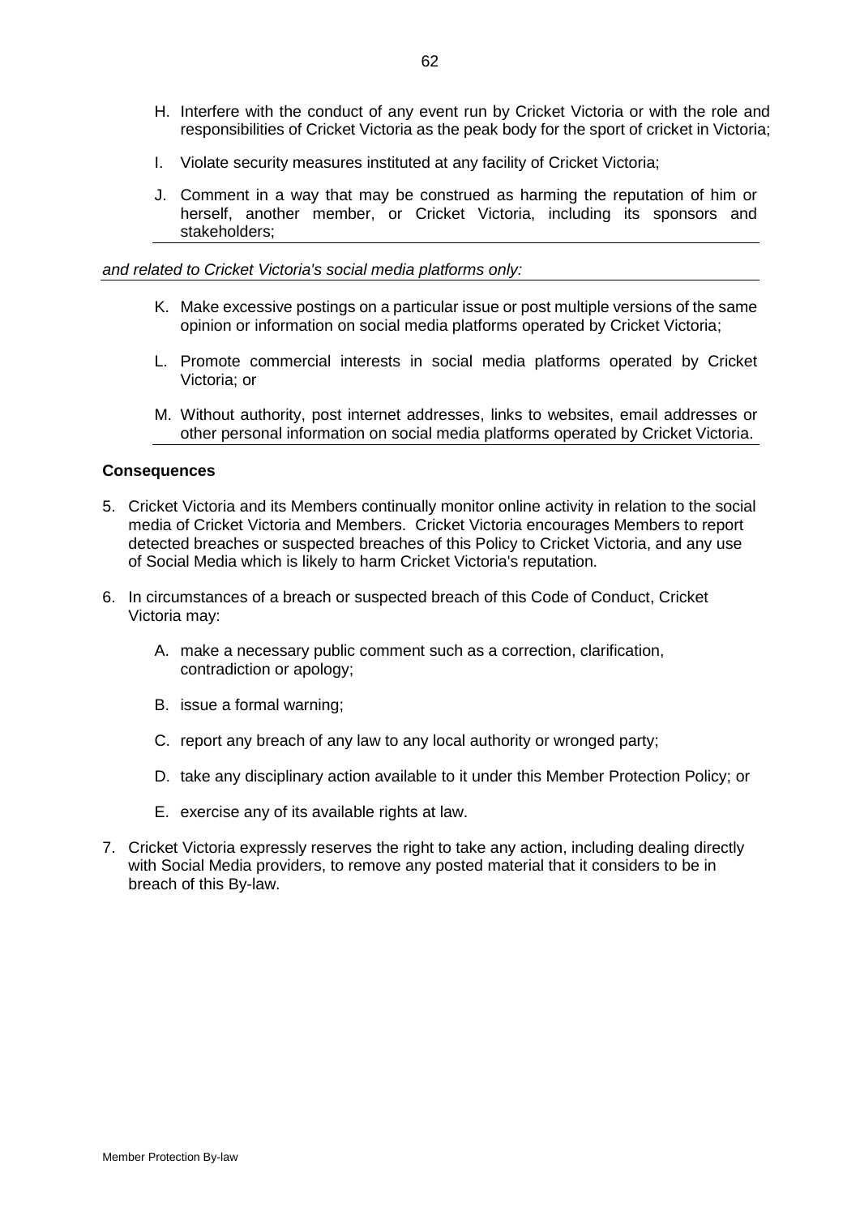H. Interfere with the conduct of any event run by Cricket Victoria or with the role and responsibilities of Cricket Victoria as the peak body for the sport of cricket in Victoria;

I. Violate security measures instituted at any facility of Cricket Victoria;

J. Comment in a way that may be construed as harming the reputation of him or herself, another member, or Cricket Victoria, including its sponsors and stakeholders;

*and related to Cricket Victoria's social media platforms only:*

K. Make excessive postings on a particular issue or post multiple versions of the same opinion or information on social media platforms operated by Cricket Victoria;

L. Promote commercial interests in social media platforms operated by Cricket Victoria; or

M. Without authority, post internet addresses, links to websites, email addresses or other personal information on social media platforms operated by Cricket Victoria.

**Consequences**

5. Cricket Victoria and its Members continually monitor online activity in relation to the social media of Cricket Victoria and Members. Cricket Victoria encourages Members to report detected breaches or suspected breaches of this Policy to Cricket Victoria, and any use of Social Media which is likely to harm Cricket Victoria's reputation.

6. In circumstances of a breach or suspected breach of this Code of Conduct, Cricket Victoria may:

   A. make a necessary public comment such as a correction, clarification, contradiction or apology;

   B. issue a formal warning;

   C. report any breach of any law to any local authority or wronged party;

   D. take any disciplinary action available to it under this Member Protection Policy; or

   E. exercise any of its available rights at law.

7. Cricket Victoria expressly reserves the right to take any action, including dealing directly with Social Media providers, to remove any posted material that it considers to be in breach of this By-law.